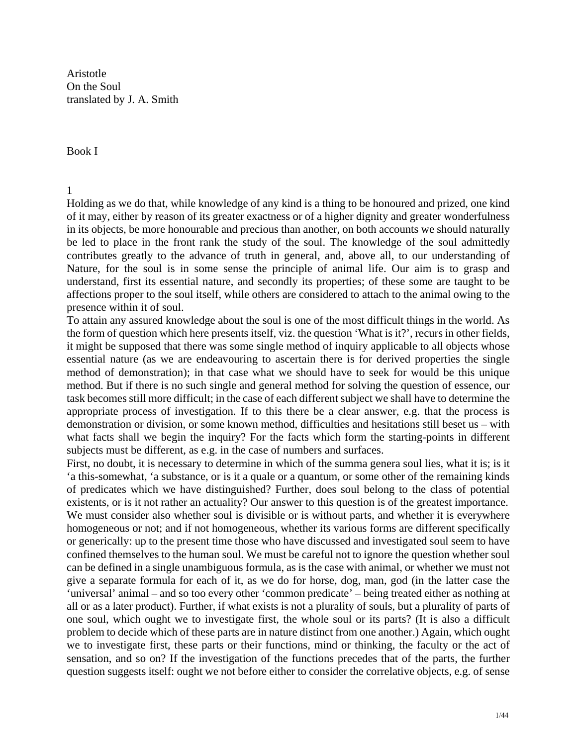Aristotle
On the Soul
translated by J. A. Smith

# Book I

## 1

Holding as we do that, while knowledge of any kind is a thing to be honoured and prized, one kind of it may, either by reason of its greater exactness or of a higher dignity and greater wonderfulness in its objects, be more honourable and precious than another, on both accounts we should naturally be led to place in the front rank the study of the soul. The knowledge of the soul admittedly contributes greatly to the advance of truth in general, and, above all, to our understanding of Nature, for the soul is in some sense the principle of animal life. Our aim is to grasp and understand, first its essential nature, and secondly its properties; of these some are taught to be affections proper to the soul itself, while others are considered to attach to the animal owing to the presence within it of soul.

To attain any assured knowledge about the soul is one of the most difficult things in the world. As the form of question which here presents itself, viz. the question 'What is it?', recurs in other fields, it might be supposed that there was some single method of inquiry applicable to all objects whose essential nature (as we are endeavouring to ascertain there is for derived properties the single method of demonstration); in that case what we should have to seek for would be this unique method. But if there is no such single and general method for solving the question of essence, our task becomes still more difficult; in the case of each different subject we shall have to determine the appropriate process of investigation. If to this there be a clear answer, e.g. that the process is demonstration or division, or some known method, difficulties and hesitations still beset us – with what facts shall we begin the inquiry? For the facts which form the starting-points in different subjects must be different, as e.g. in the case of numbers and surfaces.

First, no doubt, it is necessary to determine in which of the summa genera soul lies, what it is; is it 'a this-somewhat, 'a substance, or is it a quale or a quantum, or some other of the remaining kinds of predicates which we have distinguished? Further, does soul belong to the class of potential existents, or is it not rather an actuality? Our answer to this question is of the greatest importance. We must consider also whether soul is divisible or is without parts, and whether it is everywhere homogeneous or not; and if not homogeneous, whether its various forms are different specifically or generically: up to the present time those who have discussed and investigated soul seem to have confined themselves to the human soul. We must be careful not to ignore the question whether soul can be defined in a single unambiguous formula, as is the case with animal, or whether we must not give a separate formula for each of it, as we do for horse, dog, man, god (in the latter case the 'universal' animal – and so too every other 'common predicate' – being treated either as nothing at all or as a later product). Further, if what exists is not a plurality of souls, but a plurality of parts of one soul, which ought we to investigate first, the whole soul or its parts? (It is also a difficult problem to decide which of these parts are in nature distinct from one another.) Again, which ought we to investigate first, these parts or their functions, mind or thinking, the faculty or the act of sensation, and so on? If the investigation of the functions precedes that of the parts, the further question suggests itself: ought we not before either to consider the correlative objects, e.g. of sense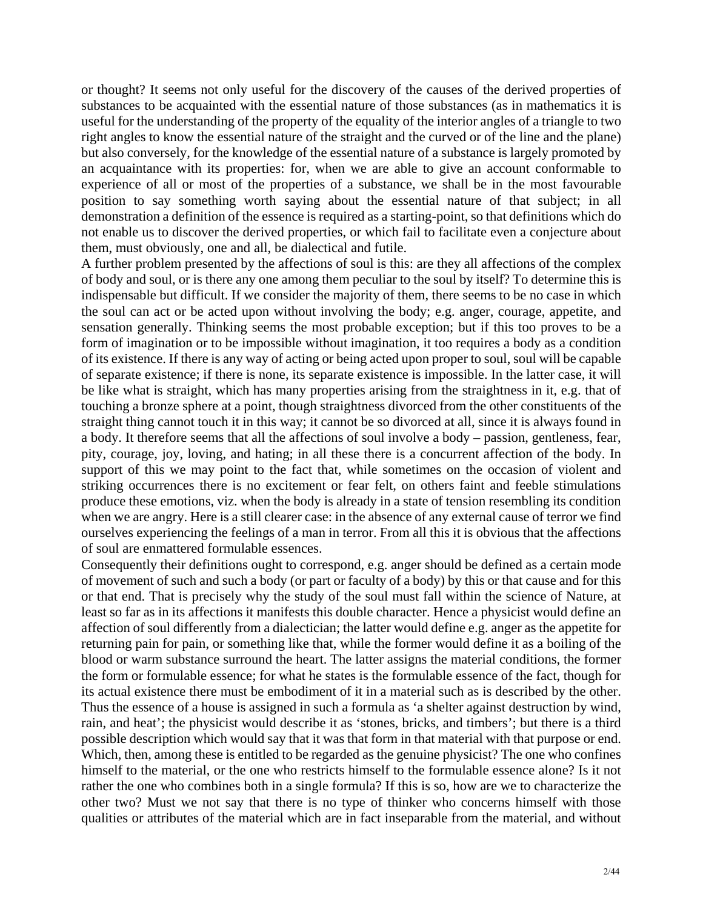or thought? It seems not only useful for the discovery of the causes of the derived properties of substances to be acquainted with the essential nature of those substances (as in mathematics it is useful for the understanding of the property of the equality of the interior angles of a triangle to two right angles to know the essential nature of the straight and the curved or of the line and the plane) but also conversely, for the knowledge of the essential nature of a substance is largely promoted by an acquaintance with its properties: for, when we are able to give an account conformable to experience of all or most of the properties of a substance, we shall be in the most favourable position to say something worth saying about the essential nature of that subject; in all demonstration a definition of the essence is required as a starting-point, so that definitions which do not enable us to discover the derived properties, or which fail to facilitate even a conjecture about them, must obviously, one and all, be dialectical and futile.

A further problem presented by the affections of soul is this: are they all affections of the complex of body and soul, or is there any one among them peculiar to the soul by itself? To determine this is indispensable but difficult. If we consider the majority of them, there seems to be no case in which the soul can act or be acted upon without involving the body; e.g. anger, courage, appetite, and sensation generally. Thinking seems the most probable exception; but if this too proves to be a form of imagination or to be impossible without imagination, it too requires a body as a condition of its existence. If there is any way of acting or being acted upon proper to soul, soul will be capable of separate existence; if there is none, its separate existence is impossible. In the latter case, it will be like what is straight, which has many properties arising from the straightness in it, e.g. that of touching a bronze sphere at a point, though straightness divorced from the other constituents of the straight thing cannot touch it in this way; it cannot be so divorced at all, since it is always found in a body. It therefore seems that all the affections of soul involve a body – passion, gentleness, fear, pity, courage, joy, loving, and hating; in all these there is a concurrent affection of the body. In support of this we may point to the fact that, while sometimes on the occasion of violent and striking occurrences there is no excitement or fear felt, on others faint and feeble stimulations produce these emotions, viz. when the body is already in a state of tension resembling its condition when we are angry. Here is a still clearer case: in the absence of any external cause of terror we find ourselves experiencing the feelings of a man in terror. From all this it is obvious that the affections of soul are enmattered formulable essences.

Consequently their definitions ought to correspond, e.g. anger should be defined as a certain mode of movement of such and such a body (or part or faculty of a body) by this or that cause and for this or that end. That is precisely why the study of the soul must fall within the science of Nature, at least so far as in its affections it manifests this double character. Hence a physicist would define an affection of soul differently from a dialectician; the latter would define e.g. anger as the appetite for returning pain for pain, or something like that, while the former would define it as a boiling of the blood or warm substance surround the heart. The latter assigns the material conditions, the former the form or formulable essence; for what he states is the formulable essence of the fact, though for its actual existence there must be embodiment of it in a material such as is described by the other. Thus the essence of a house is assigned in such a formula as 'a shelter against destruction by wind, rain, and heat'; the physicist would describe it as 'stones, bricks, and timbers'; but there is a third possible description which would say that it was that form in that material with that purpose or end. Which, then, among these is entitled to be regarded as the genuine physicist? The one who confines himself to the material, or the one who restricts himself to the formulable essence alone? Is it not rather the one who combines both in a single formula? If this is so, how are we to characterize the other two? Must we not say that there is no type of thinker who concerns himself with those qualities or attributes of the material which are in fact inseparable from the material, and without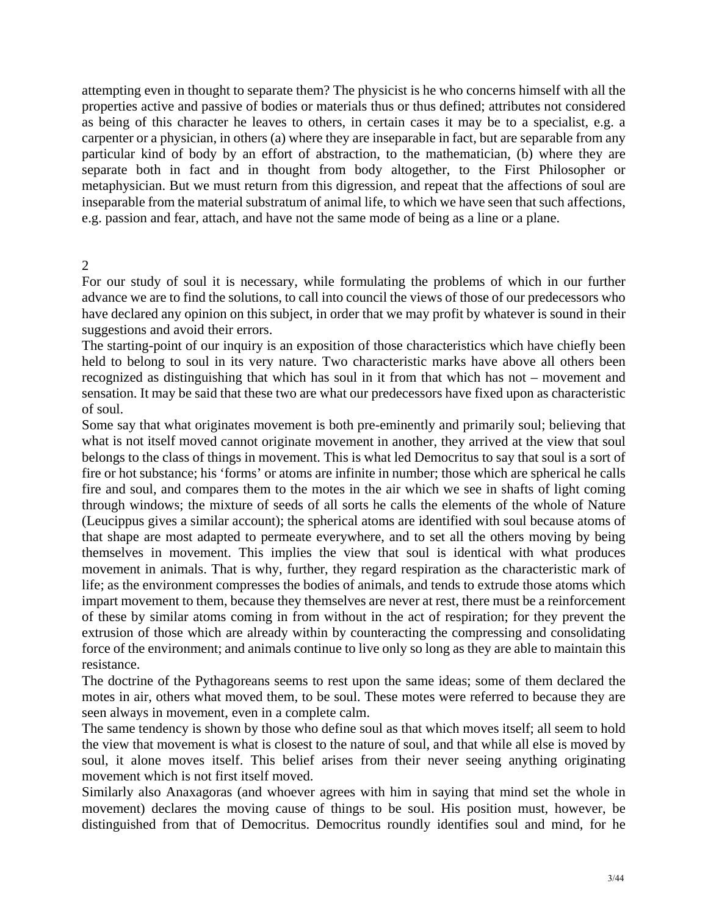attempting even in thought to separate them? The physicist is he who concerns himself with all the properties active and passive of bodies or materials thus or thus defined; attributes not considered as being of this character he leaves to others, in certain cases it may be to a specialist, e.g. a carpenter or a physician, in others (a) where they are inseparable in fact, but are separable from any particular kind of body by an effort of abstraction, to the mathematician, (b) where they are separate both in fact and in thought from body altogether, to the First Philosopher or metaphysician. But we must return from this digression, and repeat that the affections of soul are inseparable from the material substratum of animal life, to which we have seen that such affections, e.g. passion and fear, attach, and have not the same mode of being as a line or a plane.

## 2

For our study of soul it is necessary, while formulating the problems of which in our further advance we are to find the solutions, to call into council the views of those of our predecessors who have declared any opinion on this subject, in order that we may profit by whatever is sound in their suggestions and avoid their errors.

The starting-point of our inquiry is an exposition of those characteristics which have chiefly been held to belong to soul in its very nature. Two characteristic marks have above all others been recognized as distinguishing that which has soul in it from that which has not – movement and sensation. It may be said that these two are what our predecessors have fixed upon as characteristic of soul.

Some say that what originates movement is both pre-eminently and primarily soul; believing that what is not itself moved cannot originate movement in another, they arrived at the view that soul belongs to the class of things in movement. This is what led Democritus to say that soul is a sort of fire or hot substance; his 'forms' or atoms are infinite in number; those which are spherical he calls fire and soul, and compares them to the motes in the air which we see in shafts of light coming through windows; the mixture of seeds of all sorts he calls the elements of the whole of Nature (Leucippus gives a similar account); the spherical atoms are identified with soul because atoms of that shape are most adapted to permeate everywhere, and to set all the others moving by being themselves in movement. This implies the view that soul is identical with what produces movement in animals. That is why, further, they regard respiration as the characteristic mark of life; as the environment compresses the bodies of animals, and tends to extrude those atoms which impart movement to them, because they themselves are never at rest, there must be a reinforcement of these by similar atoms coming in from without in the act of respiration; for they prevent the extrusion of those which are already within by counteracting the compressing and consolidating force of the environment; and animals continue to live only so long as they are able to maintain this resistance.

The doctrine of the Pythagoreans seems to rest upon the same ideas; some of them declared the motes in air, others what moved them, to be soul. These motes were referred to because they are seen always in movement, even in a complete calm.

The same tendency is shown by those who define soul as that which moves itself; all seem to hold the view that movement is what is closest to the nature of soul, and that while all else is moved by soul, it alone moves itself. This belief arises from their never seeing anything originating movement which is not first itself moved.

Similarly also Anaxagoras (and whoever agrees with him in saying that mind set the whole in movement) declares the moving cause of things to be soul. His position must, however, be distinguished from that of Democritus. Democritus roundly identifies soul and mind, for he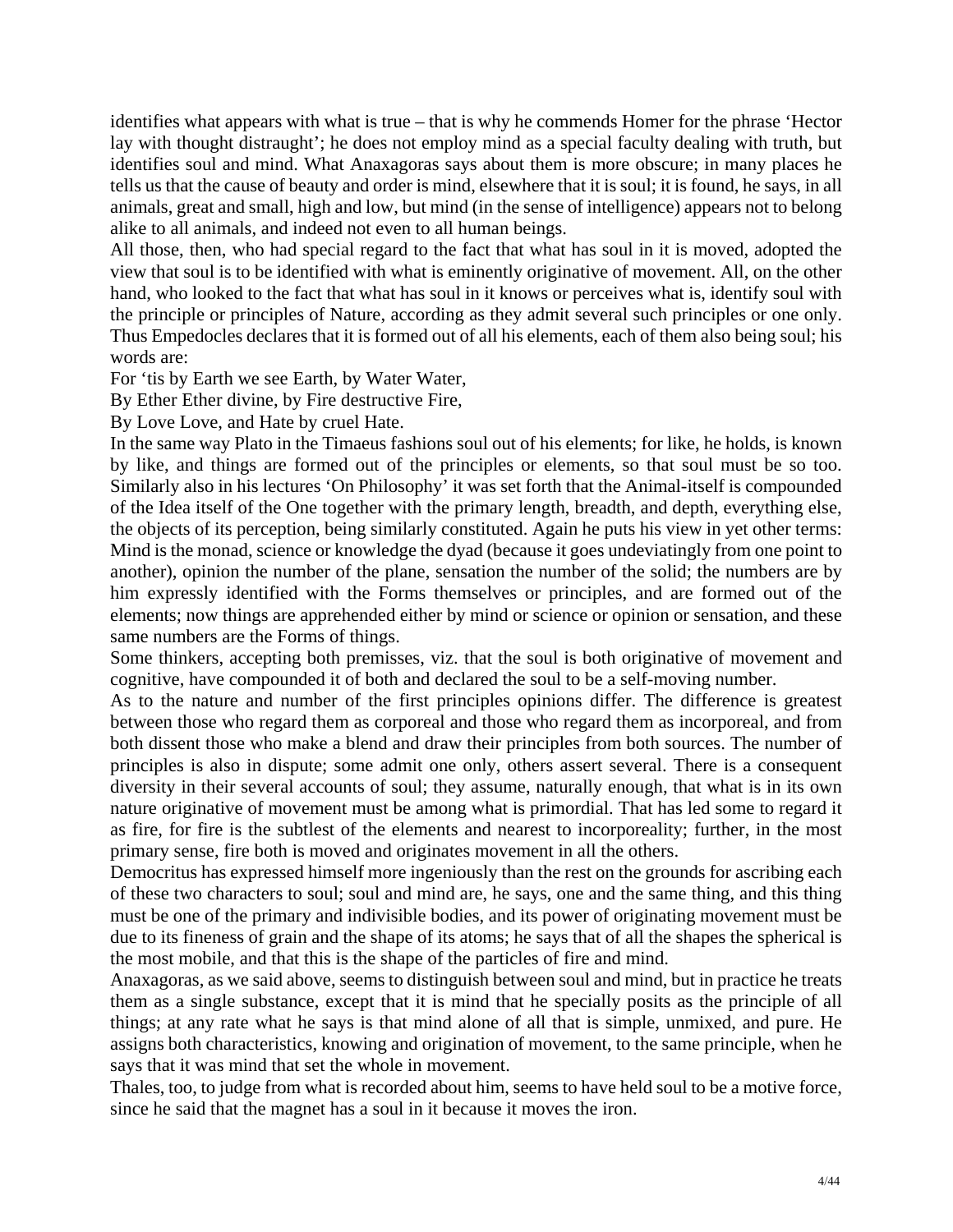identifies what appears with what is true – that is why he commends Homer for the phrase 'Hector lay with thought distraught'; he does not employ mind as a special faculty dealing with truth, but identifies soul and mind. What Anaxagoras says about them is more obscure; in many places he tells us that the cause of beauty and order is mind, elsewhere that it is soul; it is found, he says, in all animals, great and small, high and low, but mind (in the sense of intelligence) appears not to belong alike to all animals, and indeed not even to all human beings.

All those, then, who had special regard to the fact that what has soul in it is moved, adopted the view that soul is to be identified with what is eminently originative of movement. All, on the other hand, who looked to the fact that what has soul in it knows or perceives what is, identify soul with the principle or principles of Nature, according as they admit several such principles or one only. Thus Empedocles declares that it is formed out of all his elements, each of them also being soul; his words are:

For 'tis by Earth we see Earth, by Water Water,

By Ether Ether divine, by Fire destructive Fire,

By Love Love, and Hate by cruel Hate.

In the same way Plato in the Timaeus fashions soul out of his elements; for like, he holds, is known by like, and things are formed out of the principles or elements, so that soul must be so too. Similarly also in his lectures 'On Philosophy' it was set forth that the Animal-itself is compounded of the Idea itself of the One together with the primary length, breadth, and depth, everything else, the objects of its perception, being similarly constituted. Again he puts his view in yet other terms: Mind is the monad, science or knowledge the dyad (because it goes undeviatingly from one point to another), opinion the number of the plane, sensation the number of the solid; the numbers are by him expressly identified with the Forms themselves or principles, and are formed out of the elements; now things are apprehended either by mind or science or opinion or sensation, and these same numbers are the Forms of things.

Some thinkers, accepting both premisses, viz. that the soul is both originative of movement and cognitive, have compounded it of both and declared the soul to be a self-moving number.

As to the nature and number of the first principles opinions differ. The difference is greatest between those who regard them as corporeal and those who regard them as incorporeal, and from both dissent those who make a blend and draw their principles from both sources. The number of principles is also in dispute; some admit one only, others assert several. There is a consequent diversity in their several accounts of soul; they assume, naturally enough, that what is in its own nature originative of movement must be among what is primordial. That has led some to regard it as fire, for fire is the subtlest of the elements and nearest to incorporeality; further, in the most primary sense, fire both is moved and originates movement in all the others.

Democritus has expressed himself more ingeniously than the rest on the grounds for ascribing each of these two characters to soul; soul and mind are, he says, one and the same thing, and this thing must be one of the primary and indivisible bodies, and its power of originating movement must be due to its fineness of grain and the shape of its atoms; he says that of all the shapes the spherical is the most mobile, and that this is the shape of the particles of fire and mind.

Anaxagoras, as we said above, seems to distinguish between soul and mind, but in practice he treats them as a single substance, except that it is mind that he specially posits as the principle of all things; at any rate what he says is that mind alone of all that is simple, unmixed, and pure. He assigns both characteristics, knowing and origination of movement, to the same principle, when he says that it was mind that set the whole in movement.

Thales, too, to judge from what is recorded about him, seems to have held soul to be a motive force, since he said that the magnet has a soul in it because it moves the iron.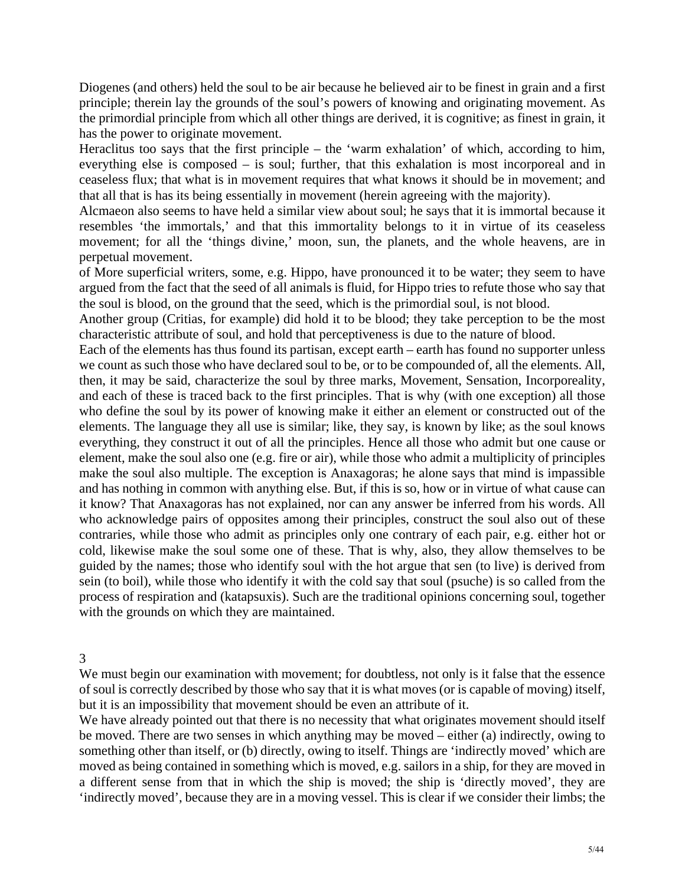Diogenes (and others) held the soul to be air because he believed air to be finest in grain and a first principle; therein lay the grounds of the soul's powers of knowing and originating movement. As the primordial principle from which all other things are derived, it is cognitive; as finest in grain, it has the power to originate movement.

Heraclitus too says that the first principle – the 'warm exhalation' of which, according to him, everything else is composed – is soul; further, that this exhalation is most incorporeal and in ceaseless flux; that what is in movement requires that what knows it should be in movement; and that all that is has its being essentially in movement (herein agreeing with the majority).

Alcmaeon also seems to have held a similar view about soul; he says that it is immortal because it resembles 'the immortals,' and that this immortality belongs to it in virtue of its ceaseless movement; for all the 'things divine,' moon, sun, the planets, and the whole heavens, are in perpetual movement.

of More superficial writers, some, e.g. Hippo, have pronounced it to be water; they seem to have argued from the fact that the seed of all animals is fluid, for Hippo tries to refute those who say that the soul is blood, on the ground that the seed, which is the primordial soul, is not blood.

Another group (Critias, for example) did hold it to be blood; they take perception to be the most characteristic attribute of soul, and hold that perceptiveness is due to the nature of blood.

Each of the elements has thus found its partisan, except earth – earth has found no supporter unless we count as such those who have declared soul to be, or to be compounded of, all the elements. All, then, it may be said, characterize the soul by three marks, Movement, Sensation, Incorporeality, and each of these is traced back to the first principles. That is why (with one exception) all those who define the soul by its power of knowing make it either an element or constructed out of the elements. The language they all use is similar; like, they say, is known by like; as the soul knows everything, they construct it out of all the principles. Hence all those who admit but one cause or element, make the soul also one (e.g. fire or air), while those who admit a multiplicity of principles make the soul also multiple. The exception is Anaxagoras; he alone says that mind is impassible and has nothing in common with anything else. But, if this is so, how or in virtue of what cause can it know? That Anaxagoras has not explained, nor can any answer be inferred from his words. All who acknowledge pairs of opposites among their principles, construct the soul also out of these contraries, while those who admit as principles only one contrary of each pair, e.g. either hot or cold, likewise make the soul some one of these. That is why, also, they allow themselves to be guided by the names; those who identify soul with the hot argue that sen (to live) is derived from sein (to boil), while those who identify it with the cold say that soul (psuche) is so called from the process of respiration and (katapsuxis). Such are the traditional opinions concerning soul, together with the grounds on which they are maintained.

## 3

We must begin our examination with movement; for doubtless, not only is it false that the essence of soul is correctly described by those who say that it is what moves (or is capable of moving) itself, but it is an impossibility that movement should be even an attribute of it.

We have already pointed out that there is no necessity that what originates movement should itself be moved. There are two senses in which anything may be moved – either (a) indirectly, owing to something other than itself, or (b) directly, owing to itself. Things are 'indirectly moved' which are moved as being contained in something which is moved, e.g. sailors in a ship, for they are moved in a different sense from that in which the ship is moved; the ship is 'directly moved', they are 'indirectly moved', because they are in a moving vessel. This is clear if we consider their limbs; the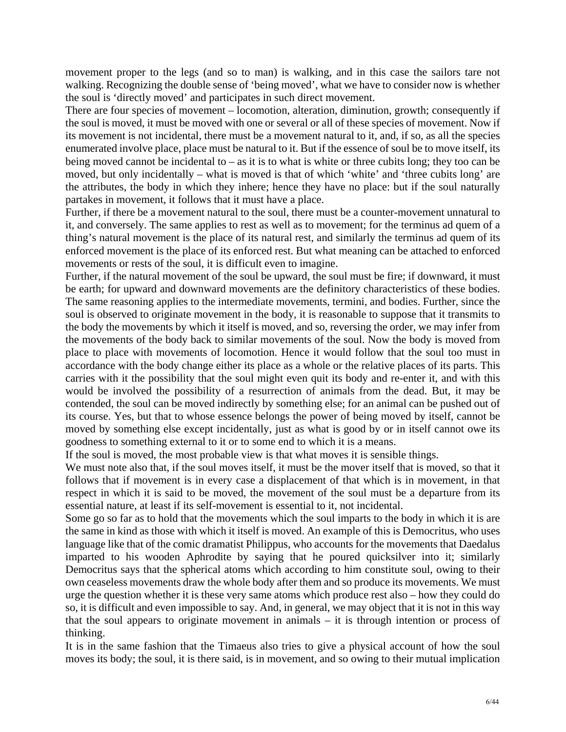movement proper to the legs (and so to man) is walking, and in this case the sailors tare not walking. Recognizing the double sense of 'being moved', what we have to consider now is whether the soul is 'directly moved' and participates in such direct movement.

There are four species of movement – locomotion, alteration, diminution, growth; consequently if the soul is moved, it must be moved with one or several or all of these species of movement. Now if its movement is not incidental, there must be a movement natural to it, and, if so, as all the species enumerated involve place, place must be natural to it. But if the essence of soul be to move itself, its being moved cannot be incidental to – as it is to what is white or three cubits long; they too can be moved, but only incidentally – what is moved is that of which 'white' and 'three cubits long' are the attributes, the body in which they inhere; hence they have no place: but if the soul naturally partakes in movement, it follows that it must have a place.

Further, if there be a movement natural to the soul, there must be a counter-movement unnatural to it, and conversely. The same applies to rest as well as to movement; for the terminus ad quem of a thing's natural movement is the place of its natural rest, and similarly the terminus ad quem of its enforced movement is the place of its enforced rest. But what meaning can be attached to enforced movements or rests of the soul, it is difficult even to imagine.

Further, if the natural movement of the soul be upward, the soul must be fire; if downward, it must be earth; for upward and downward movements are the definitory characteristics of these bodies. The same reasoning applies to the intermediate movements, termini, and bodies. Further, since the soul is observed to originate movement in the body, it is reasonable to suppose that it transmits to the body the movements by which it itself is moved, and so, reversing the order, we may infer from the movements of the body back to similar movements of the soul. Now the body is moved from place to place with movements of locomotion. Hence it would follow that the soul too must in accordance with the body change either its place as a whole or the relative places of its parts. This carries with it the possibility that the soul might even quit its body and re-enter it, and with this would be involved the possibility of a resurrection of animals from the dead. But, it may be contended, the soul can be moved indirectly by something else; for an animal can be pushed out of its course. Yes, but that to whose essence belongs the power of being moved by itself, cannot be moved by something else except incidentally, just as what is good by or in itself cannot owe its goodness to something external to it or to some end to which it is a means.

If the soul is moved, the most probable view is that what moves it is sensible things.

We must note also that, if the soul moves itself, it must be the mover itself that is moved, so that it follows that if movement is in every case a displacement of that which is in movement, in that respect in which it is said to be moved, the movement of the soul must be a departure from its essential nature, at least if its self-movement is essential to it, not incidental.

Some go so far as to hold that the movements which the soul imparts to the body in which it is are the same in kind as those with which it itself is moved. An example of this is Democritus, who uses language like that of the comic dramatist Philippus, who accounts for the movements that Daedalus imparted to his wooden Aphrodite by saying that he poured quicksilver into it; similarly Democritus says that the spherical atoms which according to him constitute soul, owing to their own ceaseless movements draw the whole body after them and so produce its movements. We must urge the question whether it is these very same atoms which produce rest also – how they could do so, it is difficult and even impossible to say. And, in general, we may object that it is not in this way that the soul appears to originate movement in animals – it is through intention or process of thinking.

It is in the same fashion that the Timaeus also tries to give a physical account of how the soul moves its body; the soul, it is there said, is in movement, and so owing to their mutual implication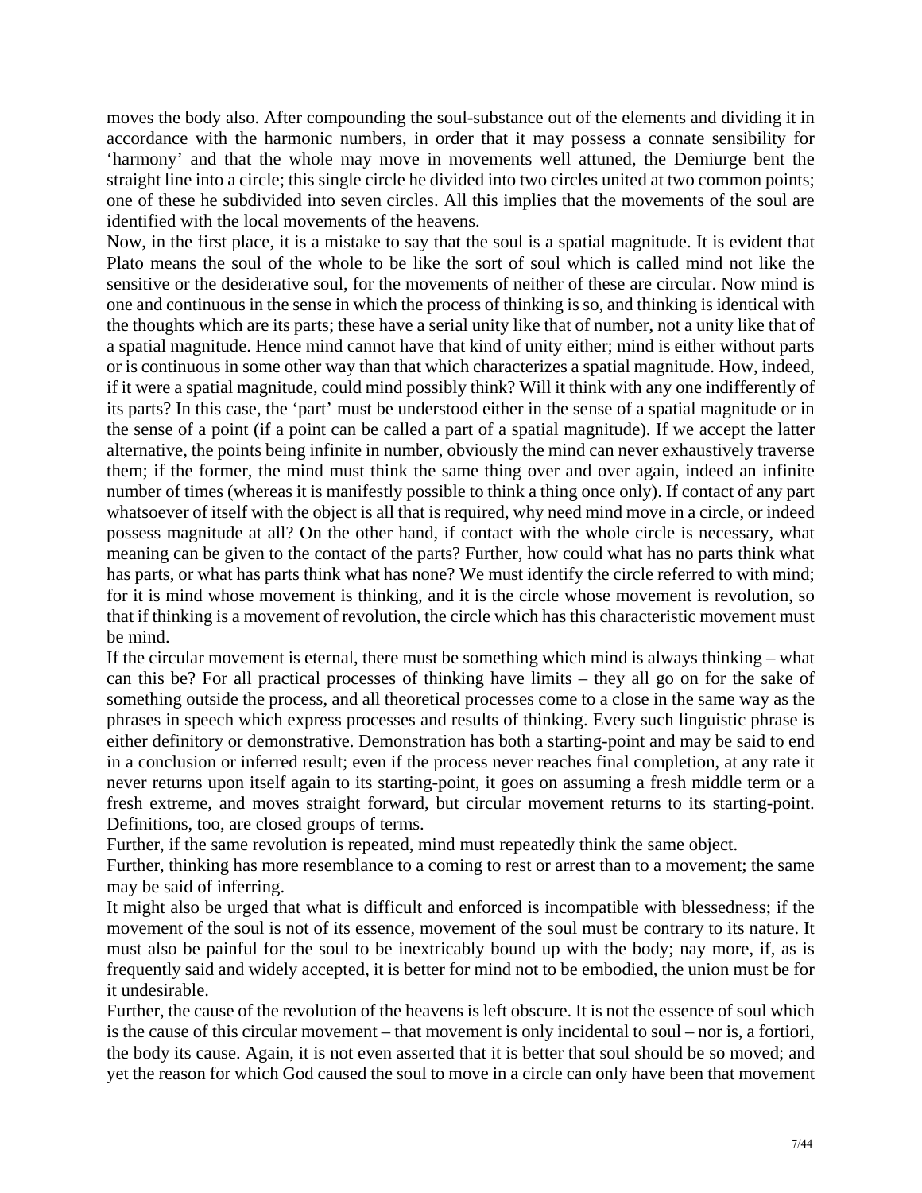moves the body also. After compounding the soul-substance out of the elements and dividing it in accordance with the harmonic numbers, in order that it may possess a connate sensibility for 'harmony' and that the whole may move in movements well attuned, the Demiurge bent the straight line into a circle; this single circle he divided into two circles united at two common points; one of these he subdivided into seven circles. All this implies that the movements of the soul are identified with the local movements of the heavens.

Now, in the first place, it is a mistake to say that the soul is a spatial magnitude. It is evident that Plato means the soul of the whole to be like the sort of soul which is called mind not like the sensitive or the desiderative soul, for the movements of neither of these are circular. Now mind is one and continuous in the sense in which the process of thinking is so, and thinking is identical with the thoughts which are its parts; these have a serial unity like that of number, not a unity like that of a spatial magnitude. Hence mind cannot have that kind of unity either; mind is either without parts or is continuous in some other way than that which characterizes a spatial magnitude. How, indeed, if it were a spatial magnitude, could mind possibly think? Will it think with any one indifferently of its parts? In this case, the 'part' must be understood either in the sense of a spatial magnitude or in the sense of a point (if a point can be called a part of a spatial magnitude). If we accept the latter alternative, the points being infinite in number, obviously the mind can never exhaustively traverse them; if the former, the mind must think the same thing over and over again, indeed an infinite number of times (whereas it is manifestly possible to think a thing once only). If contact of any part whatsoever of itself with the object is all that is required, why need mind move in a circle, or indeed possess magnitude at all? On the other hand, if contact with the whole circle is necessary, what meaning can be given to the contact of the parts? Further, how could what has no parts think what has parts, or what has parts think what has none? We must identify the circle referred to with mind; for it is mind whose movement is thinking, and it is the circle whose movement is revolution, so that if thinking is a movement of revolution, the circle which has this characteristic movement must be mind.

If the circular movement is eternal, there must be something which mind is always thinking – what can this be? For all practical processes of thinking have limits – they all go on for the sake of something outside the process, and all theoretical processes come to a close in the same way as the phrases in speech which express processes and results of thinking. Every such linguistic phrase is either definitory or demonstrative. Demonstration has both a starting-point and may be said to end in a conclusion or inferred result; even if the process never reaches final completion, at any rate it never returns upon itself again to its starting-point, it goes on assuming a fresh middle term or a fresh extreme, and moves straight forward, but circular movement returns to its starting-point. Definitions, too, are closed groups of terms.

Further, if the same revolution is repeated, mind must repeatedly think the same object.

Further, thinking has more resemblance to a coming to rest or arrest than to a movement; the same may be said of inferring.

It might also be urged that what is difficult and enforced is incompatible with blessedness; if the movement of the soul is not of its essence, movement of the soul must be contrary to its nature. It must also be painful for the soul to be inextricably bound up with the body; nay more, if, as is frequently said and widely accepted, it is better for mind not to be embodied, the union must be for it undesirable.

Further, the cause of the revolution of the heavens is left obscure. It is not the essence of soul which is the cause of this circular movement – that movement is only incidental to soul – nor is, a fortiori, the body its cause. Again, it is not even asserted that it is better that soul should be so moved; and yet the reason for which God caused the soul to move in a circle can only have been that movement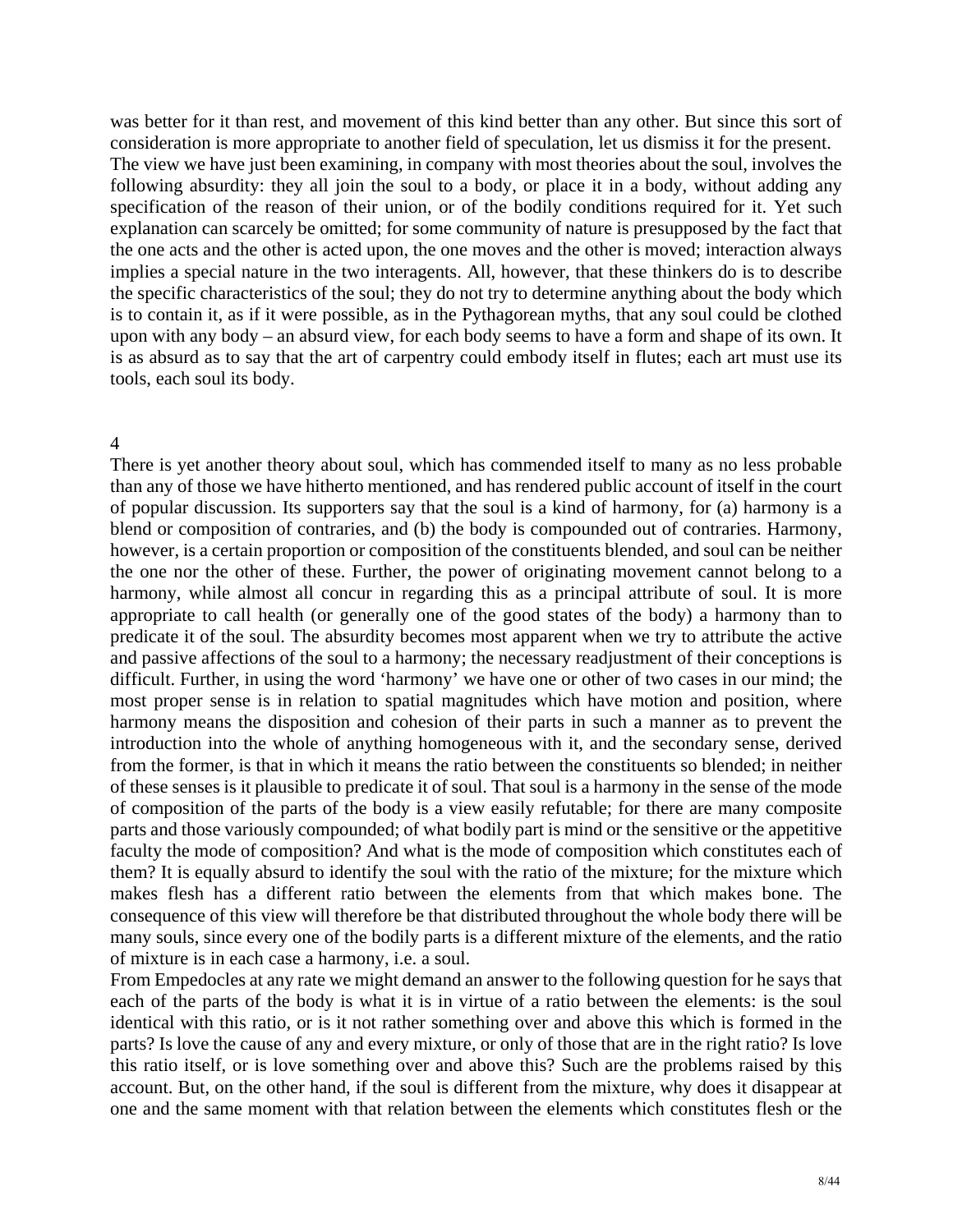was better for it than rest, and movement of this kind better than any other. But since this sort of consideration is more appropriate to another field of speculation, let us dismiss it for the present.
The view we have just been examining, in company with most theories about the soul, involves the following absurdity: they all join the soul to a body, or place it in a body, without adding any specification of the reason of their union, or of the bodily conditions required for it. Yet such explanation can scarcely be omitted; for some community of nature is presupposed by the fact that the one acts and the other is acted upon, the one moves and the other is moved; interaction always implies a special nature in the two interagents. All, however, that these thinkers do is to describe the specific characteristics of the soul; they do not try to determine anything about the body which is to contain it, as if it were possible, as in the Pythagorean myths, that any soul could be clothed upon with any body – an absurd view, for each body seems to have a form and shape of its own. It is as absurd as to say that the art of carpentry could embody itself in flutes; each art must use its tools, each soul its body.

## 4

There is yet another theory about soul, which has commended itself to many as no less probable than any of those we have hitherto mentioned, and has rendered public account of itself in the court of popular discussion. Its supporters say that the soul is a kind of harmony, for (a) harmony is a blend or composition of contraries, and (b) the body is compounded out of contraries. Harmony, however, is a certain proportion or composition of the constituents blended, and soul can be neither the one nor the other of these. Further, the power of originating movement cannot belong to a harmony, while almost all concur in regarding this as a principal attribute of soul. It is more appropriate to call health (or generally one of the good states of the body) a harmony than to predicate it of the soul. The absurdity becomes most apparent when we try to attribute the active and passive affections of the soul to a harmony; the necessary readjustment of their conceptions is difficult. Further, in using the word 'harmony' we have one or other of two cases in our mind; the most proper sense is in relation to spatial magnitudes which have motion and position, where harmony means the disposition and cohesion of their parts in such a manner as to prevent the introduction into the whole of anything homogeneous with it, and the secondary sense, derived from the former, is that in which it means the ratio between the constituents so blended; in neither of these senses is it plausible to predicate it of soul. That soul is a harmony in the sense of the mode of composition of the parts of the body is a view easily refutable; for there are many composite parts and those variously compounded; of what bodily part is mind or the sensitive or the appetitive faculty the mode of composition? And what is the mode of composition which constitutes each of them? It is equally absurd to identify the soul with the ratio of the mixture; for the mixture which makes flesh has a different ratio between the elements from that which makes bone. The consequence of this view will therefore be that distributed throughout the whole body there will be many souls, since every one of the bodily parts is a different mixture of the elements, and the ratio of mixture is in each case a harmony, i.e. a soul.
From Empedocles at any rate we might demand an answer to the following question for he says that each of the parts of the body is what it is in virtue of a ratio between the elements: is the soul identical with this ratio, or is it not rather something over and above this which is formed in the parts? Is love the cause of any and every mixture, or only of those that are in the right ratio? Is love this ratio itself, or is love something over and above this? Such are the problems raised by this account. But, on the other hand, if the soul is different from the mixture, why does it disappear at one and the same moment with that relation between the elements which constitutes flesh or the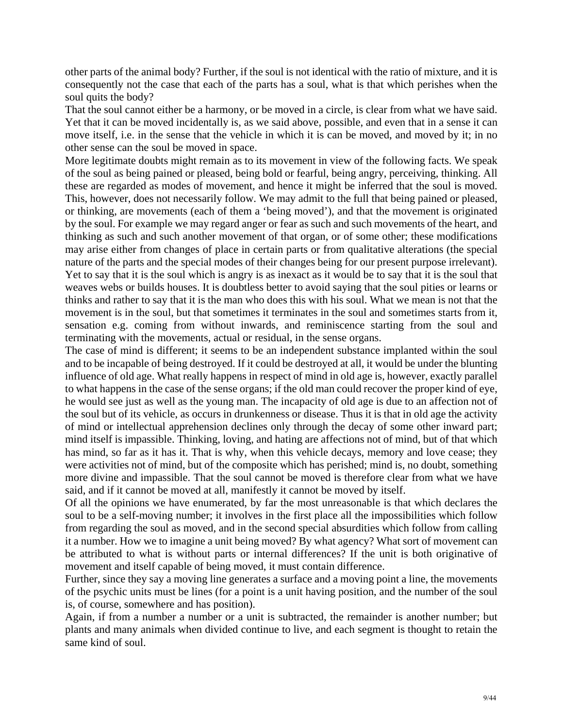other parts of the animal body? Further, if the soul is not identical with the ratio of mixture, and it is consequently not the case that each of the parts has a soul, what is that which perishes when the soul quits the body?

That the soul cannot either be a harmony, or be moved in a circle, is clear from what we have said. Yet that it can be moved incidentally is, as we said above, possible, and even that in a sense it can move itself, i.e. in the sense that the vehicle in which it is can be moved, and moved by it; in no other sense can the soul be moved in space.

More legitimate doubts might remain as to its movement in view of the following facts. We speak of the soul as being pained or pleased, being bold or fearful, being angry, perceiving, thinking. All these are regarded as modes of movement, and hence it might be inferred that the soul is moved. This, however, does not necessarily follow. We may admit to the full that being pained or pleased, or thinking, are movements (each of them a 'being moved'), and that the movement is originated by the soul. For example we may regard anger or fear as such and such movements of the heart, and thinking as such and such another movement of that organ, or of some other; these modifications may arise either from changes of place in certain parts or from qualitative alterations (the special nature of the parts and the special modes of their changes being for our present purpose irrelevant). Yet to say that it is the soul which is angry is as inexact as it would be to say that it is the soul that weaves webs or builds houses. It is doubtless better to avoid saying that the soul pities or learns or thinks and rather to say that it is the man who does this with his soul. What we mean is not that the movement is in the soul, but that sometimes it terminates in the soul and sometimes starts from it, sensation e.g. coming from without inwards, and reminiscence starting from the soul and terminating with the movements, actual or residual, in the sense organs.

The case of mind is different; it seems to be an independent substance implanted within the soul and to be incapable of being destroyed. If it could be destroyed at all, it would be under the blunting influence of old age. What really happens in respect of mind in old age is, however, exactly parallel to what happens in the case of the sense organs; if the old man could recover the proper kind of eye, he would see just as well as the young man. The incapacity of old age is due to an affection not of the soul but of its vehicle, as occurs in drunkenness or disease. Thus it is that in old age the activity of mind or intellectual apprehension declines only through the decay of some other inward part; mind itself is impassible. Thinking, loving, and hating are affections not of mind, but of that which has mind, so far as it has it. That is why, when this vehicle decays, memory and love cease; they were activities not of mind, but of the composite which has perished; mind is, no doubt, something more divine and impassible. That the soul cannot be moved is therefore clear from what we have said, and if it cannot be moved at all, manifestly it cannot be moved by itself.

Of all the opinions we have enumerated, by far the most unreasonable is that which declares the soul to be a self-moving number; it involves in the first place all the impossibilities which follow from regarding the soul as moved, and in the second special absurdities which follow from calling it a number. How we to imagine a unit being moved? By what agency? What sort of movement can be attributed to what is without parts or internal differences? If the unit is both originative of movement and itself capable of being moved, it must contain difference.

Further, since they say a moving line generates a surface and a moving point a line, the movements of the psychic units must be lines (for a point is a unit having position, and the number of the soul is, of course, somewhere and has position).

Again, if from a number a number or a unit is subtracted, the remainder is another number; but plants and many animals when divided continue to live, and each segment is thought to retain the same kind of soul.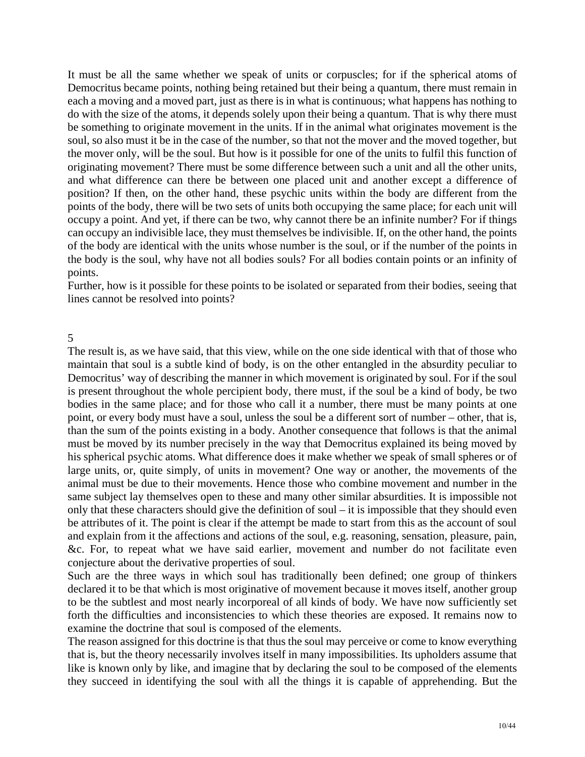It must be all the same whether we speak of units or corpuscles; for if the spherical atoms of Democritus became points, nothing being retained but their being a quantum, there must remain in each a moving and a moved part, just as there is in what is continuous; what happens has nothing to do with the size of the atoms, it depends solely upon their being a quantum. That is why there must be something to originate movement in the units. If in the animal what originates movement is the soul, so also must it be in the case of the number, so that not the mover and the moved together, but the mover only, will be the soul. But how is it possible for one of the units to fulfil this function of originating movement? There must be some difference between such a unit and all the other units, and what difference can there be between one placed unit and another except a difference of position? If then, on the other hand, these psychic units within the body are different from the points of the body, there will be two sets of units both occupying the same place; for each unit will occupy a point. And yet, if there can be two, why cannot there be an infinite number? For if things can occupy an indivisible lace, they must themselves be indivisible. If, on the other hand, the points of the body are identical with the units whose number is the soul, or if the number of the points in the body is the soul, why have not all bodies souls? For all bodies contain points or an infinity of points.

Further, how is it possible for these points to be isolated or separated from their bodies, seeing that lines cannot be resolved into points?

5

The result is, as we have said, that this view, while on the one side identical with that of those who maintain that soul is a subtle kind of body, is on the other entangled in the absurdity peculiar to Democritus' way of describing the manner in which movement is originated by soul. For if the soul is present throughout the whole percipient body, there must, if the soul be a kind of body, be two bodies in the same place; and for those who call it a number, there must be many points at one point, or every body must have a soul, unless the soul be a different sort of number – other, that is, than the sum of the points existing in a body. Another consequence that follows is that the animal must be moved by its number precisely in the way that Democritus explained its being moved by his spherical psychic atoms. What difference does it make whether we speak of small spheres or of large units, or, quite simply, of units in movement? One way or another, the movements of the animal must be due to their movements. Hence those who combine movement and number in the same subject lay themselves open to these and many other similar absurdities. It is impossible not only that these characters should give the definition of soul – it is impossible that they should even be attributes of it. The point is clear if the attempt be made to start from this as the account of soul and explain from it the affections and actions of the soul, e.g. reasoning, sensation, pleasure, pain, &c. For, to repeat what we have said earlier, movement and number do not facilitate even conjecture about the derivative properties of soul.

Such are the three ways in which soul has traditionally been defined; one group of thinkers declared it to be that which is most originative of movement because it moves itself, another group to be the subtlest and most nearly incorporeal of all kinds of body. We have now sufficiently set forth the difficulties and inconsistencies to which these theories are exposed. It remains now to examine the doctrine that soul is composed of the elements.

The reason assigned for this doctrine is that thus the soul may perceive or come to know everything that is, but the theory necessarily involves itself in many impossibilities. Its upholders assume that like is known only by like, and imagine that by declaring the soul to be composed of the elements they succeed in identifying the soul with all the things it is capable of apprehending. But the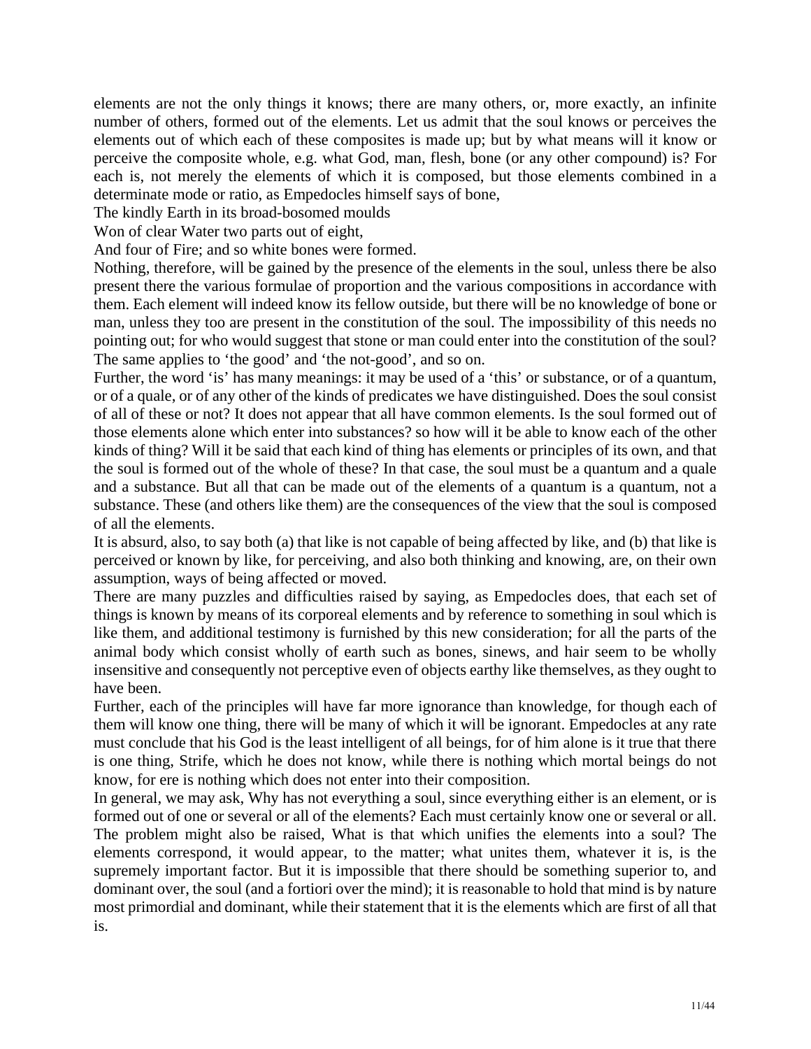elements are not the only things it knows; there are many others, or, more exactly, an infinite number of others, formed out of the elements. Let us admit that the soul knows or perceives the elements out of which each of these composites is made up; but by what means will it know or perceive the composite whole, e.g. what God, man, flesh, bone (or any other compound) is? For each is, not merely the elements of which it is composed, but those elements combined in a determinate mode or ratio, as Empedocles himself says of bone,

The kindly Earth in its broad-bosomed moulds  
Won of clear Water two parts out of eight,  
And four of Fire; and so white bones were formed.

Nothing, therefore, will be gained by the presence of the elements in the soul, unless there be also present there the various formulae of proportion and the various compositions in accordance with them. Each element will indeed know its fellow outside, but there will be no knowledge of bone or man, unless they too are present in the constitution of the soul. The impossibility of this needs no pointing out; for who would suggest that stone or man could enter into the constitution of the soul? The same applies to 'the good' and 'the not-good', and so on.

Further, the word 'is' has many meanings: it may be used of a 'this' or substance, or of a quantum, or of a quale, or of any other of the kinds of predicates we have distinguished. Does the soul consist of all of these or not? It does not appear that all have common elements. Is the soul formed out of those elements alone which enter into substances? so how will it be able to know each of the other kinds of thing? Will it be said that each kind of thing has elements or principles of its own, and that the soul is formed out of the whole of these? In that case, the soul must be a quantum and a quale and a substance. But all that can be made out of the elements of a quantum is a quantum, not a substance. These (and others like them) are the consequences of the view that the soul is composed of all the elements.

It is absurd, also, to say both (a) that like is not capable of being affected by like, and (b) that like is perceived or known by like, for perceiving, and also both thinking and knowing, are, on their own assumption, ways of being affected or moved.

There are many puzzles and difficulties raised by saying, as Empedocles does, that each set of things is known by means of its corporeal elements and by reference to something in soul which is like them, and additional testimony is furnished by this new consideration; for all the parts of the animal body which consist wholly of earth such as bones, sinews, and hair seem to be wholly insensitive and consequently not perceptive even of objects earthy like themselves, as they ought to have been.

Further, each of the principles will have far more ignorance than knowledge, for though each of them will know one thing, there will be many of which it will be ignorant. Empedocles at any rate must conclude that his God is the least intelligent of all beings, for of him alone is it true that there is one thing, Strife, which he does not know, while there is nothing which mortal beings do not know, for ere is nothing which does not enter into their composition.

In general, we may ask, Why has not everything a soul, since everything either is an element, or is formed out of one or several or all of the elements? Each must certainly know one or several or all.

The problem might also be raised, What is that which unifies the elements into a soul? The elements correspond, it would appear, to the matter; what unites them, whatever it is, is the supremely important factor. But it is impossible that there should be something superior to, and dominant over, the soul (and a fortiori over the mind); it is reasonable to hold that mind is by nature most primordial and dominant, while their statement that it is the elements which are first of all that is.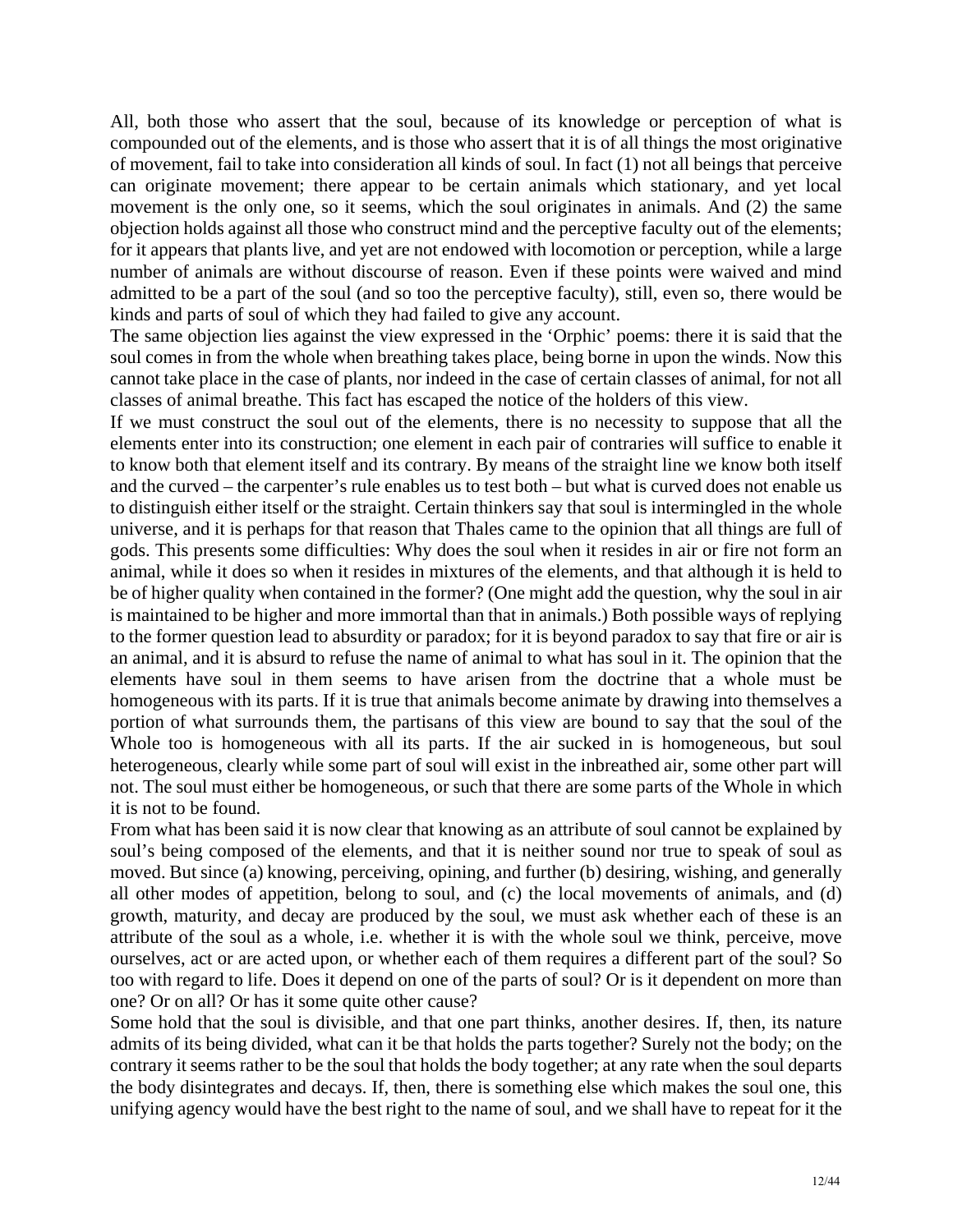All, both those who assert that the soul, because of its knowledge or perception of what is compounded out of the elements, and is those who assert that it is of all things the most originative of movement, fail to take into consideration all kinds of soul. In fact (1) not all beings that perceive can originate movement; there appear to be certain animals which stationary, and yet local movement is the only one, so it seems, which the soul originates in animals. And (2) the same objection holds against all those who construct mind and the perceptive faculty out of the elements; for it appears that plants live, and yet are not endowed with locomotion or perception, while a large number of animals are without discourse of reason. Even if these points were waived and mind admitted to be a part of the soul (and so too the perceptive faculty), still, even so, there would be kinds and parts of soul of which they had failed to give any account.

The same objection lies against the view expressed in the 'Orphic' poems: there it is said that the soul comes in from the whole when breathing takes place, being borne in upon the winds. Now this cannot take place in the case of plants, nor indeed in the case of certain classes of animal, for not all classes of animal breathe. This fact has escaped the notice of the holders of this view.

If we must construct the soul out of the elements, there is no necessity to suppose that all the elements enter into its construction; one element in each pair of contraries will suffice to enable it to know both that element itself and its contrary. By means of the straight line we know both itself and the curved – the carpenter's rule enables us to test both – but what is curved does not enable us to distinguish either itself or the straight. Certain thinkers say that soul is intermingled in the whole universe, and it is perhaps for that reason that Thales came to the opinion that all things are full of gods. This presents some difficulties: Why does the soul when it resides in air or fire not form an animal, while it does so when it resides in mixtures of the elements, and that although it is held to be of higher quality when contained in the former? (One might add the question, why the soul in air is maintained to be higher and more immortal than that in animals.) Both possible ways of replying to the former question lead to absurdity or paradox; for it is beyond paradox to say that fire or air is an animal, and it is absurd to refuse the name of animal to what has soul in it. The opinion that the elements have soul in them seems to have arisen from the doctrine that a whole must be homogeneous with its parts. If it is true that animals become animate by drawing into themselves a portion of what surrounds them, the partisans of this view are bound to say that the soul of the Whole too is homogeneous with all its parts. If the air sucked in is homogeneous, but soul heterogeneous, clearly while some part of soul will exist in the inbreathed air, some other part will not. The soul must either be homogeneous, or such that there are some parts of the Whole in which it is not to be found.

From what has been said it is now clear that knowing as an attribute of soul cannot be explained by soul's being composed of the elements, and that it is neither sound nor true to speak of soul as moved. But since (a) knowing, perceiving, opining, and further (b) desiring, wishing, and generally all other modes of appetition, belong to soul, and (c) the local movements of animals, and (d) growth, maturity, and decay are produced by the soul, we must ask whether each of these is an attribute of the soul as a whole, i.e. whether it is with the whole soul we think, perceive, move ourselves, act or are acted upon, or whether each of them requires a different part of the soul? So too with regard to life. Does it depend on one of the parts of soul? Or is it dependent on more than one? Or on all? Or has it some quite other cause?

Some hold that the soul is divisible, and that one part thinks, another desires. If, then, its nature admits of its being divided, what can it be that holds the parts together? Surely not the body; on the contrary it seems rather to be the soul that holds the body together; at any rate when the soul departs the body disintegrates and decays. If, then, there is something else which makes the soul one, this unifying agency would have the best right to the name of soul, and we shall have to repeat for it the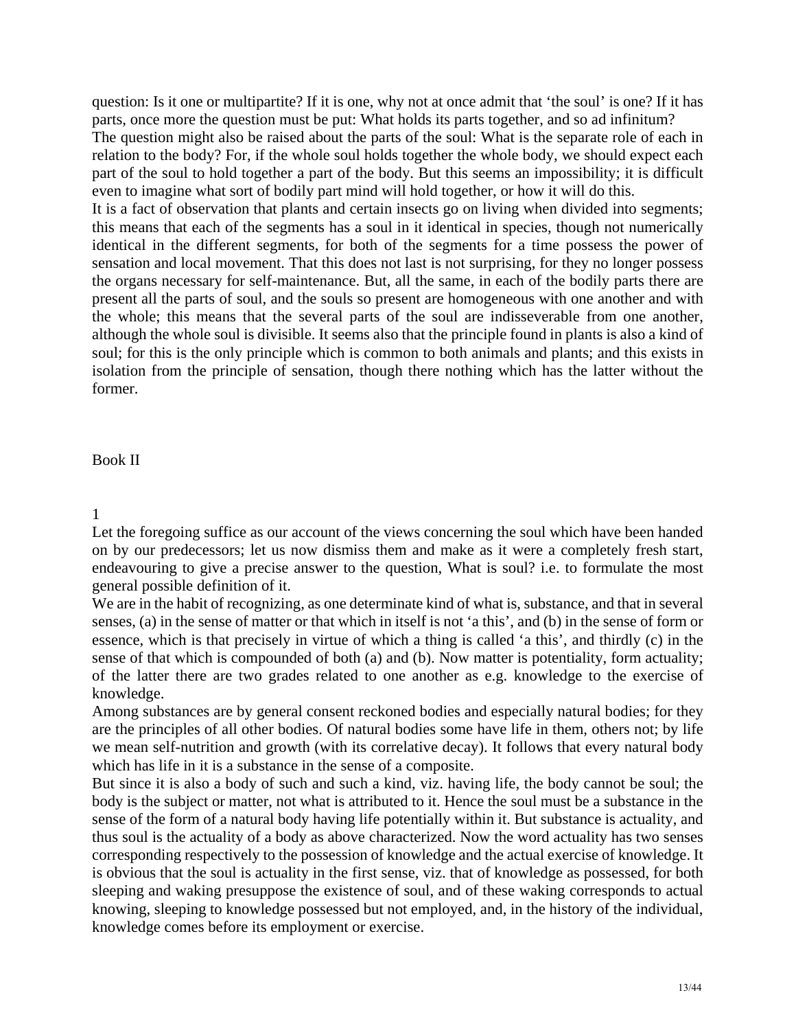question: Is it one or multipartite? If it is one, why not at once admit that 'the soul' is one? If it has parts, once more the question must be put: What holds its parts together, and so ad infinitum?

The question might also be raised about the parts of the soul: What is the separate role of each in relation to the body? For, if the whole soul holds together the whole body, we should expect each part of the soul to hold together a part of the body. But this seems an impossibility; it is difficult even to imagine what sort of bodily part mind will hold together, or how it will do this.

It is a fact of observation that plants and certain insects go on living when divided into segments; this means that each of the segments has a soul in it identical in species, though not numerically identical in the different segments, for both of the segments for a time possess the power of sensation and local movement. That this does not last is not surprising, for they no longer possess the organs necessary for self-maintenance. But, all the same, in each of the bodily parts there are present all the parts of soul, and the souls so present are homogeneous with one another and with the whole; this means that the several parts of the soul are indisseverable from one another, although the whole soul is divisible. It seems also that the principle found in plants is also a kind of soul; for this is the only principle which is common to both animals and plants; and this exists in isolation from the principle of sensation, though there nothing which has the latter without the former.

## Book II

### 1

Let the foregoing suffice as our account of the views concerning the soul which have been handed on by our predecessors; let us now dismiss them and make as it were a completely fresh start, endeavouring to give a precise answer to the question, What is soul? i.e. to formulate the most general possible definition of it.

We are in the habit of recognizing, as one determinate kind of what is, substance, and that in several senses, (a) in the sense of matter or that which in itself is not 'a this', and (b) in the sense of form or essence, which is that precisely in virtue of which a thing is called 'a this', and thirdly (c) in the sense of that which is compounded of both (a) and (b). Now matter is potentiality, form actuality; of the latter there are two grades related to one another as e.g. knowledge to the exercise of knowledge.

Among substances are by general consent reckoned bodies and especially natural bodies; for they are the principles of all other bodies. Of natural bodies some have life in them, others not; by life we mean self-nutrition and growth (with its correlative decay). It follows that every natural body which has life in it is a substance in the sense of a composite.

But since it is also a body of such and such a kind, viz. having life, the body cannot be soul; the body is the subject or matter, not what is attributed to it. Hence the soul must be a substance in the sense of the form of a natural body having life potentially within it. But substance is actuality, and thus soul is the actuality of a body as above characterized. Now the word actuality has two senses corresponding respectively to the possession of knowledge and the actual exercise of knowledge. It is obvious that the soul is actuality in the first sense, viz. that of knowledge as possessed, for both sleeping and waking presuppose the existence of soul, and of these waking corresponds to actual knowing, sleeping to knowledge possessed but not employed, and, in the history of the individual, knowledge comes before its employment or exercise.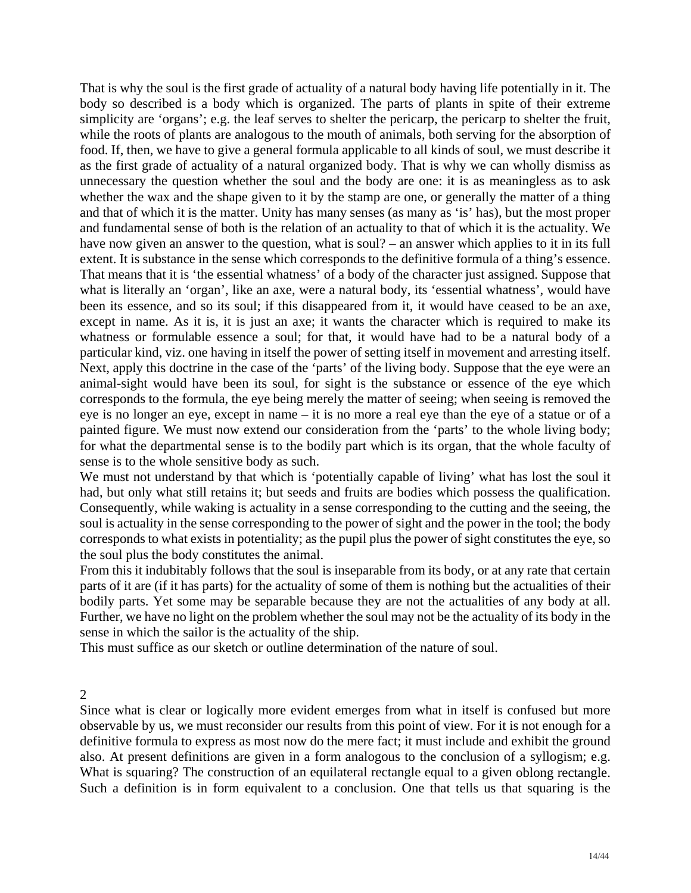That is why the soul is the first grade of actuality of a natural body having life potentially in it. The body so described is a body which is organized. The parts of plants in spite of their extreme simplicity are 'organs'; e.g. the leaf serves to shelter the pericarp, the pericarp to shelter the fruit, while the roots of plants are analogous to the mouth of animals, both serving for the absorption of food. If, then, we have to give a general formula applicable to all kinds of soul, we must describe it as the first grade of actuality of a natural organized body. That is why we can wholly dismiss as unnecessary the question whether the soul and the body are one: it is as meaningless as to ask whether the wax and the shape given to it by the stamp are one, or generally the matter of a thing and that of which it is the matter. Unity has many senses (as many as 'is' has), but the most proper and fundamental sense of both is the relation of an actuality to that of which it is the actuality. We have now given an answer to the question, what is soul? – an answer which applies to it in its full extent. It is substance in the sense which corresponds to the definitive formula of a thing's essence. That means that it is 'the essential whatness' of a body of the character just assigned. Suppose that what is literally an 'organ', like an axe, were a natural body, its 'essential whatness', would have been its essence, and so its soul; if this disappeared from it, it would have ceased to be an axe, except in name. As it is, it is just an axe; it wants the character which is required to make its whatness or formulable essence a soul; for that, it would have had to be a natural body of a particular kind, viz. one having in itself the power of setting itself in movement and arresting itself. Next, apply this doctrine in the case of the 'parts' of the living body. Suppose that the eye were an animal-sight would have been its soul, for sight is the substance or essence of the eye which corresponds to the formula, the eye being merely the matter of seeing; when seeing is removed the eye is no longer an eye, except in name – it is no more a real eye than the eye of a statue or of a painted figure. We must now extend our consideration from the 'parts' to the whole living body; for what the departmental sense is to the bodily part which is its organ, that the whole faculty of sense is to the whole sensitive body as such.

We must not understand by that which is 'potentially capable of living' what has lost the soul it had, but only what still retains it; but seeds and fruits are bodies which possess the qualification. Consequently, while waking is actuality in a sense corresponding to the cutting and the seeing, the soul is actuality in the sense corresponding to the power of sight and the power in the tool; the body corresponds to what exists in potentiality; as the pupil plus the power of sight constitutes the eye, so the soul plus the body constitutes the animal.

From this it indubitably follows that the soul is inseparable from its body, or at any rate that certain parts of it are (if it has parts) for the actuality of some of them is nothing but the actualities of their bodily parts. Yet some may be separable because they are not the actualities of any body at all. Further, we have no light on the problem whether the soul may not be the actuality of its body in the sense in which the sailor is the actuality of the ship.

This must suffice as our sketch or outline determination of the nature of soul.

## 2

Since what is clear or logically more evident emerges from what in itself is confused but more observable by us, we must reconsider our results from this point of view. For it is not enough for a definitive formula to express as most now do the mere fact; it must include and exhibit the ground also. At present definitions are given in a form analogous to the conclusion of a syllogism; e.g. What is squaring? The construction of an equilateral rectangle equal to a given oblong rectangle. Such a definition is in form equivalent to a conclusion. One that tells us that squaring is the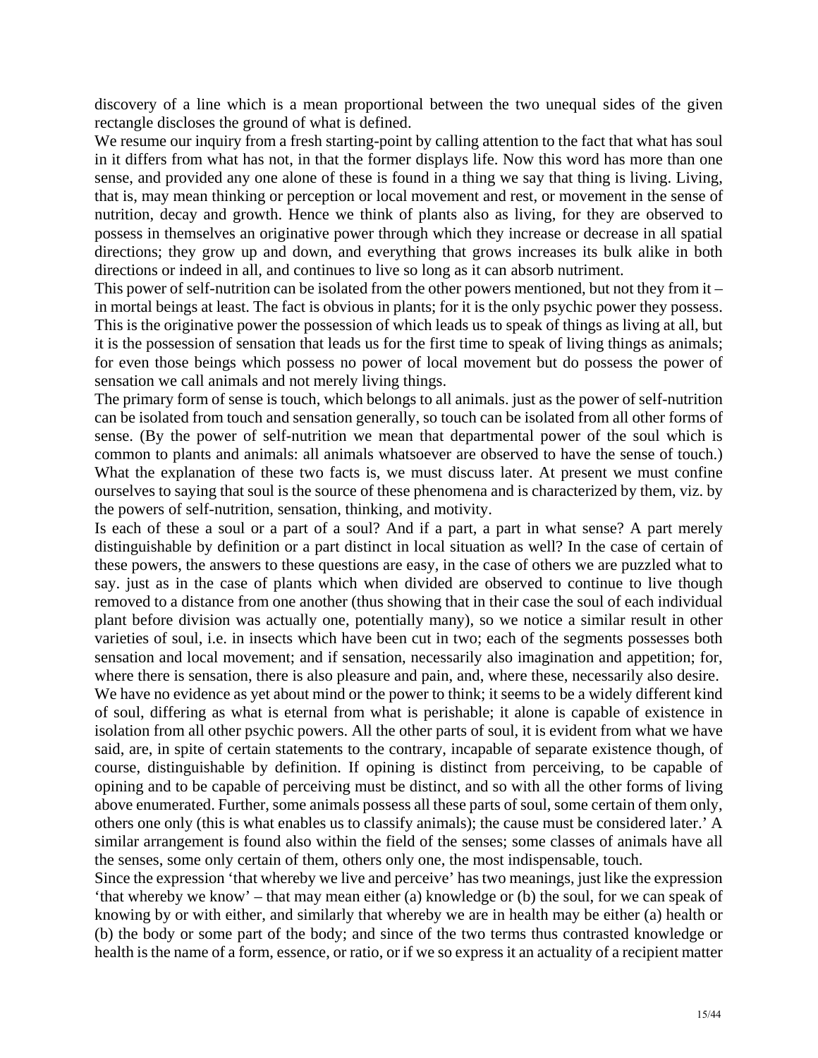discovery of a line which is a mean proportional between the two unequal sides of the given rectangle discloses the ground of what is defined.

We resume our inquiry from a fresh starting-point by calling attention to the fact that what has soul in it differs from what has not, in that the former displays life. Now this word has more than one sense, and provided any one alone of these is found in a thing we say that thing is living. Living, that is, may mean thinking or perception or local movement and rest, or movement in the sense of nutrition, decay and growth. Hence we think of plants also as living, for they are observed to possess in themselves an originative power through which they increase or decrease in all spatial directions; they grow up and down, and everything that grows increases its bulk alike in both directions or indeed in all, and continues to live so long as it can absorb nutriment.

This power of self-nutrition can be isolated from the other powers mentioned, but not they from it – in mortal beings at least. The fact is obvious in plants; for it is the only psychic power they possess. This is the originative power the possession of which leads us to speak of things as living at all, but it is the possession of sensation that leads us for the first time to speak of living things as animals; for even those beings which possess no power of local movement but do possess the power of sensation we call animals and not merely living things.

The primary form of sense is touch, which belongs to all animals. just as the power of self-nutrition can be isolated from touch and sensation generally, so touch can be isolated from all other forms of sense. (By the power of self-nutrition we mean that departmental power of the soul which is common to plants and animals: all animals whatsoever are observed to have the sense of touch.) What the explanation of these two facts is, we must discuss later. At present we must confine ourselves to saying that soul is the source of these phenomena and is characterized by them, viz. by the powers of self-nutrition, sensation, thinking, and motivity.

Is each of these a soul or a part of a soul? And if a part, a part in what sense? A part merely distinguishable by definition or a part distinct in local situation as well? In the case of certain of these powers, the answers to these questions are easy, in the case of others we are puzzled what to say. just as in the case of plants which when divided are observed to continue to live though removed to a distance from one another (thus showing that in their case the soul of each individual plant before division was actually one, potentially many), so we notice a similar result in other varieties of soul, i.e. in insects which have been cut in two; each of the segments possesses both sensation and local movement; and if sensation, necessarily also imagination and appetition; for, where there is sensation, there is also pleasure and pain, and, where these, necessarily also desire.

We have no evidence as yet about mind or the power to think; it seems to be a widely different kind of soul, differing as what is eternal from what is perishable; it alone is capable of existence in isolation from all other psychic powers. All the other parts of soul, it is evident from what we have said, are, in spite of certain statements to the contrary, incapable of separate existence though, of course, distinguishable by definition. If opining is distinct from perceiving, to be capable of opining and to be capable of perceiving must be distinct, and so with all the other forms of living above enumerated. Further, some animals possess all these parts of soul, some certain of them only, others one only (this is what enables us to classify animals); the cause must be considered later.' A similar arrangement is found also within the field of the senses; some classes of animals have all the senses, some only certain of them, others only one, the most indispensable, touch.

Since the expression 'that whereby we live and perceive' has two meanings, just like the expression 'that whereby we know' – that may mean either (a) knowledge or (b) the soul, for we can speak of knowing by or with either, and similarly that whereby we are in health may be either (a) health or (b) the body or some part of the body; and since of the two terms thus contrasted knowledge or health is the name of a form, essence, or ratio, or if we so express it an actuality of a recipient matter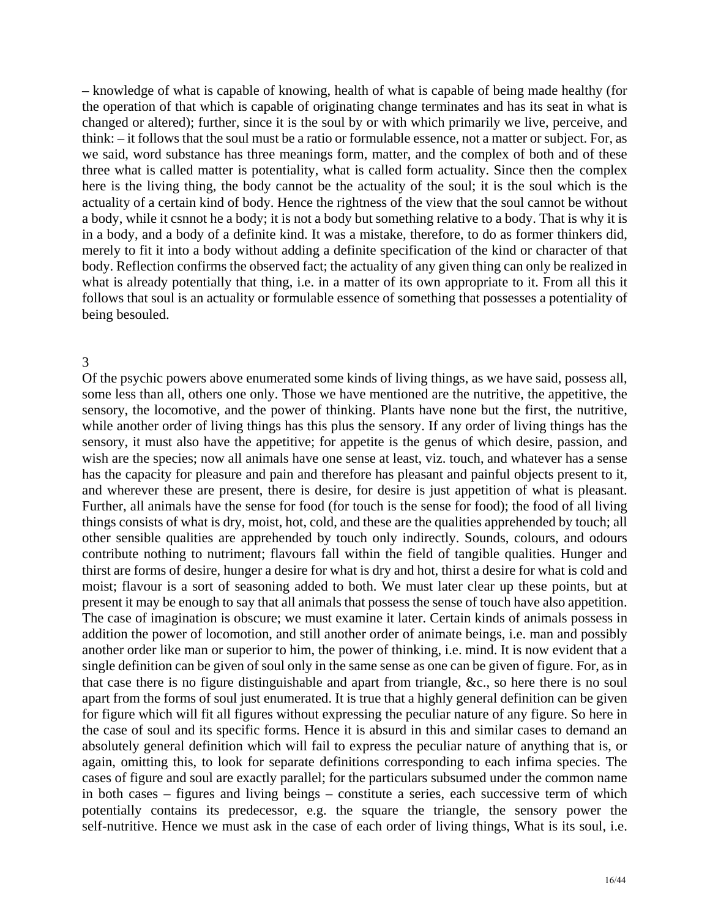– knowledge of what is capable of knowing, health of what is capable of being made healthy (for the operation of that which is capable of originating change terminates and has its seat in what is changed or altered); further, since it is the soul by or with which primarily we live, perceive, and think: – it follows that the soul must be a ratio or formulable essence, not a matter or subject. For, as we said, word substance has three meanings form, matter, and the complex of both and of these three what is called matter is potentiality, what is called form actuality. Since then the complex here is the living thing, the body cannot be the actuality of the soul; it is the soul which is the actuality of a certain kind of body. Hence the rightness of the view that the soul cannot be without a body, while it csnnot he a body; it is not a body but something relative to a body. That is why it is in a body, and a body of a definite kind. It was a mistake, therefore, to do as former thinkers did, merely to fit it into a body without adding a definite specification of the kind or character of that body. Reflection confirms the observed fact; the actuality of any given thing can only be realized in what is already potentially that thing, i.e. in a matter of its own appropriate to it. From all this it follows that soul is an actuality or formulable essence of something that possesses a potentiality of being besouled.

## 3

Of the psychic powers above enumerated some kinds of living things, as we have said, possess all, some less than all, others one only. Those we have mentioned are the nutritive, the appetitive, the sensory, the locomotive, and the power of thinking. Plants have none but the first, the nutritive, while another order of living things has this plus the sensory. If any order of living things has the sensory, it must also have the appetitive; for appetite is the genus of which desire, passion, and wish are the species; now all animals have one sense at least, viz. touch, and whatever has a sense has the capacity for pleasure and pain and therefore has pleasant and painful objects present to it, and wherever these are present, there is desire, for desire is just appetition of what is pleasant. Further, all animals have the sense for food (for touch is the sense for food); the food of all living things consists of what is dry, moist, hot, cold, and these are the qualities apprehended by touch; all other sensible qualities are apprehended by touch only indirectly. Sounds, colours, and odours contribute nothing to nutriment; flavours fall within the field of tangible qualities. Hunger and thirst are forms of desire, hunger a desire for what is dry and hot, thirst a desire for what is cold and moist; flavour is a sort of seasoning added to both. We must later clear up these points, but at present it may be enough to say that all animals that possess the sense of touch have also appetition. The case of imagination is obscure; we must examine it later. Certain kinds of animals possess in addition the power of locomotion, and still another order of animate beings, i.e. man and possibly another order like man or superior to him, the power of thinking, i.e. mind. It is now evident that a single definition can be given of soul only in the same sense as one can be given of figure. For, as in that case there is no figure distinguishable and apart from triangle, &c., so here there is no soul apart from the forms of soul just enumerated. It is true that a highly general definition can be given for figure which will fit all figures without expressing the peculiar nature of any figure. So here in the case of soul and its specific forms. Hence it is absurd in this and similar cases to demand an absolutely general definition which will fail to express the peculiar nature of anything that is, or again, omitting this, to look for separate definitions corresponding to each infima species. The cases of figure and soul are exactly parallel; for the particulars subsumed under the common name in both cases – figures and living beings – constitute a series, each successive term of which potentially contains its predecessor, e.g. the square the triangle, the sensory power the self-nutritive. Hence we must ask in the case of each order of living things, What is its soul, i.e.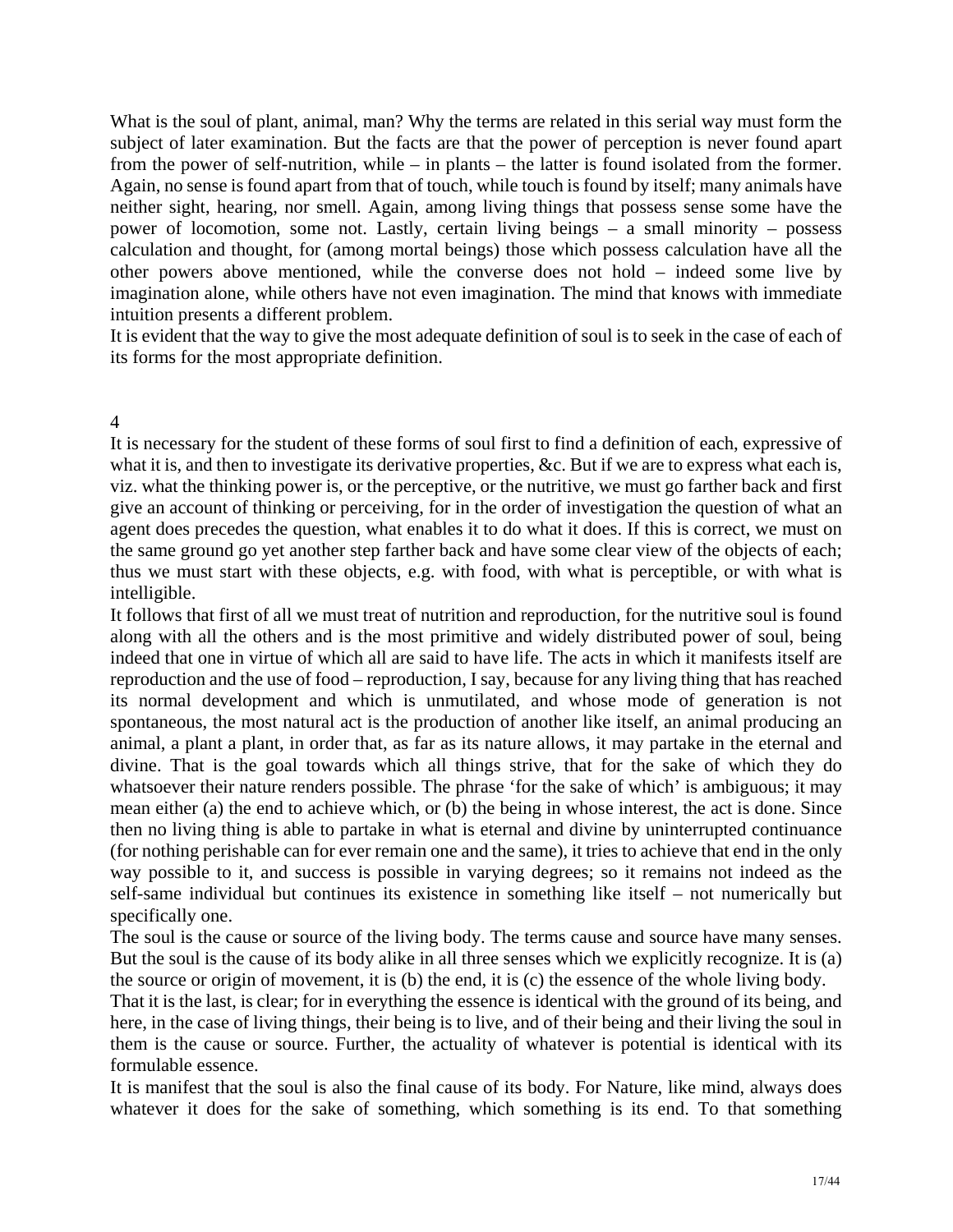What is the soul of plant, animal, man? Why the terms are related in this serial way must form the subject of later examination. But the facts are that the power of perception is never found apart from the power of self-nutrition, while – in plants – the latter is found isolated from the former. Again, no sense is found apart from that of touch, while touch is found by itself; many animals have neither sight, hearing, nor smell. Again, among living things that possess sense some have the power of locomotion, some not. Lastly, certain living beings – a small minority – possess calculation and thought, for (among mortal beings) those which possess calculation have all the other powers above mentioned, while the converse does not hold – indeed some live by imagination alone, while others have not even imagination. The mind that knows with immediate intuition presents a different problem.

It is evident that the way to give the most adequate definition of soul is to seek in the case of each of its forms for the most appropriate definition.

## 4

It is necessary for the student of these forms of soul first to find a definition of each, expressive of what it is, and then to investigate its derivative properties, &c. But if we are to express what each is, viz. what the thinking power is, or the perceptive, or the nutritive, we must go farther back and first give an account of thinking or perceiving, for in the order of investigation the question of what an agent does precedes the question, what enables it to do what it does. If this is correct, we must on the same ground go yet another step farther back and have some clear view of the objects of each; thus we must start with these objects, e.g. with food, with what is perceptible, or with what is intelligible.

It follows that first of all we must treat of nutrition and reproduction, for the nutritive soul is found along with all the others and is the most primitive and widely distributed power of soul, being indeed that one in virtue of which all are said to have life. The acts in which it manifests itself are reproduction and the use of food – reproduction, I say, because for any living thing that has reached its normal development and which is unmutilated, and whose mode of generation is not spontaneous, the most natural act is the production of another like itself, an animal producing an animal, a plant a plant, in order that, as far as its nature allows, it may partake in the eternal and divine. That is the goal towards which all things strive, that for the sake of which they do whatsoever their nature renders possible. The phrase 'for the sake of which' is ambiguous; it may mean either (a) the end to achieve which, or (b) the being in whose interest, the act is done. Since then no living thing is able to partake in what is eternal and divine by uninterrupted continuance (for nothing perishable can for ever remain one and the same), it tries to achieve that end in the only way possible to it, and success is possible in varying degrees; so it remains not indeed as the self-same individual but continues its existence in something like itself – not numerically but specifically one.

The soul is the cause or source of the living body. The terms cause and source have many senses. But the soul is the cause of its body alike in all three senses which we explicitly recognize. It is (a) the source or origin of movement, it is (b) the end, it is (c) the essence of the whole living body.

That it is the last, is clear; for in everything the essence is identical with the ground of its being, and here, in the case of living things, their being is to live, and of their being and their living the soul in them is the cause or source. Further, the actuality of whatever is potential is identical with its formulable essence.

It is manifest that the soul is also the final cause of its body. For Nature, like mind, always does whatever it does for the sake of something, which something is its end. To that something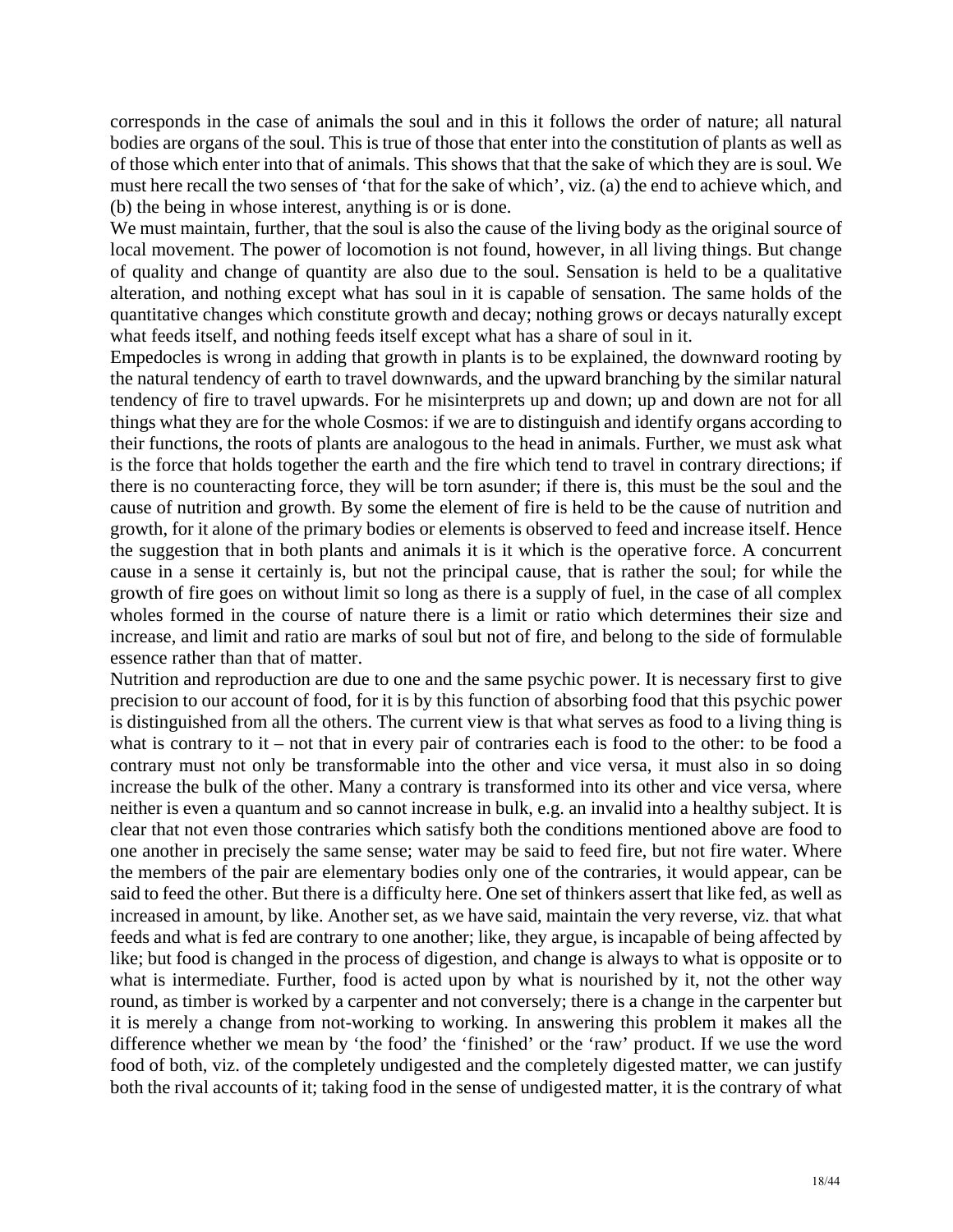corresponds in the case of animals the soul and in this it follows the order of nature; all natural bodies are organs of the soul. This is true of those that enter into the constitution of plants as well as of those which enter into that of animals. This shows that that the sake of which they are is soul. We must here recall the two senses of 'that for the sake of which', viz. (a) the end to achieve which, and (b) the being in whose interest, anything is or is done.

We must maintain, further, that the soul is also the cause of the living body as the original source of local movement. The power of locomotion is not found, however, in all living things. But change of quality and change of quantity are also due to the soul. Sensation is held to be a qualitative alteration, and nothing except what has soul in it is capable of sensation. The same holds of the quantitative changes which constitute growth and decay; nothing grows or decays naturally except what feeds itself, and nothing feeds itself except what has a share of soul in it.

Empedocles is wrong in adding that growth in plants is to be explained, the downward rooting by the natural tendency of earth to travel downwards, and the upward branching by the similar natural tendency of fire to travel upwards. For he misinterprets up and down; up and down are not for all things what they are for the whole Cosmos: if we are to distinguish and identify organs according to their functions, the roots of plants are analogous to the head in animals. Further, we must ask what is the force that holds together the earth and the fire which tend to travel in contrary directions; if there is no counteracting force, they will be torn asunder; if there is, this must be the soul and the cause of nutrition and growth. By some the element of fire is held to be the cause of nutrition and growth, for it alone of the primary bodies or elements is observed to feed and increase itself. Hence the suggestion that in both plants and animals it is it which is the operative force. A concurrent cause in a sense it certainly is, but not the principal cause, that is rather the soul; for while the growth of fire goes on without limit so long as there is a supply of fuel, in the case of all complex wholes formed in the course of nature there is a limit or ratio which determines their size and increase, and limit and ratio are marks of soul but not of fire, and belong to the side of formulable essence rather than that of matter.

Nutrition and reproduction are due to one and the same psychic power. It is necessary first to give precision to our account of food, for it is by this function of absorbing food that this psychic power is distinguished from all the others. The current view is that what serves as food to a living thing is what is contrary to it – not that in every pair of contraries each is food to the other: to be food a contrary must not only be transformable into the other and vice versa, it must also in so doing increase the bulk of the other. Many a contrary is transformed into its other and vice versa, where neither is even a quantum and so cannot increase in bulk, e.g. an invalid into a healthy subject. It is clear that not even those contraries which satisfy both the conditions mentioned above are food to one another in precisely the same sense; water may be said to feed fire, but not fire water. Where the members of the pair are elementary bodies only one of the contraries, it would appear, can be said to feed the other. But there is a difficulty here. One set of thinkers assert that like fed, as well as increased in amount, by like. Another set, as we have said, maintain the very reverse, viz. that what feeds and what is fed are contrary to one another; like, they argue, is incapable of being affected by like; but food is changed in the process of digestion, and change is always to what is opposite or to what is intermediate. Further, food is acted upon by what is nourished by it, not the other way round, as timber is worked by a carpenter and not conversely; there is a change in the carpenter but it is merely a change from not-working to working. In answering this problem it makes all the difference whether we mean by 'the food' the 'finished' or the 'raw' product. If we use the word food of both, viz. of the completely undigested and the completely digested matter, we can justify both the rival accounts of it; taking food in the sense of undigested matter, it is the contrary of what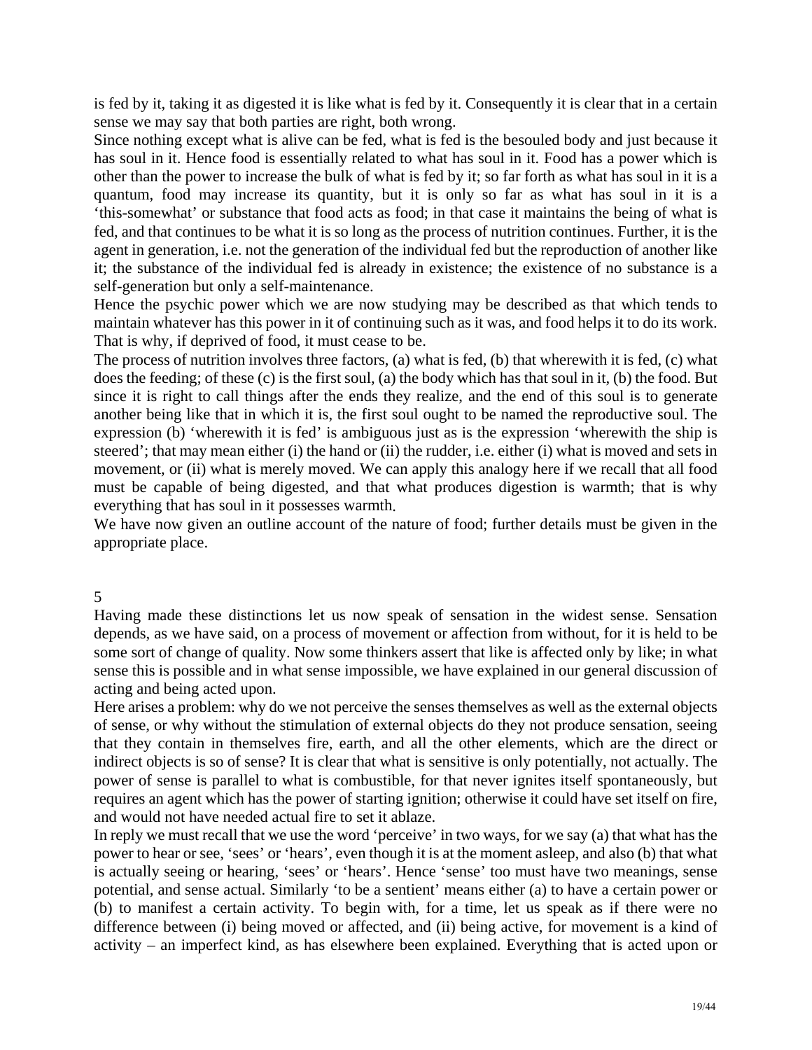is fed by it, taking it as digested it is like what is fed by it. Consequently it is clear that in a certain sense we may say that both parties are right, both wrong.

Since nothing except what is alive can be fed, what is fed is the besouled body and just because it has soul in it. Hence food is essentially related to what has soul in it. Food has a power which is other than the power to increase the bulk of what is fed by it; so far forth as what has soul in it is a quantum, food may increase its quantity, but it is only so far as what has soul in it is a 'this-somewhat' or substance that food acts as food; in that case it maintains the being of what is fed, and that continues to be what it is so long as the process of nutrition continues. Further, it is the agent in generation, i.e. not the generation of the individual fed but the reproduction of another like it; the substance of the individual fed is already in existence; the existence of no substance is a self-generation but only a self-maintenance.

Hence the psychic power which we are now studying may be described as that which tends to maintain whatever has this power in it of continuing such as it was, and food helps it to do its work. That is why, if deprived of food, it must cease to be.

The process of nutrition involves three factors, (a) what is fed, (b) that wherewith it is fed, (c) what does the feeding; of these (c) is the first soul, (a) the body which has that soul in it, (b) the food. But since it is right to call things after the ends they realize, and the end of this soul is to generate another being like that in which it is, the first soul ought to be named the reproductive soul. The expression (b) 'wherewith it is fed' is ambiguous just as is the expression 'wherewith the ship is steered'; that may mean either (i) the hand or (ii) the rudder, i.e. either (i) what is moved and sets in movement, or (ii) what is merely moved. We can apply this analogy here if we recall that all food must be capable of being digested, and that what produces digestion is warmth; that is why everything that has soul in it possesses warmth.

We have now given an outline account of the nature of food; further details must be given in the appropriate place.

## 5

Having made these distinctions let us now speak of sensation in the widest sense. Sensation depends, as we have said, on a process of movement or affection from without, for it is held to be some sort of change of quality. Now some thinkers assert that like is affected only by like; in what sense this is possible and in what sense impossible, we have explained in our general discussion of acting and being acted upon.

Here arises a problem: why do we not perceive the senses themselves as well as the external objects of sense, or why without the stimulation of external objects do they not produce sensation, seeing that they contain in themselves fire, earth, and all the other elements, which are the direct or indirect objects is so of sense? It is clear that what is sensitive is only potentially, not actually. The power of sense is parallel to what is combustible, for that never ignites itself spontaneously, but requires an agent which has the power of starting ignition; otherwise it could have set itself on fire, and would not have needed actual fire to set it ablaze.

In reply we must recall that we use the word 'perceive' in two ways, for we say (a) that what has the power to hear or see, 'sees' or 'hears', even though it is at the moment asleep, and also (b) that what is actually seeing or hearing, 'sees' or 'hears'. Hence 'sense' too must have two meanings, sense potential, and sense actual. Similarly 'to be a sentient' means either (a) to have a certain power or (b) to manifest a certain activity. To begin with, for a time, let us speak as if there were no difference between (i) being moved or affected, and (ii) being active, for movement is a kind of activity – an imperfect kind, as has elsewhere been explained. Everything that is acted upon or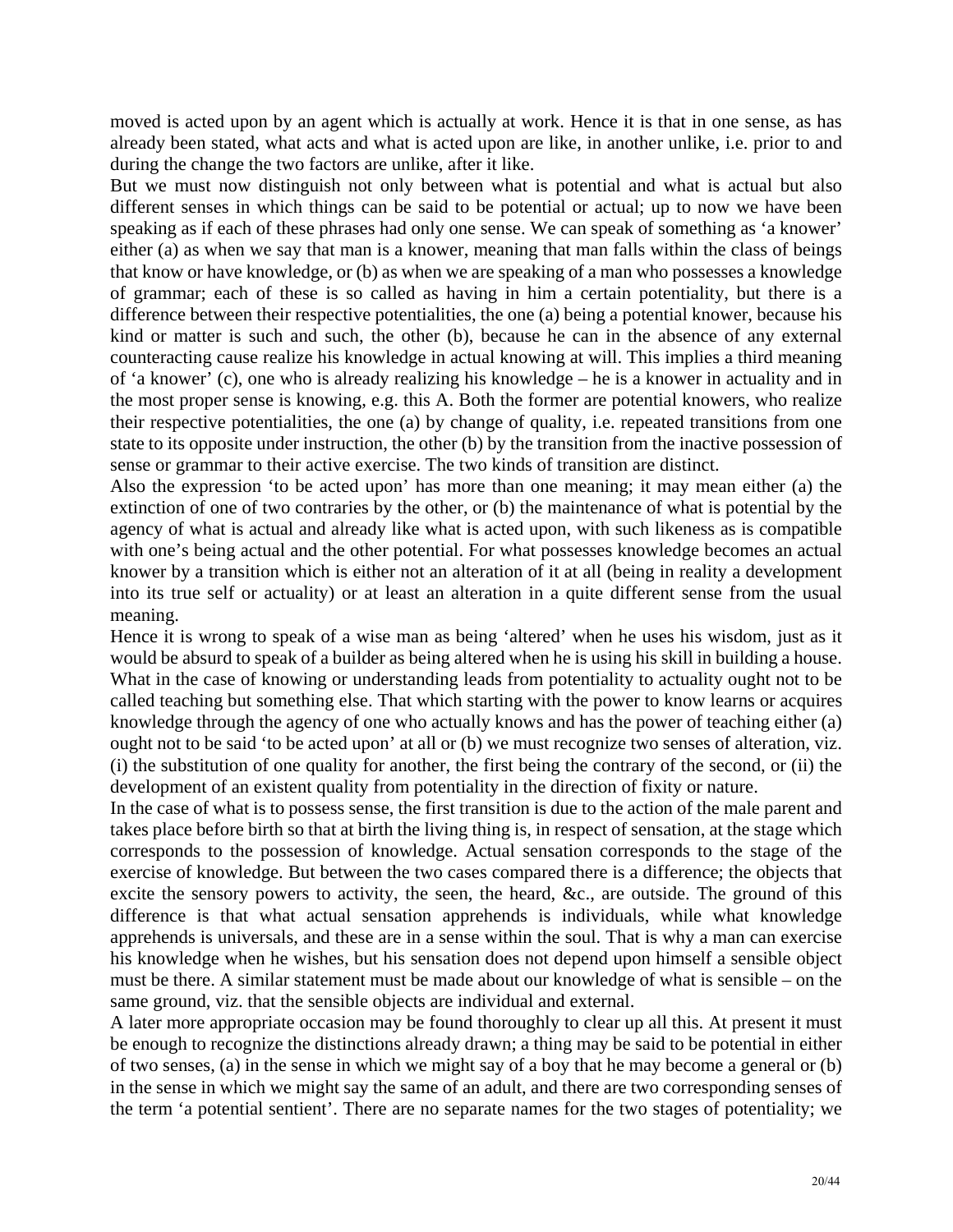moved is acted upon by an agent which is actually at work. Hence it is that in one sense, as has already been stated, what acts and what is acted upon are like, in another unlike, i.e. prior to and during the change the two factors are unlike, after it like.

But we must now distinguish not only between what is potential and what is actual but also different senses in which things can be said to be potential or actual; up to now we have been speaking as if each of these phrases had only one sense. We can speak of something as 'a knower' either (a) as when we say that man is a knower, meaning that man falls within the class of beings that know or have knowledge, or (b) as when we are speaking of a man who possesses a knowledge of grammar; each of these is so called as having in him a certain potentiality, but there is a difference between their respective potentialities, the one (a) being a potential knower, because his kind or matter is such and such, the other (b), because he can in the absence of any external counteracting cause realize his knowledge in actual knowing at will. This implies a third meaning of 'a knower' (c), one who is already realizing his knowledge – he is a knower in actuality and in the most proper sense is knowing, e.g. this A. Both the former are potential knowers, who realize their respective potentialities, the one (a) by change of quality, i.e. repeated transitions from one state to its opposite under instruction, the other (b) by the transition from the inactive possession of sense or grammar to their active exercise. The two kinds of transition are distinct.

Also the expression 'to be acted upon' has more than one meaning; it may mean either (a) the extinction of one of two contraries by the other, or (b) the maintenance of what is potential by the agency of what is actual and already like what is acted upon, with such likeness as is compatible with one's being actual and the other potential. For what possesses knowledge becomes an actual knower by a transition which is either not an alteration of it at all (being in reality a development into its true self or actuality) or at least an alteration in a quite different sense from the usual meaning.

Hence it is wrong to speak of a wise man as being 'altered' when he uses his wisdom, just as it would be absurd to speak of a builder as being altered when he is using his skill in building a house. What in the case of knowing or understanding leads from potentiality to actuality ought not to be called teaching but something else. That which starting with the power to know learns or acquires knowledge through the agency of one who actually knows and has the power of teaching either (a) ought not to be said 'to be acted upon' at all or (b) we must recognize two senses of alteration, viz. (i) the substitution of one quality for another, the first being the contrary of the second, or (ii) the development of an existent quality from potentiality in the direction of fixity or nature.

In the case of what is to possess sense, the first transition is due to the action of the male parent and takes place before birth so that at birth the living thing is, in respect of sensation, at the stage which corresponds to the possession of knowledge. Actual sensation corresponds to the stage of the exercise of knowledge. But between the two cases compared there is a difference; the objects that excite the sensory powers to activity, the seen, the heard, &c., are outside. The ground of this difference is that what actual sensation apprehends is individuals, while what knowledge apprehends is universals, and these are in a sense within the soul. That is why a man can exercise his knowledge when he wishes, but his sensation does not depend upon himself a sensible object must be there. A similar statement must be made about our knowledge of what is sensible – on the same ground, viz. that the sensible objects are individual and external.

A later more appropriate occasion may be found thoroughly to clear up all this. At present it must be enough to recognize the distinctions already drawn; a thing may be said to be potential in either of two senses, (a) in the sense in which we might say of a boy that he may become a general or (b) in the sense in which we might say the same of an adult, and there are two corresponding senses of the term 'a potential sentient'. There are no separate names for the two stages of potentiality; we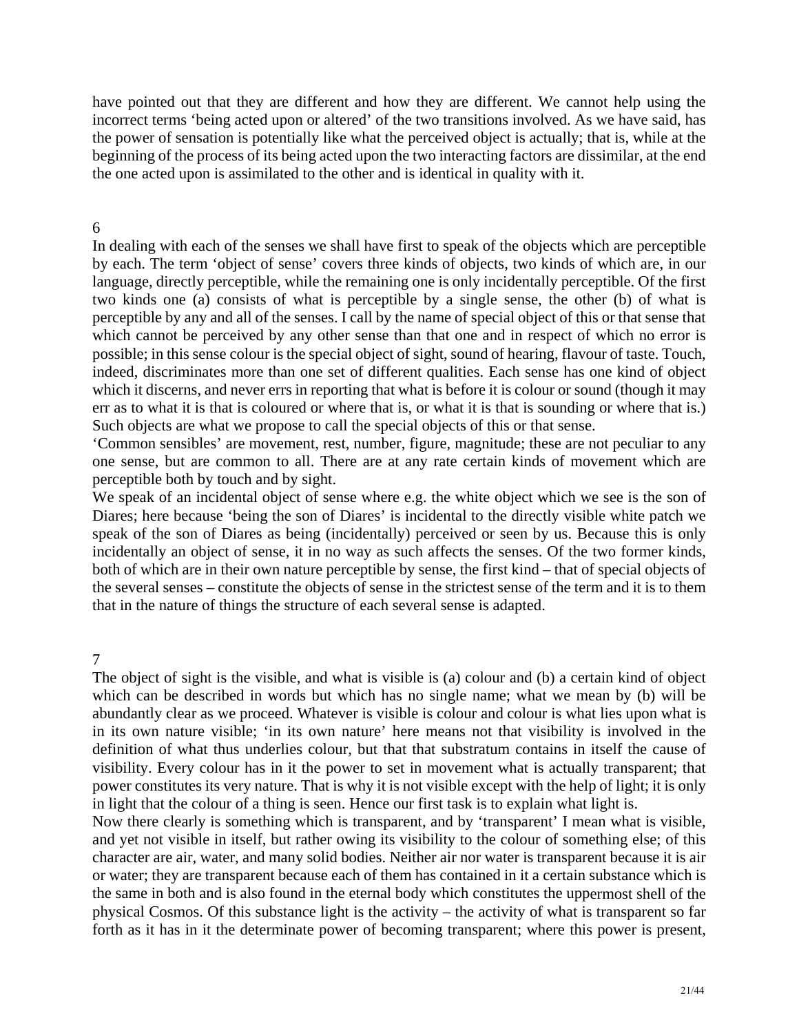have pointed out that they are different and how they are different. We cannot help using the incorrect terms 'being acted upon or altered' of the two transitions involved. As we have said, has the power of sensation is potentially like what the perceived object is actually; that is, while at the beginning of the process of its being acted upon the two interacting factors are dissimilar, at the end the one acted upon is assimilated to the other and is identical in quality with it.

6

In dealing with each of the senses we shall have first to speak of the objects which are perceptible by each. The term 'object of sense' covers three kinds of objects, two kinds of which are, in our language, directly perceptible, while the remaining one is only incidentally perceptible. Of the first two kinds one (a) consists of what is perceptible by a single sense, the other (b) of what is perceptible by any and all of the senses. I call by the name of special object of this or that sense that which cannot be perceived by any other sense than that one and in respect of which no error is possible; in this sense colour is the special object of sight, sound of hearing, flavour of taste. Touch, indeed, discriminates more than one set of different qualities. Each sense has one kind of object which it discerns, and never errs in reporting that what is before it is colour or sound (though it may err as to what it is that is coloured or where that is, or what it is that is sounding or where that is.) Such objects are what we propose to call the special objects of this or that sense.

'Common sensibles' are movement, rest, number, figure, magnitude; these are not peculiar to any one sense, but are common to all. There are at any rate certain kinds of movement which are perceptible both by touch and by sight.

We speak of an incidental object of sense where e.g. the white object which we see is the son of Diares; here because 'being the son of Diares' is incidental to the directly visible white patch we speak of the son of Diares as being (incidentally) perceived or seen by us. Because this is only incidentally an object of sense, it in no way as such affects the senses. Of the two former kinds, both of which are in their own nature perceptible by sense, the first kind – that of special objects of the several senses – constitute the objects of sense in the strictest sense of the term and it is to them that in the nature of things the structure of each several sense is adapted.

7

The object of sight is the visible, and what is visible is (a) colour and (b) a certain kind of object which can be described in words but which has no single name; what we mean by (b) will be abundantly clear as we proceed. Whatever is visible is colour and colour is what lies upon what is in its own nature visible; 'in its own nature' here means not that visibility is involved in the definition of what thus underlies colour, but that that substratum contains in itself the cause of visibility. Every colour has in it the power to set in movement what is actually transparent; that power constitutes its very nature. That is why it is not visible except with the help of light; it is only in light that the colour of a thing is seen. Hence our first task is to explain what light is.

Now there clearly is something which is transparent, and by 'transparent' I mean what is visible, and yet not visible in itself, but rather owing its visibility to the colour of something else; of this character are air, water, and many solid bodies. Neither air nor water is transparent because it is air or water; they are transparent because each of them has contained in it a certain substance which is the same in both and is also found in the eternal body which constitutes the uppermost shell of the physical Cosmos. Of this substance light is the activity – the activity of what is transparent so far forth as it has in it the determinate power of becoming transparent; where this power is present,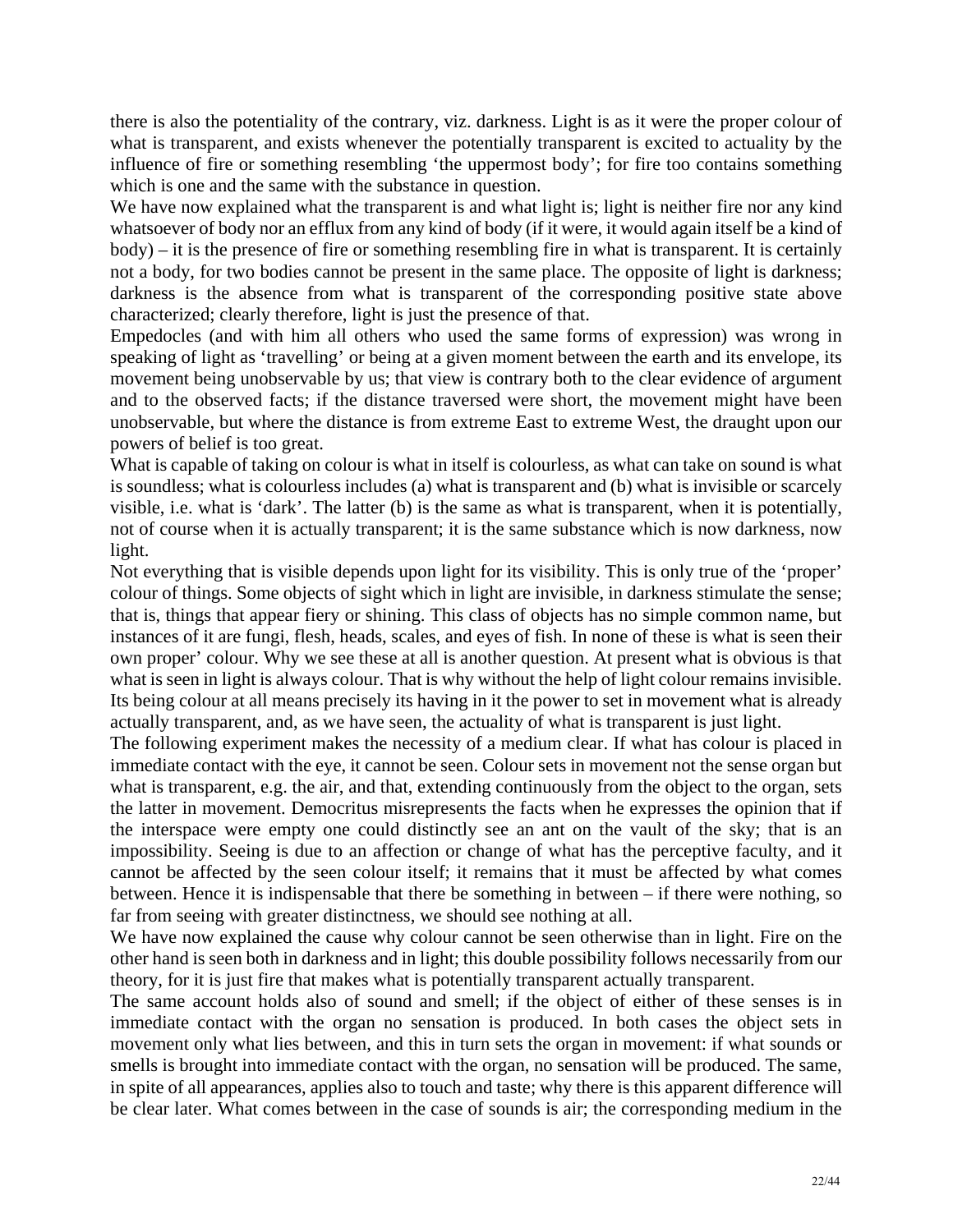there is also the potentiality of the contrary, viz. darkness. Light is as it were the proper colour of what is transparent, and exists whenever the potentially transparent is excited to actuality by the influence of fire or something resembling 'the uppermost body'; for fire too contains something which is one and the same with the substance in question.

We have now explained what the transparent is and what light is; light is neither fire nor any kind whatsoever of body nor an efflux from any kind of body (if it were, it would again itself be a kind of body) – it is the presence of fire or something resembling fire in what is transparent. It is certainly not a body, for two bodies cannot be present in the same place. The opposite of light is darkness; darkness is the absence from what is transparent of the corresponding positive state above characterized; clearly therefore, light is just the presence of that.

Empedocles (and with him all others who used the same forms of expression) was wrong in speaking of light as 'travelling' or being at a given moment between the earth and its envelope, its movement being unobservable by us; that view is contrary both to the clear evidence of argument and to the observed facts; if the distance traversed were short, the movement might have been unobservable, but where the distance is from extreme East to extreme West, the draught upon our powers of belief is too great.

What is capable of taking on colour is what in itself is colourless, as what can take on sound is what is soundless; what is colourless includes (a) what is transparent and (b) what is invisible or scarcely visible, i.e. what is 'dark'. The latter (b) is the same as what is transparent, when it is potentially, not of course when it is actually transparent; it is the same substance which is now darkness, now light.

Not everything that is visible depends upon light for its visibility. This is only true of the 'proper' colour of things. Some objects of sight which in light are invisible, in darkness stimulate the sense; that is, things that appear fiery or shining. This class of objects has no simple common name, but instances of it are fungi, flesh, heads, scales, and eyes of fish. In none of these is what is seen their own proper' colour. Why we see these at all is another question. At present what is obvious is that what is seen in light is always colour. That is why without the help of light colour remains invisible. Its being colour at all means precisely its having in it the power to set in movement what is already actually transparent, and, as we have seen, the actuality of what is transparent is just light.

The following experiment makes the necessity of a medium clear. If what has colour is placed in immediate contact with the eye, it cannot be seen. Colour sets in movement not the sense organ but what is transparent, e.g. the air, and that, extending continuously from the object to the organ, sets the latter in movement. Democritus misrepresents the facts when he expresses the opinion that if the interspace were empty one could distinctly see an ant on the vault of the sky; that is an impossibility. Seeing is due to an affection or change of what has the perceptive faculty, and it cannot be affected by the seen colour itself; it remains that it must be affected by what comes between. Hence it is indispensable that there be something in between – if there were nothing, so far from seeing with greater distinctness, we should see nothing at all.

We have now explained the cause why colour cannot be seen otherwise than in light. Fire on the other hand is seen both in darkness and in light; this double possibility follows necessarily from our theory, for it is just fire that makes what is potentially transparent actually transparent.

The same account holds also of sound and smell; if the object of either of these senses is in immediate contact with the organ no sensation is produced. In both cases the object sets in movement only what lies between, and this in turn sets the organ in movement: if what sounds or smells is brought into immediate contact with the organ, no sensation will be produced. The same, in spite of all appearances, applies also to touch and taste; why there is this apparent difference will be clear later. What comes between in the case of sounds is air; the corresponding medium in the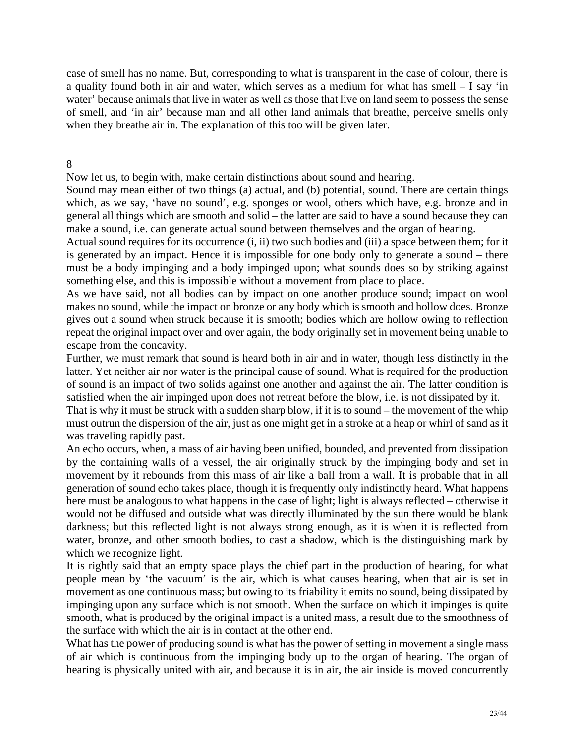case of smell has no name. But, corresponding to what is transparent in the case of colour, there is a quality found both in air and water, which serves as a medium for what has smell – I say 'in water' because animals that live in water as well as those that live on land seem to possess the sense of smell, and 'in air' because man and all other land animals that breathe, perceive smells only when they breathe air in. The explanation of this too will be given later.

8

Now let us, to begin with, make certain distinctions about sound and hearing.

Sound may mean either of two things (a) actual, and (b) potential, sound. There are certain things which, as we say, 'have no sound', e.g. sponges or wool, others which have, e.g. bronze and in general all things which are smooth and solid – the latter are said to have a sound because they can make a sound, i.e. can generate actual sound between themselves and the organ of hearing.

Actual sound requires for its occurrence (i, ii) two such bodies and (iii) a space between them; for it is generated by an impact. Hence it is impossible for one body only to generate a sound – there must be a body impinging and a body impinged upon; what sounds does so by striking against something else, and this is impossible without a movement from place to place.

As we have said, not all bodies can by impact on one another produce sound; impact on wool makes no sound, while the impact on bronze or any body which is smooth and hollow does. Bronze gives out a sound when struck because it is smooth; bodies which are hollow owing to reflection repeat the original impact over and over again, the body originally set in movement being unable to escape from the concavity.

Further, we must remark that sound is heard both in air and in water, though less distinctly in the latter. Yet neither air nor water is the principal cause of sound. What is required for the production of sound is an impact of two solids against one another and against the air. The latter condition is satisfied when the air impinged upon does not retreat before the blow, i.e. is not dissipated by it.

That is why it must be struck with a sudden sharp blow, if it is to sound – the movement of the whip must outrun the dispersion of the air, just as one might get in a stroke at a heap or whirl of sand as it was traveling rapidly past.

An echo occurs, when, a mass of air having been unified, bounded, and prevented from dissipation by the containing walls of a vessel, the air originally struck by the impinging body and set in movement by it rebounds from this mass of air like a ball from a wall. It is probable that in all generation of sound echo takes place, though it is frequently only indistinctly heard. What happens here must be analogous to what happens in the case of light; light is always reflected – otherwise it would not be diffused and outside what was directly illuminated by the sun there would be blank darkness; but this reflected light is not always strong enough, as it is when it is reflected from water, bronze, and other smooth bodies, to cast a shadow, which is the distinguishing mark by which we recognize light.

It is rightly said that an empty space plays the chief part in the production of hearing, for what people mean by 'the vacuum' is the air, which is what causes hearing, when that air is set in movement as one continuous mass; but owing to its friability it emits no sound, being dissipated by impinging upon any surface which is not smooth. When the surface on which it impinges is quite smooth, what is produced by the original impact is a united mass, a result due to the smoothness of the surface with which the air is in contact at the other end.

What has the power of producing sound is what has the power of setting in movement a single mass of air which is continuous from the impinging body up to the organ of hearing. The organ of hearing is physically united with air, and because it is in air, the air inside is moved concurrently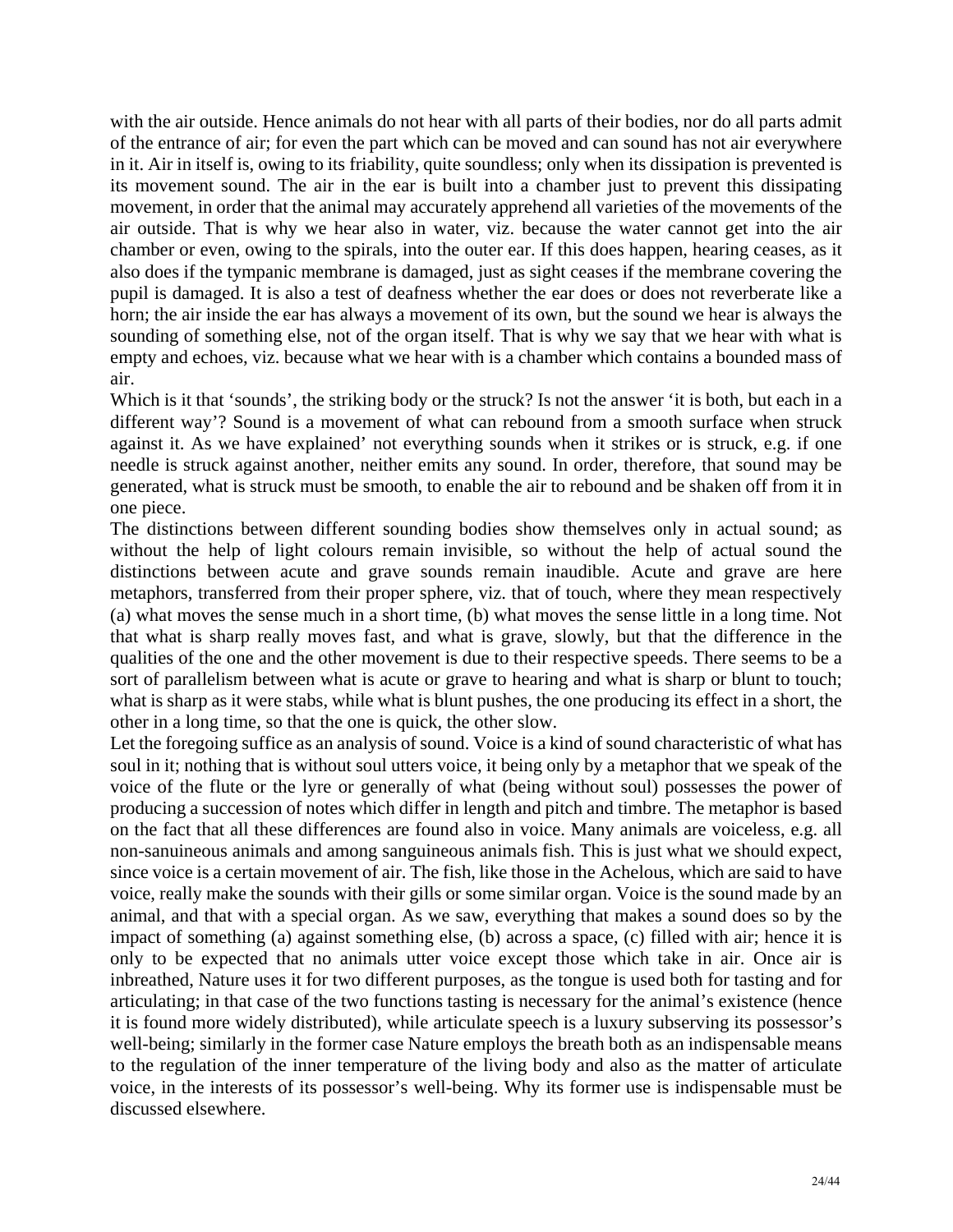with the air outside. Hence animals do not hear with all parts of their bodies, nor do all parts admit of the entrance of air; for even the part which can be moved and can sound has not air everywhere in it. Air in itself is, owing to its friability, quite soundless; only when its dissipation is prevented is its movement sound. The air in the ear is built into a chamber just to prevent this dissipating movement, in order that the animal may accurately apprehend all varieties of the movements of the air outside. That is why we hear also in water, viz. because the water cannot get into the air chamber or even, owing to the spirals, into the outer ear. If this does happen, hearing ceases, as it also does if the tympanic membrane is damaged, just as sight ceases if the membrane covering the pupil is damaged. It is also a test of deafness whether the ear does or does not reverberate like a horn; the air inside the ear has always a movement of its own, but the sound we hear is always the sounding of something else, not of the organ itself. That is why we say that we hear with what is empty and echoes, viz. because what we hear with is a chamber which contains a bounded mass of air.

Which is it that 'sounds', the striking body or the struck? Is not the answer 'it is both, but each in a different way'? Sound is a movement of what can rebound from a smooth surface when struck against it. As we have explained' not everything sounds when it strikes or is struck, e.g. if one needle is struck against another, neither emits any sound. In order, therefore, that sound may be generated, what is struck must be smooth, to enable the air to rebound and be shaken off from it in one piece.

The distinctions between different sounding bodies show themselves only in actual sound; as without the help of light colours remain invisible, so without the help of actual sound the distinctions between acute and grave sounds remain inaudible. Acute and grave are here metaphors, transferred from their proper sphere, viz. that of touch, where they mean respectively (a) what moves the sense much in a short time, (b) what moves the sense little in a long time. Not that what is sharp really moves fast, and what is grave, slowly, but that the difference in the qualities of the one and the other movement is due to their respective speeds. There seems to be a sort of parallelism between what is acute or grave to hearing and what is sharp or blunt to touch; what is sharp as it were stabs, while what is blunt pushes, the one producing its effect in a short, the other in a long time, so that the one is quick, the other slow.

Let the foregoing suffice as an analysis of sound. Voice is a kind of sound characteristic of what has soul in it; nothing that is without soul utters voice, it being only by a metaphor that we speak of the voice of the flute or the lyre or generally of what (being without soul) possesses the power of producing a succession of notes which differ in length and pitch and timbre. The metaphor is based on the fact that all these differences are found also in voice. Many animals are voiceless, e.g. all non-sanuineous animals and among sanguineous animals fish. This is just what we should expect, since voice is a certain movement of air. The fish, like those in the Achelous, which are said to have voice, really make the sounds with their gills or some similar organ. Voice is the sound made by an animal, and that with a special organ. As we saw, everything that makes a sound does so by the impact of something (a) against something else, (b) across a space, (c) filled with air; hence it is only to be expected that no animals utter voice except those which take in air. Once air is inbreathed, Nature uses it for two different purposes, as the tongue is used both for tasting and for articulating; in that case of the two functions tasting is necessary for the animal's existence (hence it is found more widely distributed), while articulate speech is a luxury subserving its possessor's well-being; similarly in the former case Nature employs the breath both as an indispensable means to the regulation of the inner temperature of the living body and also as the matter of articulate voice, in the interests of its possessor's well-being. Why its former use is indispensable must be discussed elsewhere.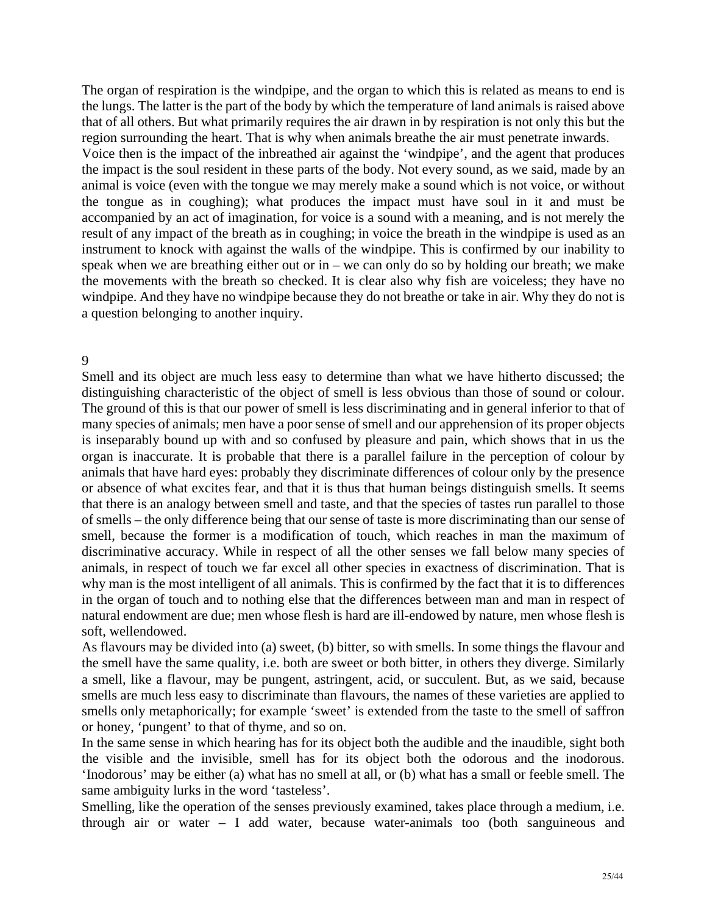The organ of respiration is the windpipe, and the organ to which this is related as means to end is the lungs. The latter is the part of the body by which the temperature of land animals is raised above that of all others. But what primarily requires the air drawn in by respiration is not only this but the region surrounding the heart. That is why when animals breathe the air must penetrate inwards.

Voice then is the impact of the inbreathed air against the 'windpipe', and the agent that produces the impact is the soul resident in these parts of the body. Not every sound, as we said, made by an animal is voice (even with the tongue we may merely make a sound which is not voice, or without the tongue as in coughing); what produces the impact must have soul in it and must be accompanied by an act of imagination, for voice is a sound with a meaning, and is not merely the result of any impact of the breath as in coughing; in voice the breath in the windpipe is used as an instrument to knock with against the walls of the windpipe. This is confirmed by our inability to speak when we are breathing either out or in – we can only do so by holding our breath; we make the movements with the breath so checked. It is clear also why fish are voiceless; they have no windpipe. And they have no windpipe because they do not breathe or take in air. Why they do not is a question belonging to another inquiry.

## 9

Smell and its object are much less easy to determine than what we have hitherto discussed; the distinguishing characteristic of the object of smell is less obvious than those of sound or colour. The ground of this is that our power of smell is less discriminating and in general inferior to that of many species of animals; men have a poor sense of smell and our apprehension of its proper objects is inseparably bound up with and so confused by pleasure and pain, which shows that in us the organ is inaccurate. It is probable that there is a parallel failure in the perception of colour by animals that have hard eyes: probably they discriminate differences of colour only by the presence or absence of what excites fear, and that it is thus that human beings distinguish smells. It seems that there is an analogy between smell and taste, and that the species of tastes run parallel to those of smells – the only difference being that our sense of taste is more discriminating than our sense of smell, because the former is a modification of touch, which reaches in man the maximum of discriminative accuracy. While in respect of all the other senses we fall below many species of animals, in respect of touch we far excel all other species in exactness of discrimination. That is why man is the most intelligent of all animals. This is confirmed by the fact that it is to differences in the organ of touch and to nothing else that the differences between man and man in respect of natural endowment are due; men whose flesh is hard are ill-endowed by nature, men whose flesh is soft, wellendowed.

As flavours may be divided into (a) sweet, (b) bitter, so with smells. In some things the flavour and the smell have the same quality, i.e. both are sweet or both bitter, in others they diverge. Similarly a smell, like a flavour, may be pungent, astringent, acid, or succulent. But, as we said, because smells are much less easy to discriminate than flavours, the names of these varieties are applied to smells only metaphorically; for example 'sweet' is extended from the taste to the smell of saffron or honey, 'pungent' to that of thyme, and so on.

In the same sense in which hearing has for its object both the audible and the inaudible, sight both the visible and the invisible, smell has for its object both the odorous and the inodorous. 'Inodorous' may be either (a) what has no smell at all, or (b) what has a small or feeble smell. The same ambiguity lurks in the word 'tasteless'.

Smelling, like the operation of the senses previously examined, takes place through a medium, i.e. through air or water – I add water, because water-animals too (both sanguineous and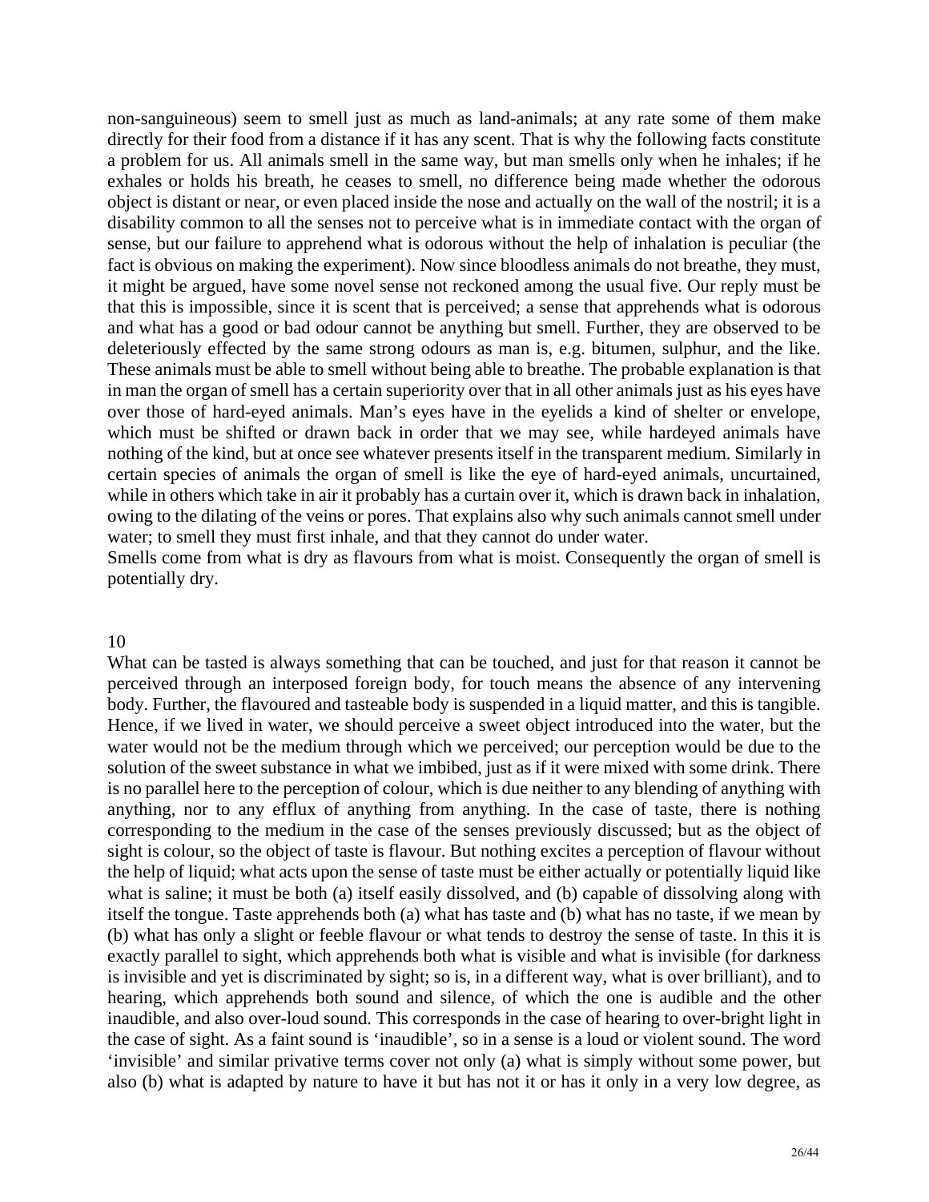non-sanguineous) seem to smell just as much as land-animals; at any rate some of them make directly for their food from a distance if it has any scent. That is why the following facts constitute a problem for us. All animals smell in the same way, but man smells only when he inhales; if he exhales or holds his breath, he ceases to smell, no difference being made whether the odorous object is distant or near, or even placed inside the nose and actually on the wall of the nostril; it is a disability common to all the senses not to perceive what is in immediate contact with the organ of sense, but our failure to apprehend what is odorous without the help of inhalation is peculiar (the fact is obvious on making the experiment). Now since bloodless animals do not breathe, they must, it might be argued, have some novel sense not reckoned among the usual five. Our reply must be that this is impossible, since it is scent that is perceived; a sense that apprehends what is odorous and what has a good or bad odour cannot be anything but smell. Further, they are observed to be deleteriously effected by the same strong odours as man is, e.g. bitumen, sulphur, and the like. These animals must be able to smell without being able to breathe. The probable explanation is that in man the organ of smell has a certain superiority over that in all other animals just as his eyes have over those of hard-eyed animals. Man's eyes have in the eyelids a kind of shelter or envelope, which must be shifted or drawn back in order that we may see, while hardeyed animals have nothing of the kind, but at once see whatever presents itself in the transparent medium. Similarly in certain species of animals the organ of smell is like the eye of hard-eyed animals, uncurtained, while in others which take in air it probably has a curtain over it, which is drawn back in inhalation, owing to the dilating of the veins or pores. That explains also why such animals cannot smell under water; to smell they must first inhale, and that they cannot do under water.

Smells come from what is dry as flavours from what is moist. Consequently the organ of smell is potentially dry.

## 10

What can be tasted is always something that can be touched, and just for that reason it cannot be perceived through an interposed foreign body, for touch means the absence of any intervening body. Further, the flavoured and tasteable body is suspended in a liquid matter, and this is tangible. Hence, if we lived in water, we should perceive a sweet object introduced into the water, but the water would not be the medium through which we perceived; our perception would be due to the solution of the sweet substance in what we imbibed, just as if it were mixed with some drink. There is no parallel here to the perception of colour, which is due neither to any blending of anything with anything, nor to any efflux of anything from anything. In the case of taste, there is nothing corresponding to the medium in the case of the senses previously discussed; but as the object of sight is colour, so the object of taste is flavour. But nothing excites a perception of flavour without the help of liquid; what acts upon the sense of taste must be either actually or potentially liquid like what is saline; it must be both (a) itself easily dissolved, and (b) capable of dissolving along with itself the tongue. Taste apprehends both (a) what has taste and (b) what has no taste, if we mean by (b) what has only a slight or feeble flavour or what tends to destroy the sense of taste. In this it is exactly parallel to sight, which apprehends both what is visible and what is invisible (for darkness is invisible and yet is discriminated by sight; so is, in a different way, what is over brilliant), and to hearing, which apprehends both sound and silence, of which the one is audible and the other inaudible, and also over-loud sound. This corresponds in the case of hearing to over-bright light in the case of sight. As a faint sound is 'inaudible', so in a sense is a loud or violent sound. The word 'invisible' and similar privative terms cover not only (a) what is simply without some power, but also (b) what is adapted by nature to have it but has not it or has it only in a very low degree, as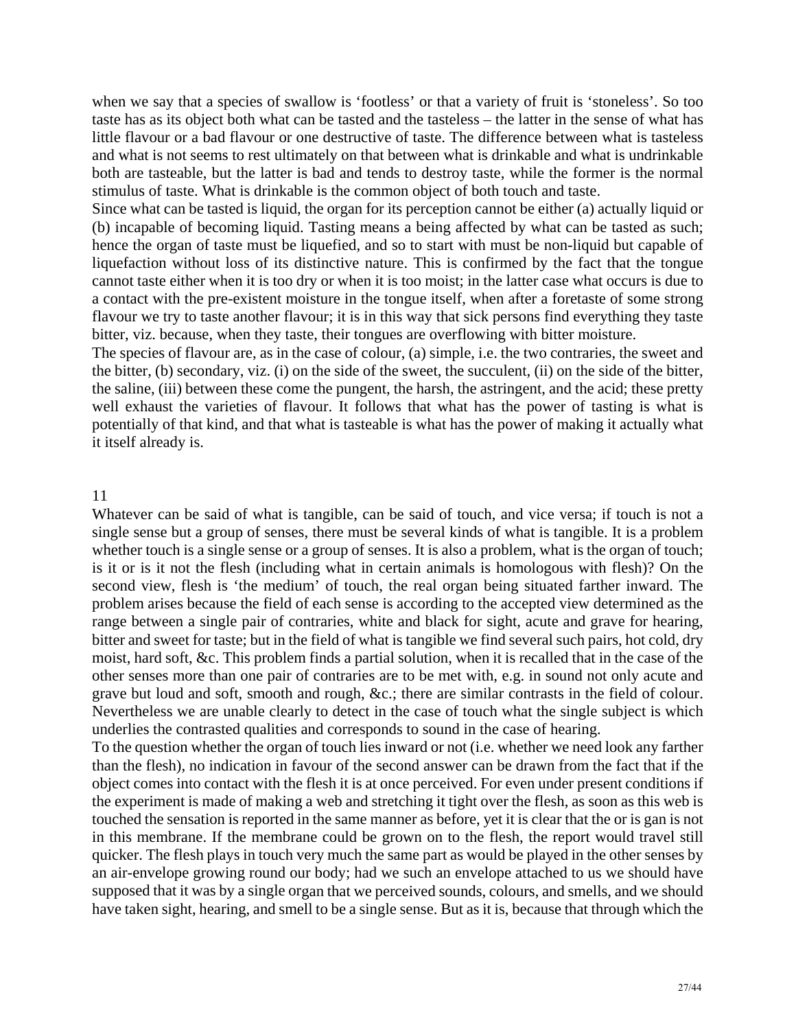when we say that a species of swallow is 'footless' or that a variety of fruit is 'stoneless'. So too taste has as its object both what can be tasted and the tasteless – the latter in the sense of what has little flavour or a bad flavour or one destructive of taste. The difference between what is tasteless and what is not seems to rest ultimately on that between what is drinkable and what is undrinkable both are tasteable, but the latter is bad and tends to destroy taste, while the former is the normal stimulus of taste. What is drinkable is the common object of both touch and taste.

Since what can be tasted is liquid, the organ for its perception cannot be either (a) actually liquid or (b) incapable of becoming liquid. Tasting means a being affected by what can be tasted as such; hence the organ of taste must be liquefied, and so to start with must be non-liquid but capable of liquefaction without loss of its distinctive nature. This is confirmed by the fact that the tongue cannot taste either when it is too dry or when it is too moist; in the latter case what occurs is due to a contact with the pre-existent moisture in the tongue itself, when after a foretaste of some strong flavour we try to taste another flavour; it is in this way that sick persons find everything they taste bitter, viz. because, when they taste, their tongues are overflowing with bitter moisture.

The species of flavour are, as in the case of colour, (a) simple, i.e. the two contraries, the sweet and the bitter, (b) secondary, viz. (i) on the side of the sweet, the succulent, (ii) on the side of the bitter, the saline, (iii) between these come the pungent, the harsh, the astringent, and the acid; these pretty well exhaust the varieties of flavour. It follows that what has the power of tasting is what is potentially of that kind, and that what is tasteable is what has the power of making it actually what it itself already is.

## 11

Whatever can be said of what is tangible, can be said of touch, and vice versa; if touch is not a single sense but a group of senses, there must be several kinds of what is tangible. It is a problem whether touch is a single sense or a group of senses. It is also a problem, what is the organ of touch; is it or is it not the flesh (including what in certain animals is homologous with flesh)? On the second view, flesh is 'the medium' of touch, the real organ being situated farther inward. The problem arises because the field of each sense is according to the accepted view determined as the range between a single pair of contraries, white and black for sight, acute and grave for hearing, bitter and sweet for taste; but in the field of what is tangible we find several such pairs, hot cold, dry moist, hard soft, &c. This problem finds a partial solution, when it is recalled that in the case of the other senses more than one pair of contraries are to be met with, e.g. in sound not only acute and grave but loud and soft, smooth and rough, &c.; there are similar contrasts in the field of colour. Nevertheless we are unable clearly to detect in the case of touch what the single subject is which underlies the contrasted qualities and corresponds to sound in the case of hearing.

To the question whether the organ of touch lies inward or not (i.e. whether we need look any farther than the flesh), no indication in favour of the second answer can be drawn from the fact that if the object comes into contact with the flesh it is at once perceived. For even under present conditions if the experiment is made of making a web and stretching it tight over the flesh, as soon as this web is touched the sensation is reported in the same manner as before, yet it is clear that the or is gan is not in this membrane. If the membrane could be grown on to the flesh, the report would travel still quicker. The flesh plays in touch very much the same part as would be played in the other senses by an air-envelope growing round our body; had we such an envelope attached to us we should have supposed that it was by a single organ that we perceived sounds, colours, and smells, and we should have taken sight, hearing, and smell to be a single sense. But as it is, because that through which the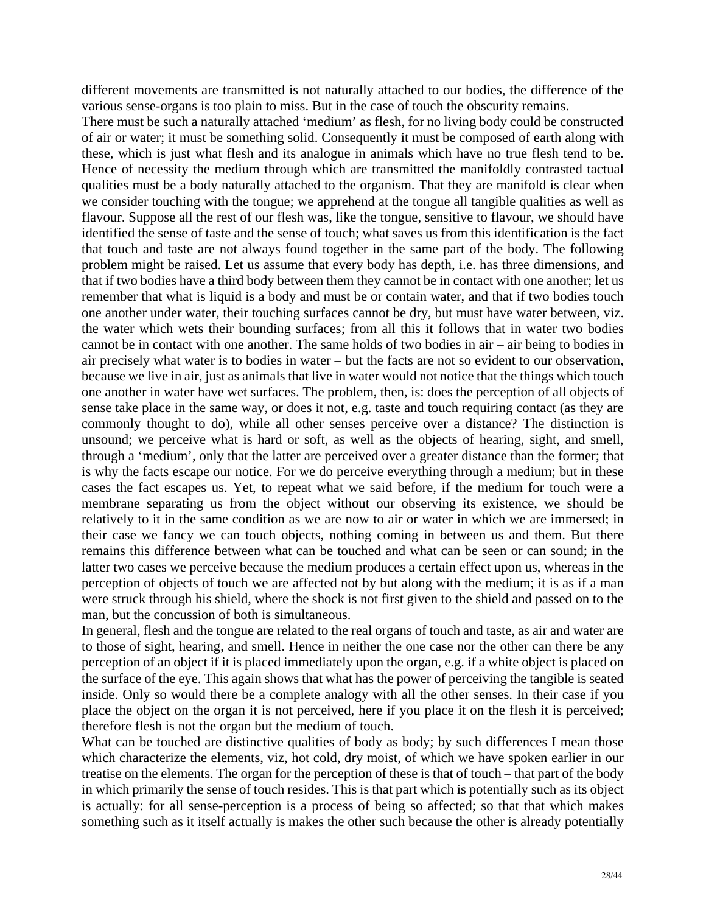different movements are transmitted is not naturally attached to our bodies, the difference of the various sense-organs is too plain to miss. But in the case of touch the obscurity remains.

There must be such a naturally attached 'medium' as flesh, for no living body could be constructed of air or water; it must be something solid. Consequently it must be composed of earth along with these, which is just what flesh and its analogue in animals which have no true flesh tend to be. Hence of necessity the medium through which are transmitted the manifoldly contrasted tactual qualities must be a body naturally attached to the organism. That they are manifold is clear when we consider touching with the tongue; we apprehend at the tongue all tangible qualities as well as flavour. Suppose all the rest of our flesh was, like the tongue, sensitive to flavour, we should have identified the sense of taste and the sense of touch; what saves us from this identification is the fact that touch and taste are not always found together in the same part of the body. The following problem might be raised. Let us assume that every body has depth, i.e. has three dimensions, and that if two bodies have a third body between them they cannot be in contact with one another; let us remember that what is liquid is a body and must be or contain water, and that if two bodies touch one another under water, their touching surfaces cannot be dry, but must have water between, viz. the water which wets their bounding surfaces; from all this it follows that in water two bodies cannot be in contact with one another. The same holds of two bodies in air – air being to bodies in air precisely what water is to bodies in water – but the facts are not so evident to our observation, because we live in air, just as animals that live in water would not notice that the things which touch one another in water have wet surfaces. The problem, then, is: does the perception of all objects of sense take place in the same way, or does it not, e.g. taste and touch requiring contact (as they are commonly thought to do), while all other senses perceive over a distance? The distinction is unsound; we perceive what is hard or soft, as well as the objects of hearing, sight, and smell, through a 'medium', only that the latter are perceived over a greater distance than the former; that is why the facts escape our notice. For we do perceive everything through a medium; but in these cases the fact escapes us. Yet, to repeat what we said before, if the medium for touch were a membrane separating us from the object without our observing its existence, we should be relatively to it in the same condition as we are now to air or water in which we are immersed; in their case we fancy we can touch objects, nothing coming in between us and them. But there remains this difference between what can be touched and what can be seen or can sound; in the latter two cases we perceive because the medium produces a certain effect upon us, whereas in the perception of objects of touch we are affected not by but along with the medium; it is as if a man were struck through his shield, where the shock is not first given to the shield and passed on to the man, but the concussion of both is simultaneous.

In general, flesh and the tongue are related to the real organs of touch and taste, as air and water are to those of sight, hearing, and smell. Hence in neither the one case nor the other can there be any perception of an object if it is placed immediately upon the organ, e.g. if a white object is placed on the surface of the eye. This again shows that what has the power of perceiving the tangible is seated inside. Only so would there be a complete analogy with all the other senses. In their case if you place the object on the organ it is not perceived, here if you place it on the flesh it is perceived; therefore flesh is not the organ but the medium of touch.

What can be touched are distinctive qualities of body as body; by such differences I mean those which characterize the elements, viz, hot cold, dry moist, of which we have spoken earlier in our treatise on the elements. The organ for the perception of these is that of touch – that part of the body in which primarily the sense of touch resides. This is that part which is potentially such as its object is actually: for all sense-perception is a process of being so affected; so that that which makes something such as it itself actually is makes the other such because the other is already potentially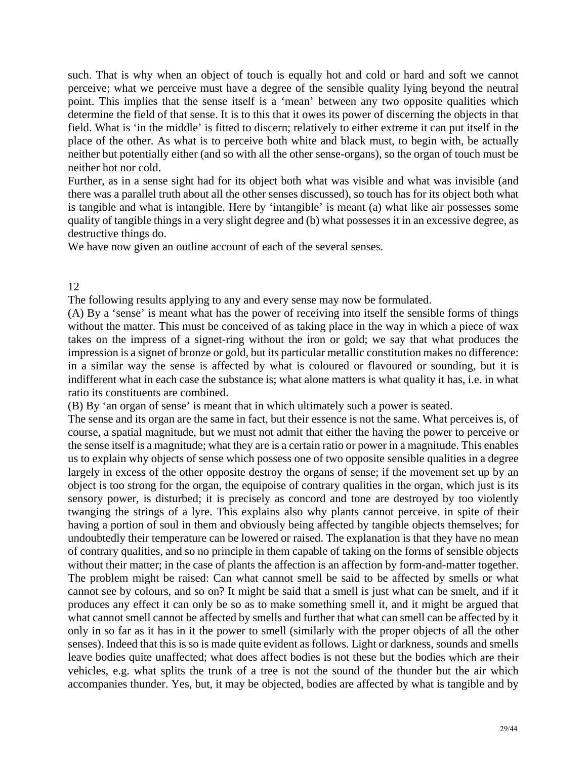such. That is why when an object of touch is equally hot and cold or hard and soft we cannot perceive; what we perceive must have a degree of the sensible quality lying beyond the neutral point. This implies that the sense itself is a 'mean' between any two opposite qualities which determine the field of that sense. It is to this that it owes its power of discerning the objects in that field. What is 'in the middle' is fitted to discern; relatively to either extreme it can put itself in the place of the other. As what is to perceive both white and black must, to begin with, be actually neither but potentially either (and so with all the other sense-organs), so the organ of touch must be neither hot nor cold.

Further, as in a sense sight had for its object both what was visible and what was invisible (and there was a parallel truth about all the other senses discussed), so touch has for its object both what is tangible and what is intangible. Here by 'intangible' is meant (a) what like air possesses some quality of tangible things in a very slight degree and (b) what possesses it in an excessive degree, as destructive things do.

We have now given an outline account of each of the several senses.

## 12

The following results applying to any and every sense may now be formulated.

(A) By a 'sense' is meant what has the power of receiving into itself the sensible forms of things without the matter. This must be conceived of as taking place in the way in which a piece of wax takes on the impress of a signet-ring without the iron or gold; we say that what produces the impression is a signet of bronze or gold, but its particular metallic constitution makes no difference: in a similar way the sense is affected by what is coloured or flavoured or sounding, but it is indifferent what in each case the substance is; what alone matters is what quality it has, i.e. in what ratio its constituents are combined.

(B) By 'an organ of sense' is meant that in which ultimately such a power is seated.

The sense and its organ are the same in fact, but their essence is not the same. What perceives is, of course, a spatial magnitude, but we must not admit that either the having the power to perceive or the sense itself is a magnitude; what they are is a certain ratio or power in a magnitude. This enables us to explain why objects of sense which possess one of two opposite sensible qualities in a degree largely in excess of the other opposite destroy the organs of sense; if the movement set up by an object is too strong for the organ, the equipoise of contrary qualities in the organ, which just is its sensory power, is disturbed; it is precisely as concord and tone are destroyed by too violently twanging the strings of a lyre. This explains also why plants cannot perceive. in spite of their having a portion of soul in them and obviously being affected by tangible objects themselves; for undoubtedly their temperature can be lowered or raised. The explanation is that they have no mean of contrary qualities, and so no principle in them capable of taking on the forms of sensible objects without their matter; in the case of plants the affection is an affection by form-and-matter together. The problem might be raised: Can what cannot smell be said to be affected by smells or what cannot see by colours, and so on? It might be said that a smell is just what can be smelt, and if it produces any effect it can only be so as to make something smell it, and it might be argued that what cannot smell cannot be affected by smells and further that what can smell can be affected by it only in so far as it has in it the power to smell (similarly with the proper objects of all the other senses). Indeed that this is so is made quite evident as follows. Light or darkness, sounds and smells leave bodies quite unaffected; what does affect bodies is not these but the bodies which are their vehicles, e.g. what splits the trunk of a tree is not the sound of the thunder but the air which accompanies thunder. Yes, but, it may be objected, bodies are affected by what is tangible and by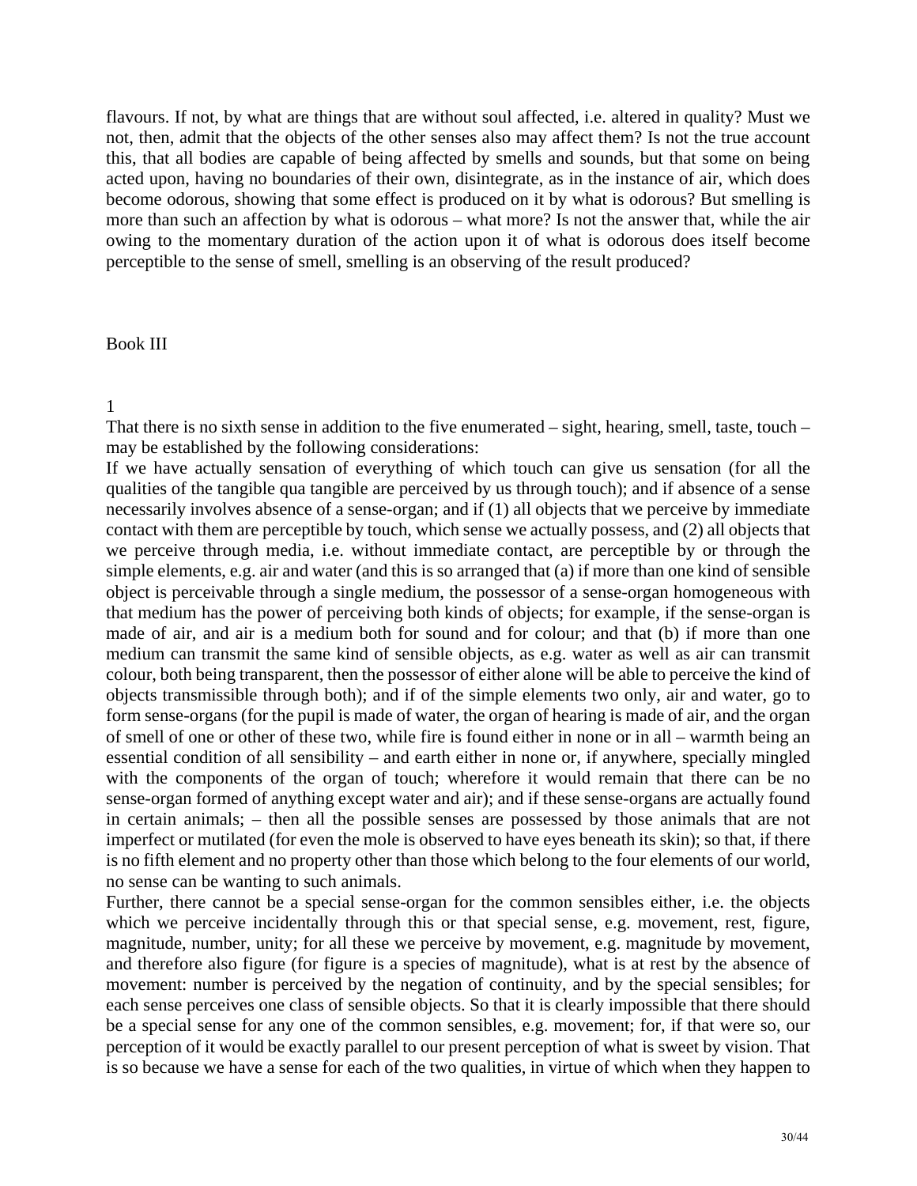flavours. If not, by what are things that are without soul affected, i.e. altered in quality? Must we not, then, admit that the objects of the other senses also may affect them? Is not the true account this, that all bodies are capable of being affected by smells and sounds, but that some on being acted upon, having no boundaries of their own, disintegrate, as in the instance of air, which does become odorous, showing that some effect is produced on it by what is odorous? But smelling is more than such an affection by what is odorous – what more? Is not the answer that, while the air owing to the momentary duration of the action upon it of what is odorous does itself become perceptible to the sense of smell, smelling is an observing of the result produced?

## Book III

### 1

That there is no sixth sense in addition to the five enumerated – sight, hearing, smell, taste, touch – may be established by the following considerations:

If we have actually sensation of everything of which touch can give us sensation (for all the qualities of the tangible qua tangible are perceived by us through touch); and if absence of a sense necessarily involves absence of a sense-organ; and if (1) all objects that we perceive by immediate contact with them are perceptible by touch, which sense we actually possess, and (2) all objects that we perceive through media, i.e. without immediate contact, are perceptible by or through the simple elements, e.g. air and water (and this is so arranged that (a) if more than one kind of sensible object is perceivable through a single medium, the possessor of a sense-organ homogeneous with that medium has the power of perceiving both kinds of objects; for example, if the sense-organ is made of air, and air is a medium both for sound and for colour; and that (b) if more than one medium can transmit the same kind of sensible objects, as e.g. water as well as air can transmit colour, both being transparent, then the possessor of either alone will be able to perceive the kind of objects transmissible through both); and if of the simple elements two only, air and water, go to form sense-organs (for the pupil is made of water, the organ of hearing is made of air, and the organ of smell of one or other of these two, while fire is found either in none or in all – warmth being an essential condition of all sensibility – and earth either in none or, if anywhere, specially mingled with the components of the organ of touch; wherefore it would remain that there can be no sense-organ formed of anything except water and air); and if these sense-organs are actually found in certain animals; – then all the possible senses are possessed by those animals that are not imperfect or mutilated (for even the mole is observed to have eyes beneath its skin); so that, if there is no fifth element and no property other than those which belong to the four elements of our world, no sense can be wanting to such animals.

Further, there cannot be a special sense-organ for the common sensibles either, i.e. the objects which we perceive incidentally through this or that special sense, e.g. movement, rest, figure, magnitude, number, unity; for all these we perceive by movement, e.g. magnitude by movement, and therefore also figure (for figure is a species of magnitude), what is at rest by the absence of movement: number is perceived by the negation of continuity, and by the special sensibles; for each sense perceives one class of sensible objects. So that it is clearly impossible that there should be a special sense for any one of the common sensibles, e.g. movement; for, if that were so, our perception of it would be exactly parallel to our present perception of what is sweet by vision. That is so because we have a sense for each of the two qualities, in virtue of which when they happen to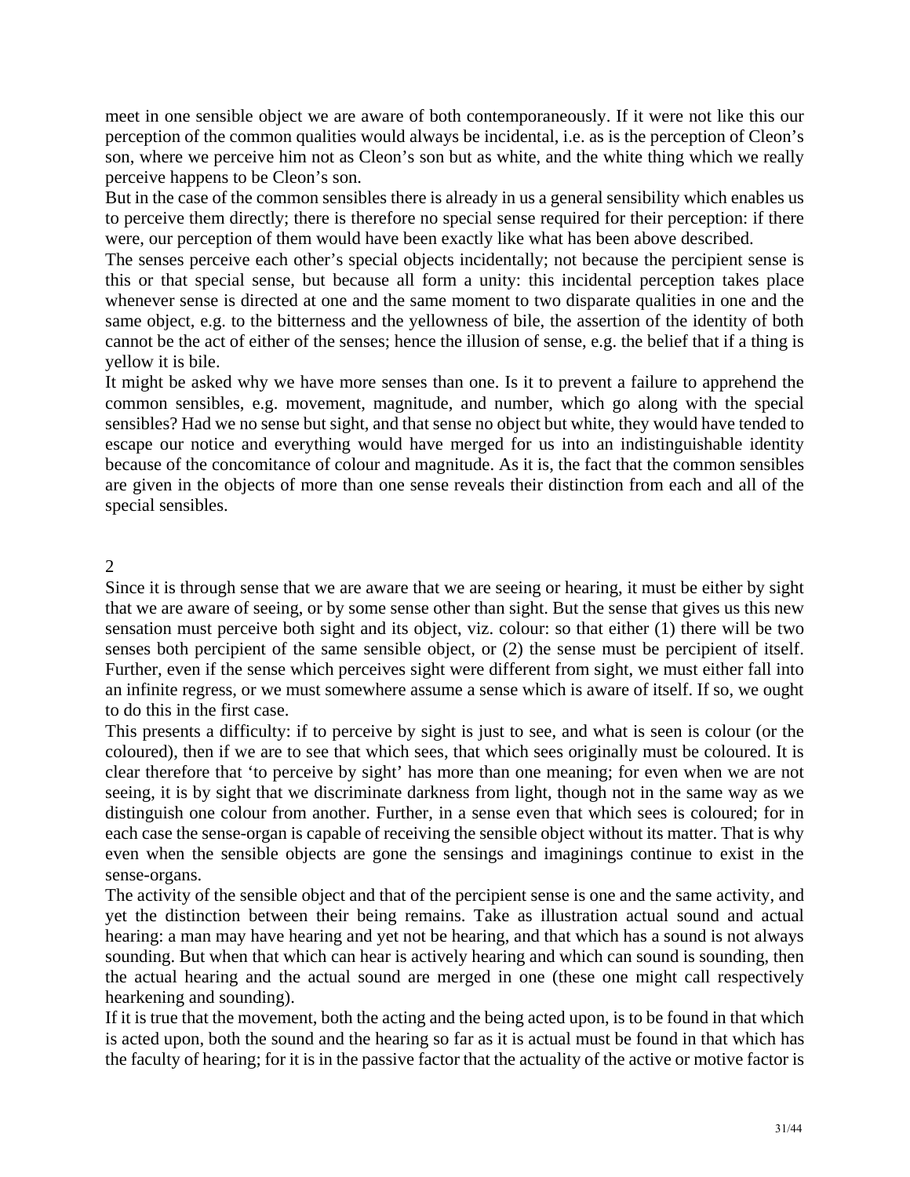meet in one sensible object we are aware of both contemporaneously. If it were not like this our perception of the common qualities would always be incidental, i.e. as is the perception of Cleon's son, where we perceive him not as Cleon's son but as white, and the white thing which we really perceive happens to be Cleon's son.

But in the case of the common sensibles there is already in us a general sensibility which enables us to perceive them directly; there is therefore no special sense required for their perception: if there were, our perception of them would have been exactly like what has been above described.

The senses perceive each other's special objects incidentally; not because the percipient sense is this or that special sense, but because all form a unity: this incidental perception takes place whenever sense is directed at one and the same moment to two disparate qualities in one and the same object, e.g. to the bitterness and the yellowness of bile, the assertion of the identity of both cannot be the act of either of the senses; hence the illusion of sense, e.g. the belief that if a thing is yellow it is bile.

It might be asked why we have more senses than one. Is it to prevent a failure to apprehend the common sensibles, e.g. movement, magnitude, and number, which go along with the special sensibles? Had we no sense but sight, and that sense no object but white, they would have tended to escape our notice and everything would have merged for us into an indistinguishable identity because of the concomitance of colour and magnitude. As it is, the fact that the common sensibles are given in the objects of more than one sense reveals their distinction from each and all of the special sensibles.

## 2

Since it is through sense that we are aware that we are seeing or hearing, it must be either by sight that we are aware of seeing, or by some sense other than sight. But the sense that gives us this new sensation must perceive both sight and its object, viz. colour: so that either (1) there will be two senses both percipient of the same sensible object, or (2) the sense must be percipient of itself. Further, even if the sense which perceives sight were different from sight, we must either fall into an infinite regress, or we must somewhere assume a sense which is aware of itself. If so, we ought to do this in the first case.

This presents a difficulty: if to perceive by sight is just to see, and what is seen is colour (or the coloured), then if we are to see that which sees, that which sees originally must be coloured. It is clear therefore that 'to perceive by sight' has more than one meaning; for even when we are not seeing, it is by sight that we discriminate darkness from light, though not in the same way as we distinguish one colour from another. Further, in a sense even that which sees is coloured; for in each case the sense-organ is capable of receiving the sensible object without its matter. That is why even when the sensible objects are gone the sensings and imaginings continue to exist in the sense-organs.

The activity of the sensible object and that of the percipient sense is one and the same activity, and yet the distinction between their being remains. Take as illustration actual sound and actual hearing: a man may have hearing and yet not be hearing, and that which has a sound is not always sounding. But when that which can hear is actively hearing and which can sound is sounding, then the actual hearing and the actual sound are merged in one (these one might call respectively hearkening and sounding).

If it is true that the movement, both the acting and the being acted upon, is to be found in that which is acted upon, both the sound and the hearing so far as it is actual must be found in that which has the faculty of hearing; for it is in the passive factor that the actuality of the active or motive factor is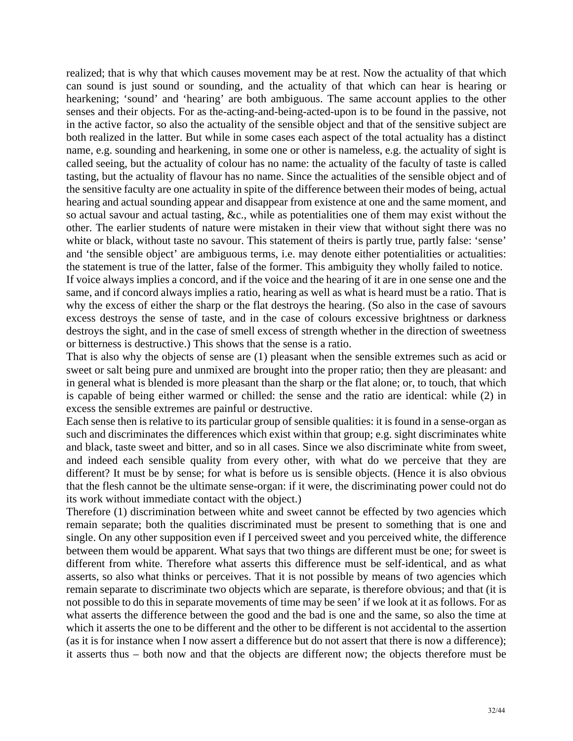realized; that is why that which causes movement may be at rest. Now the actuality of that which can sound is just sound or sounding, and the actuality of that which can hear is hearing or hearkening; 'sound' and 'hearing' are both ambiguous. The same account applies to the other senses and their objects. For as the-acting-and-being-acted-upon is to be found in the passive, not in the active factor, so also the actuality of the sensible object and that of the sensitive subject are both realized in the latter. But while in some cases each aspect of the total actuality has a distinct name, e.g. sounding and hearkening, in some one or other is nameless, e.g. the actuality of sight is called seeing, but the actuality of colour has no name: the actuality of the faculty of taste is called tasting, but the actuality of flavour has no name. Since the actualities of the sensible object and of the sensitive faculty are one actuality in spite of the difference between their modes of being, actual hearing and actual sounding appear and disappear from existence at one and the same moment, and so actual savour and actual tasting, &c., while as potentialities one of them may exist without the other. The earlier students of nature were mistaken in their view that without sight there was no white or black, without taste no savour. This statement of theirs is partly true, partly false: 'sense' and 'the sensible object' are ambiguous terms, i.e. may denote either potentialities or actualities: the statement is true of the latter, false of the former. This ambiguity they wholly failed to notice.

If voice always implies a concord, and if the voice and the hearing of it are in one sense one and the same, and if concord always implies a ratio, hearing as well as what is heard must be a ratio. That is why the excess of either the sharp or the flat destroys the hearing. (So also in the case of savours excess destroys the sense of taste, and in the case of colours excessive brightness or darkness destroys the sight, and in the case of smell excess of strength whether in the direction of sweetness or bitterness is destructive.) This shows that the sense is a ratio.

That is also why the objects of sense are (1) pleasant when the sensible extremes such as acid or sweet or salt being pure and unmixed are brought into the proper ratio; then they are pleasant: and in general what is blended is more pleasant than the sharp or the flat alone; or, to touch, that which is capable of being either warmed or chilled: the sense and the ratio are identical: while (2) in excess the sensible extremes are painful or destructive.

Each sense then is relative to its particular group of sensible qualities: it is found in a sense-organ as such and discriminates the differences which exist within that group; e.g. sight discriminates white and black, taste sweet and bitter, and so in all cases. Since we also discriminate white from sweet, and indeed each sensible quality from every other, with what do we perceive that they are different? It must be by sense; for what is before us is sensible objects. (Hence it is also obvious that the flesh cannot be the ultimate sense-organ: if it were, the discriminating power could not do its work without immediate contact with the object.)

Therefore (1) discrimination between white and sweet cannot be effected by two agencies which remain separate; both the qualities discriminated must be present to something that is one and single. On any other supposition even if I perceived sweet and you perceived white, the difference between them would be apparent. What says that two things are different must be one; for sweet is different from white. Therefore what asserts this difference must be self-identical, and as what asserts, so also what thinks or perceives. That it is not possible by means of two agencies which remain separate to discriminate two objects which are separate, is therefore obvious; and that (it is not possible to do this in separate movements of time may be seen' if we look at it as follows. For as what asserts the difference between the good and the bad is one and the same, so also the time at which it asserts the one to be different and the other to be different is not accidental to the assertion (as it is for instance when I now assert a difference but do not assert that there is now a difference); it asserts thus – both now and that the objects are different now; the objects therefore must be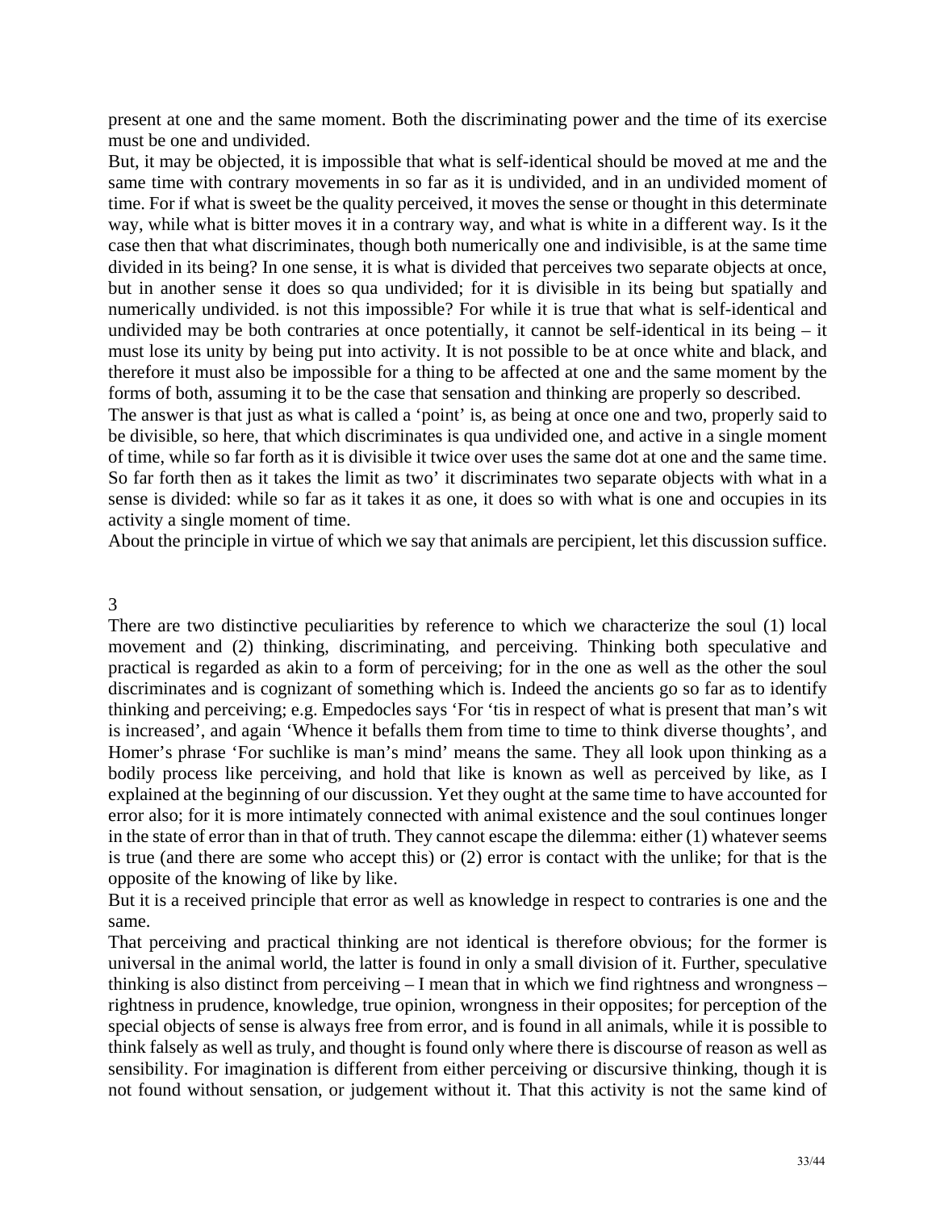present at one and the same moment. Both the discriminating power and the time of its exercise must be one and undivided.

But, it may be objected, it is impossible that what is self-identical should be moved at me and the same time with contrary movements in so far as it is undivided, and in an undivided moment of time. For if what is sweet be the quality perceived, it moves the sense or thought in this determinate way, while what is bitter moves it in a contrary way, and what is white in a different way. Is it the case then that what discriminates, though both numerically one and indivisible, is at the same time divided in its being? In one sense, it is what is divided that perceives two separate objects at once, but in another sense it does so qua undivided; for it is divisible in its being but spatially and numerically undivided. is not this impossible? For while it is true that what is self-identical and undivided may be both contraries at once potentially, it cannot be self-identical in its being – it must lose its unity by being put into activity. It is not possible to be at once white and black, and therefore it must also be impossible for a thing to be affected at one and the same moment by the forms of both, assuming it to be the case that sensation and thinking are properly so described.

The answer is that just as what is called a 'point' is, as being at once one and two, properly said to be divisible, so here, that which discriminates is qua undivided one, and active in a single moment of time, while so far forth as it is divisible it twice over uses the same dot at one and the same time. So far forth then as it takes the limit as two' it discriminates two separate objects with what in a sense is divided: while so far as it takes it as one, it does so with what is one and occupies in its activity a single moment of time.

About the principle in virtue of which we say that animals are percipient, let this discussion suffice.

## 3

There are two distinctive peculiarities by reference to which we characterize the soul (1) local movement and (2) thinking, discriminating, and perceiving. Thinking both speculative and practical is regarded as akin to a form of perceiving; for in the one as well as the other the soul discriminates and is cognizant of something which is. Indeed the ancients go so far as to identify thinking and perceiving; e.g. Empedocles says 'For 'tis in respect of what is present that man's wit is increased', and again 'Whence it befalls them from time to time to think diverse thoughts', and Homer's phrase 'For suchlike is man's mind' means the same. They all look upon thinking as a bodily process like perceiving, and hold that like is known as well as perceived by like, as I explained at the beginning of our discussion. Yet they ought at the same time to have accounted for error also; for it is more intimately connected with animal existence and the soul continues longer in the state of error than in that of truth. They cannot escape the dilemma: either (1) whatever seems is true (and there are some who accept this) or (2) error is contact with the unlike; for that is the opposite of the knowing of like by like.

But it is a received principle that error as well as knowledge in respect to contraries is one and the same.

That perceiving and practical thinking are not identical is therefore obvious; for the former is universal in the animal world, the latter is found in only a small division of it. Further, speculative thinking is also distinct from perceiving – I mean that in which we find rightness and wrongness – rightness in prudence, knowledge, true opinion, wrongness in their opposites; for perception of the special objects of sense is always free from error, and is found in all animals, while it is possible to think falsely as well as truly, and thought is found only where there is discourse of reason as well as sensibility. For imagination is different from either perceiving or discursive thinking, though it is not found without sensation, or judgement without it. That this activity is not the same kind of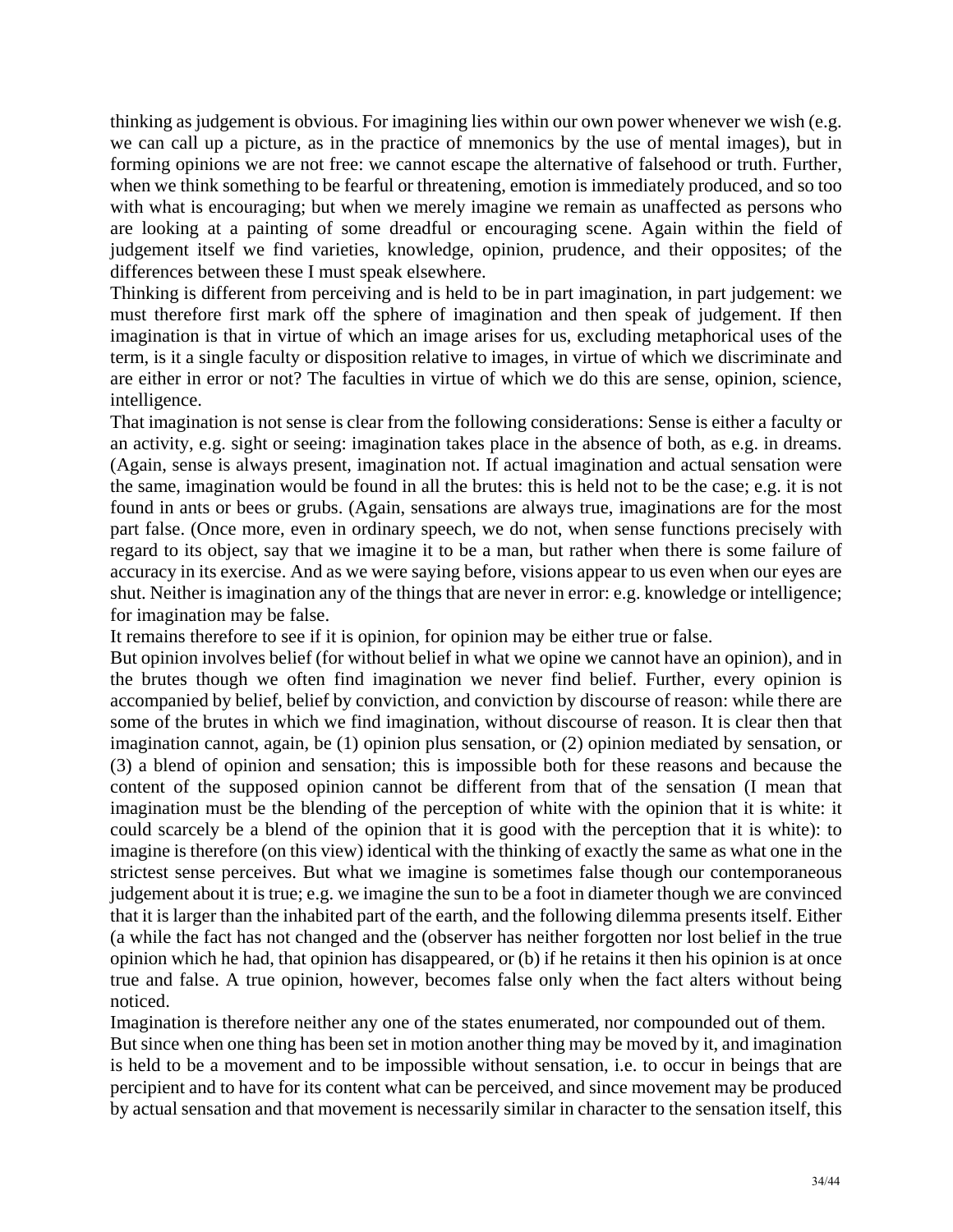thinking as judgement is obvious. For imagining lies within our own power whenever we wish (e.g. we can call up a picture, as in the practice of mnemonics by the use of mental images), but in forming opinions we are not free: we cannot escape the alternative of falsehood or truth. Further, when we think something to be fearful or threatening, emotion is immediately produced, and so too with what is encouraging; but when we merely imagine we remain as unaffected as persons who are looking at a painting of some dreadful or encouraging scene. Again within the field of judgement itself we find varieties, knowledge, opinion, prudence, and their opposites; of the differences between these I must speak elsewhere.

Thinking is different from perceiving and is held to be in part imagination, in part judgement: we must therefore first mark off the sphere of imagination and then speak of judgement. If then imagination is that in virtue of which an image arises for us, excluding metaphorical uses of the term, is it a single faculty or disposition relative to images, in virtue of which we discriminate and are either in error or not? The faculties in virtue of which we do this are sense, opinion, science, intelligence.

That imagination is not sense is clear from the following considerations: Sense is either a faculty or an activity, e.g. sight or seeing: imagination takes place in the absence of both, as e.g. in dreams. (Again, sense is always present, imagination not. If actual imagination and actual sensation were the same, imagination would be found in all the brutes: this is held not to be the case; e.g. it is not found in ants or bees or grubs. (Again, sensations are always true, imaginations are for the most part false. (Once more, even in ordinary speech, we do not, when sense functions precisely with regard to its object, say that we imagine it to be a man, but rather when there is some failure of accuracy in its exercise. And as we were saying before, visions appear to us even when our eyes are shut. Neither is imagination any of the things that are never in error: e.g. knowledge or intelligence; for imagination may be false.

It remains therefore to see if it is opinion, for opinion may be either true or false.

But opinion involves belief (for without belief in what we opine we cannot have an opinion), and in the brutes though we often find imagination we never find belief. Further, every opinion is accompanied by belief, belief by conviction, and conviction by discourse of reason: while there are some of the brutes in which we find imagination, without discourse of reason. It is clear then that imagination cannot, again, be (1) opinion plus sensation, or (2) opinion mediated by sensation, or (3) a blend of opinion and sensation; this is impossible both for these reasons and because the content of the supposed opinion cannot be different from that of the sensation (I mean that imagination must be the blending of the perception of white with the opinion that it is white: it could scarcely be a blend of the opinion that it is good with the perception that it is white): to imagine is therefore (on this view) identical with the thinking of exactly the same as what one in the strictest sense perceives. But what we imagine is sometimes false though our contemporaneous judgement about it is true; e.g. we imagine the sun to be a foot in diameter though we are convinced that it is larger than the inhabited part of the earth, and the following dilemma presents itself. Either (a while the fact has not changed and the (observer has neither forgotten nor lost belief in the true opinion which he had, that opinion has disappeared, or (b) if he retains it then his opinion is at once true and false. A true opinion, however, becomes false only when the fact alters without being noticed.

Imagination is therefore neither any one of the states enumerated, nor compounded out of them.

But since when one thing has been set in motion another thing may be moved by it, and imagination is held to be a movement and to be impossible without sensation, i.e. to occur in beings that are percipient and to have for its content what can be perceived, and since movement may be produced by actual sensation and that movement is necessarily similar in character to the sensation itself, this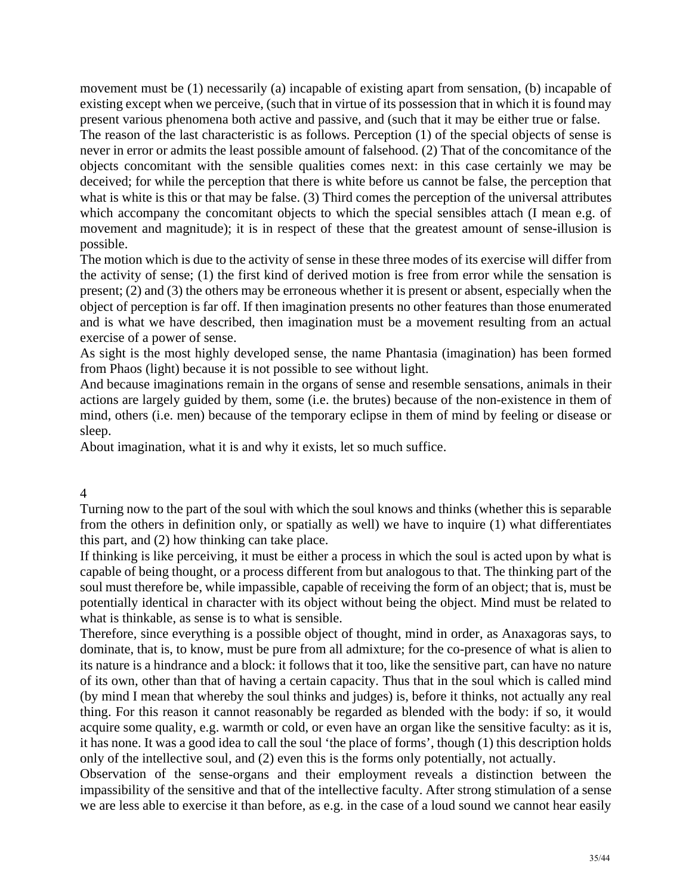movement must be (1) necessarily (a) incapable of existing apart from sensation, (b) incapable of existing except when we perceive, (such that in virtue of its possession that in which it is found may present various phenomena both active and passive, and (such that it may be either true or false.

The reason of the last characteristic is as follows. Perception (1) of the special objects of sense is never in error or admits the least possible amount of falsehood. (2) That of the concomitance of the objects concomitant with the sensible qualities comes next: in this case certainly we may be deceived; for while the perception that there is white before us cannot be false, the perception that what is white is this or that may be false. (3) Third comes the perception of the universal attributes which accompany the concomitant objects to which the special sensibles attach (I mean e.g. of movement and magnitude); it is in respect of these that the greatest amount of sense-illusion is possible.

The motion which is due to the activity of sense in these three modes of its exercise will differ from the activity of sense; (1) the first kind of derived motion is free from error while the sensation is present; (2) and (3) the others may be erroneous whether it is present or absent, especially when the object of perception is far off. If then imagination presents no other features than those enumerated and is what we have described, then imagination must be a movement resulting from an actual exercise of a power of sense.

As sight is the most highly developed sense, the name Phantasia (imagination) has been formed from Phaos (light) because it is not possible to see without light.

And because imaginations remain in the organs of sense and resemble sensations, animals in their actions are largely guided by them, some (i.e. the brutes) because of the non-existence in them of mind, others (i.e. men) because of the temporary eclipse in them of mind by feeling or disease or sleep.

About imagination, what it is and why it exists, let so much suffice.

## 4

Turning now to the part of the soul with which the soul knows and thinks (whether this is separable from the others in definition only, or spatially as well) we have to inquire (1) what differentiates this part, and (2) how thinking can take place.

If thinking is like perceiving, it must be either a process in which the soul is acted upon by what is capable of being thought, or a process different from but analogous to that. The thinking part of the soul must therefore be, while impassible, capable of receiving the form of an object; that is, must be potentially identical in character with its object without being the object. Mind must be related to what is thinkable, as sense is to what is sensible.

Therefore, since everything is a possible object of thought, mind in order, as Anaxagoras says, to dominate, that is, to know, must be pure from all admixture; for the co-presence of what is alien to its nature is a hindrance and a block: it follows that it too, like the sensitive part, can have no nature of its own, other than that of having a certain capacity. Thus that in the soul which is called mind (by mind I mean that whereby the soul thinks and judges) is, before it thinks, not actually any real thing. For this reason it cannot reasonably be regarded as blended with the body: if so, it would acquire some quality, e.g. warmth or cold, or even have an organ like the sensitive faculty: as it is, it has none. It was a good idea to call the soul 'the place of forms', though (1) this description holds only of the intellective soul, and (2) even this is the forms only potentially, not actually.

Observation of the sense-organs and their employment reveals a distinction between the impassibility of the sensitive and that of the intellective faculty. After strong stimulation of a sense we are less able to exercise it than before, as e.g. in the case of a loud sound we cannot hear easily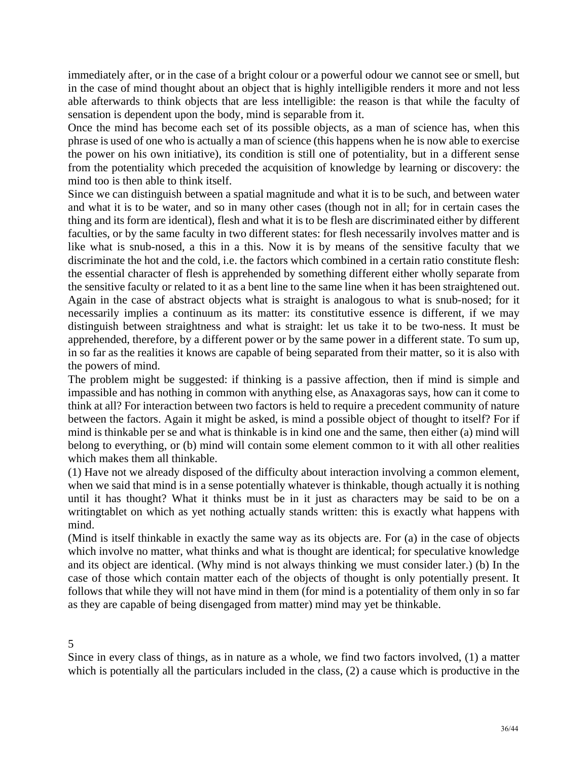immediately after, or in the case of a bright colour or a powerful odour we cannot see or smell, but in the case of mind thought about an object that is highly intelligible renders it more and not less able afterwards to think objects that are less intelligible: the reason is that while the faculty of sensation is dependent upon the body, mind is separable from it.

Once the mind has become each set of its possible objects, as a man of science has, when this phrase is used of one who is actually a man of science (this happens when he is now able to exercise the power on his own initiative), its condition is still one of potentiality, but in a different sense from the potentiality which preceded the acquisition of knowledge by learning or discovery: the mind too is then able to think itself.

Since we can distinguish between a spatial magnitude and what it is to be such, and between water and what it is to be water, and so in many other cases (though not in all; for in certain cases the thing and its form are identical), flesh and what it is to be flesh are discriminated either by different faculties, or by the same faculty in two different states: for flesh necessarily involves matter and is like what is snub-nosed, a this in a this. Now it is by means of the sensitive faculty that we discriminate the hot and the cold, i.e. the factors which combined in a certain ratio constitute flesh: the essential character of flesh is apprehended by something different either wholly separate from the sensitive faculty or related to it as a bent line to the same line when it has been straightened out. Again in the case of abstract objects what is straight is analogous to what is snub-nosed; for it necessarily implies a continuum as its matter: its constitutive essence is different, if we may distinguish between straightness and what is straight: let us take it to be two-ness. It must be apprehended, therefore, by a different power or by the same power in a different state. To sum up, in so far as the realities it knows are capable of being separated from their matter, so it is also with the powers of mind.

The problem might be suggested: if thinking is a passive affection, then if mind is simple and impassible and has nothing in common with anything else, as Anaxagoras says, how can it come to think at all? For interaction between two factors is held to require a precedent community of nature between the factors. Again it might be asked, is mind a possible object of thought to itself? For if mind is thinkable per se and what is thinkable is in kind one and the same, then either (a) mind will belong to everything, or (b) mind will contain some element common to it with all other realities which makes them all thinkable.

(1) Have not we already disposed of the difficulty about interaction involving a common element, when we said that mind is in a sense potentially whatever is thinkable, though actually it is nothing until it has thought? What it thinks must be in it just as characters may be said to be on a writingtablet on which as yet nothing actually stands written: this is exactly what happens with mind.

(Mind is itself thinkable in exactly the same way as its objects are. For (a) in the case of objects which involve no matter, what thinks and what is thought are identical; for speculative knowledge and its object are identical. (Why mind is not always thinking we must consider later.) (b) In the case of those which contain matter each of the objects of thought is only potentially present. It follows that while they will not have mind in them (for mind is a potentiality of them only in so far as they are capable of being disengaged from matter) mind may yet be thinkable.

## 5

Since in every class of things, as in nature as a whole, we find two factors involved, (1) a matter which is potentially all the particulars included in the class, (2) a cause which is productive in the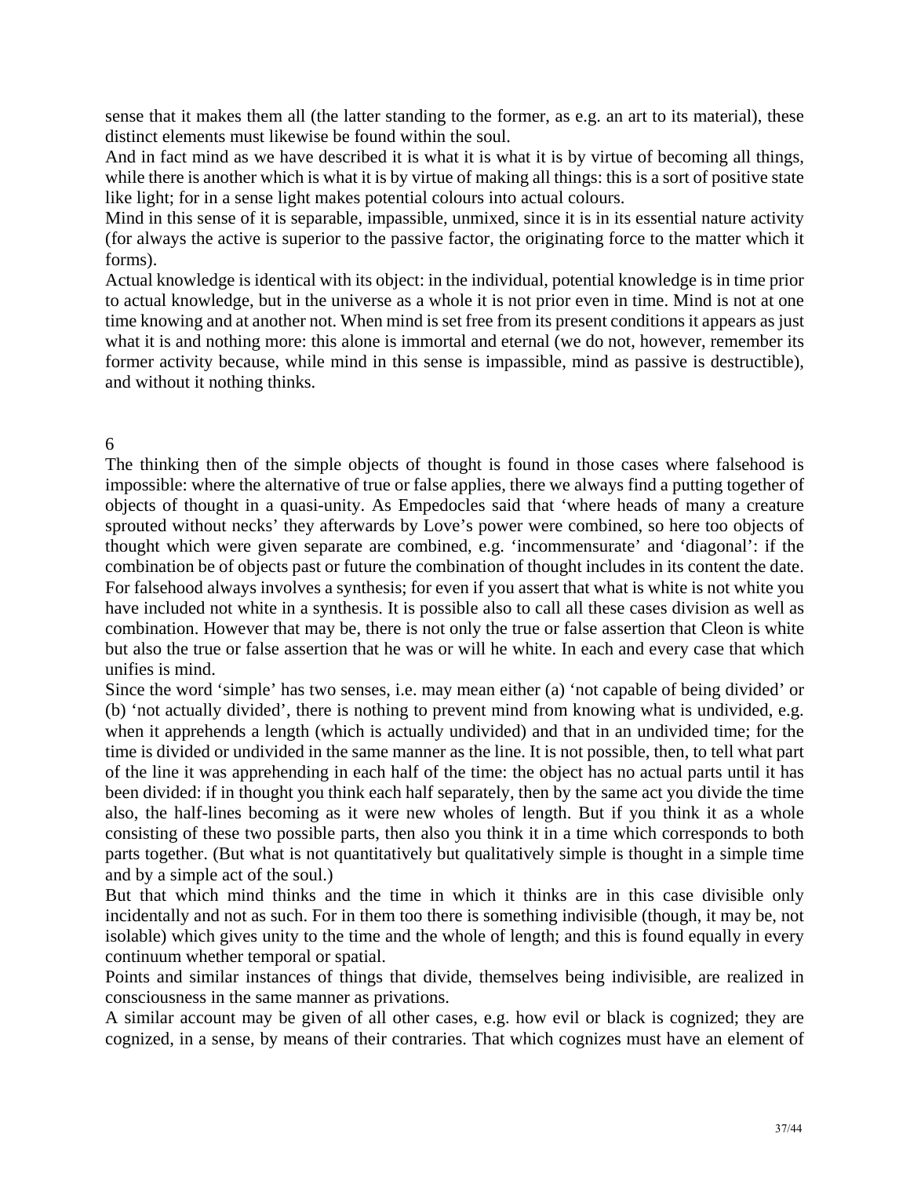sense that it makes them all (the latter standing to the former, as e.g. an art to its material), these distinct elements must likewise be found within the soul.

And in fact mind as we have described it is what it is what it is by virtue of becoming all things, while there is another which is what it is by virtue of making all things: this is a sort of positive state like light; for in a sense light makes potential colours into actual colours.

Mind in this sense of it is separable, impassible, unmixed, since it is in its essential nature activity (for always the active is superior to the passive factor, the originating force to the matter which it forms).

Actual knowledge is identical with its object: in the individual, potential knowledge is in time prior to actual knowledge, but in the universe as a whole it is not prior even in time. Mind is not at one time knowing and at another not. When mind is set free from its present conditions it appears as just what it is and nothing more: this alone is immortal and eternal (we do not, however, remember its former activity because, while mind in this sense is impassible, mind as passive is destructible), and without it nothing thinks.

## 6

The thinking then of the simple objects of thought is found in those cases where falsehood is impossible: where the alternative of true or false applies, there we always find a putting together of objects of thought in a quasi-unity. As Empedocles said that 'where heads of many a creature sprouted without necks' they afterwards by Love's power were combined, so here too objects of thought which were given separate are combined, e.g. 'incommensurate' and 'diagonal': if the combination be of objects past or future the combination of thought includes in its content the date. For falsehood always involves a synthesis; for even if you assert that what is white is not white you have included not white in a synthesis. It is possible also to call all these cases division as well as combination. However that may be, there is not only the true or false assertion that Cleon is white but also the true or false assertion that he was or will he white. In each and every case that which unifies is mind.

Since the word 'simple' has two senses, i.e. may mean either (a) 'not capable of being divided' or (b) 'not actually divided', there is nothing to prevent mind from knowing what is undivided, e.g. when it apprehends a length (which is actually undivided) and that in an undivided time; for the time is divided or undivided in the same manner as the line. It is not possible, then, to tell what part of the line it was apprehending in each half of the time: the object has no actual parts until it has been divided: if in thought you think each half separately, then by the same act you divide the time also, the half-lines becoming as it were new wholes of length. But if you think it as a whole consisting of these two possible parts, then also you think it in a time which corresponds to both parts together. (But what is not quantitatively but qualitatively simple is thought in a simple time and by a simple act of the soul.)

But that which mind thinks and the time in which it thinks are in this case divisible only incidentally and not as such. For in them too there is something indivisible (though, it may be, not isolable) which gives unity to the time and the whole of length; and this is found equally in every continuum whether temporal or spatial.

Points and similar instances of things that divide, themselves being indivisible, are realized in consciousness in the same manner as privations.

A similar account may be given of all other cases, e.g. how evil or black is cognized; they are cognized, in a sense, by means of their contraries. That which cognizes must have an element of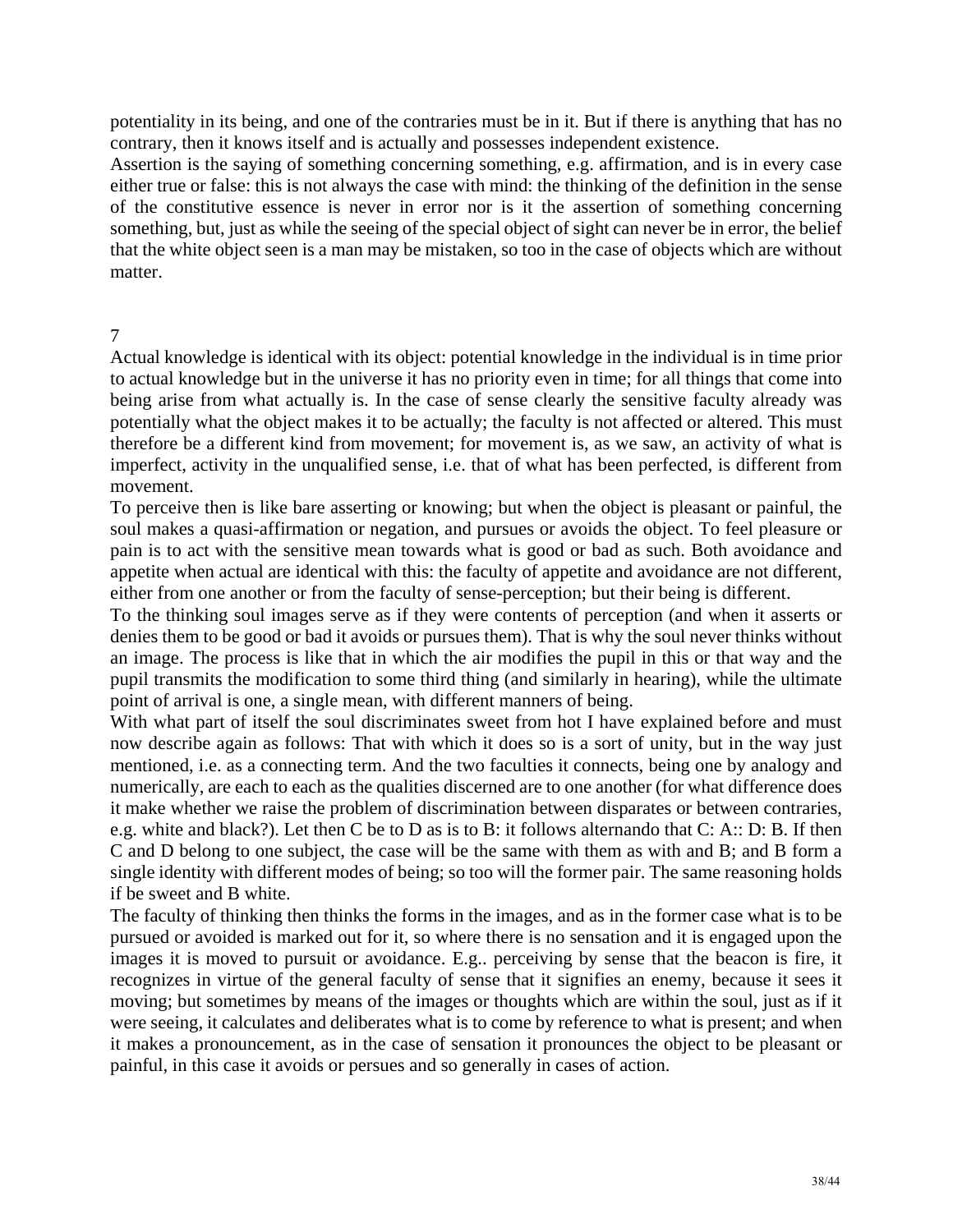potentiality in its being, and one of the contraries must be in it. But if there is anything that has no contrary, then it knows itself and is actually and possesses independent existence.

Assertion is the saying of something concerning something, e.g. affirmation, and is in every case either true or false: this is not always the case with mind: the thinking of the definition in the sense of the constitutive essence is never in error nor is it the assertion of something concerning something, but, just as while the seeing of the special object of sight can never be in error, the belief that the white object seen is a man may be mistaken, so too in the case of objects which are without matter.

## 7

Actual knowledge is identical with its object: potential knowledge in the individual is in time prior to actual knowledge but in the universe it has no priority even in time; for all things that come into being arise from what actually is. In the case of sense clearly the sensitive faculty already was potentially what the object makes it to be actually; the faculty is not affected or altered. This must therefore be a different kind from movement; for movement is, as we saw, an activity of what is imperfect, activity in the unqualified sense, i.e. that of what has been perfected, is different from movement.

To perceive then is like bare asserting or knowing; but when the object is pleasant or painful, the soul makes a quasi-affirmation or negation, and pursues or avoids the object. To feel pleasure or pain is to act with the sensitive mean towards what is good or bad as such. Both avoidance and appetite when actual are identical with this: the faculty of appetite and avoidance are not different, either from one another or from the faculty of sense-perception; but their being is different.

To the thinking soul images serve as if they were contents of perception (and when it asserts or denies them to be good or bad it avoids or pursues them). That is why the soul never thinks without an image. The process is like that in which the air modifies the pupil in this or that way and the pupil transmits the modification to some third thing (and similarly in hearing), while the ultimate point of arrival is one, a single mean, with different manners of being.

With what part of itself the soul discriminates sweet from hot I have explained before and must now describe again as follows: That with which it does so is a sort of unity, but in the way just mentioned, i.e. as a connecting term. And the two faculties it connects, being one by analogy and numerically, are each to each as the qualities discerned are to one another (for what difference does it make whether we raise the problem of discrimination between disparates or between contraries, e.g. white and black?). Let then C be to D as is to B: it follows alternando that C: A:: D: B. If then C and D belong to one subject, the case will be the same with them as with and B; and B form a single identity with different modes of being; so too will the former pair. The same reasoning holds if be sweet and B white.

The faculty of thinking then thinks the forms in the images, and as in the former case what is to be pursued or avoided is marked out for it, so where there is no sensation and it is engaged upon the images it is moved to pursuit or avoidance. E.g.. perceiving by sense that the beacon is fire, it recognizes in virtue of the general faculty of sense that it signifies an enemy, because it sees it moving; but sometimes by means of the images or thoughts which are within the soul, just as if it were seeing, it calculates and deliberates what is to come by reference to what is present; and when it makes a pronouncement, as in the case of sensation it pronounces the object to be pleasant or painful, in this case it avoids or persues and so generally in cases of action.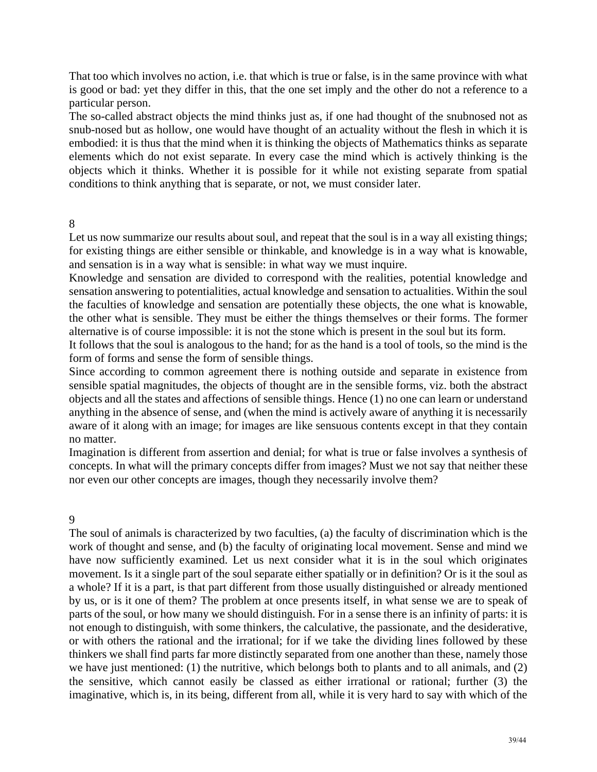That too which involves no action, i.e. that which is true or false, is in the same province with what is good or bad: yet they differ in this, that the one set imply and the other do not a reference to a particular person.

The so-called abstract objects the mind thinks just as, if one had thought of the snubnosed not as snub-nosed but as hollow, one would have thought of an actuality without the flesh in which it is embodied: it is thus that the mind when it is thinking the objects of Mathematics thinks as separate elements which do not exist separate. In every case the mind which is actively thinking is the objects which it thinks. Whether it is possible for it while not existing separate from spatial conditions to think anything that is separate, or not, we must consider later.

## 8

Let us now summarize our results about soul, and repeat that the soul is in a way all existing things; for existing things are either sensible or thinkable, and knowledge is in a way what is knowable, and sensation is in a way what is sensible: in what way we must inquire.

Knowledge and sensation are divided to correspond with the realities, potential knowledge and sensation answering to potentialities, actual knowledge and sensation to actualities. Within the soul the faculties of knowledge and sensation are potentially these objects, the one what is knowable, the other what is sensible. They must be either the things themselves or their forms. The former alternative is of course impossible: it is not the stone which is present in the soul but its form.

It follows that the soul is analogous to the hand; for as the hand is a tool of tools, so the mind is the form of forms and sense the form of sensible things.

Since according to common agreement there is nothing outside and separate in existence from sensible spatial magnitudes, the objects of thought are in the sensible forms, viz. both the abstract objects and all the states and affections of sensible things. Hence (1) no one can learn or understand anything in the absence of sense, and (when the mind is actively aware of anything it is necessarily aware of it along with an image; for images are like sensuous contents except in that they contain no matter.

Imagination is different from assertion and denial; for what is true or false involves a synthesis of concepts. In what will the primary concepts differ from images? Must we not say that neither these nor even our other concepts are images, though they necessarily involve them?

## 9

The soul of animals is characterized by two faculties, (a) the faculty of discrimination which is the work of thought and sense, and (b) the faculty of originating local movement. Sense and mind we have now sufficiently examined. Let us next consider what it is in the soul which originates movement. Is it a single part of the soul separate either spatially or in definition? Or is it the soul as a whole? If it is a part, is that part different from those usually distinguished or already mentioned by us, or is it one of them? The problem at once presents itself, in what sense we are to speak of parts of the soul, or how many we should distinguish. For in a sense there is an infinity of parts: it is not enough to distinguish, with some thinkers, the calculative, the passionate, and the desiderative, or with others the rational and the irrational; for if we take the dividing lines followed by these thinkers we shall find parts far more distinctly separated from one another than these, namely those we have just mentioned: (1) the nutritive, which belongs both to plants and to all animals, and (2) the sensitive, which cannot easily be classed as either irrational or rational; further (3) the imaginative, which is, in its being, different from all, while it is very hard to say with which of the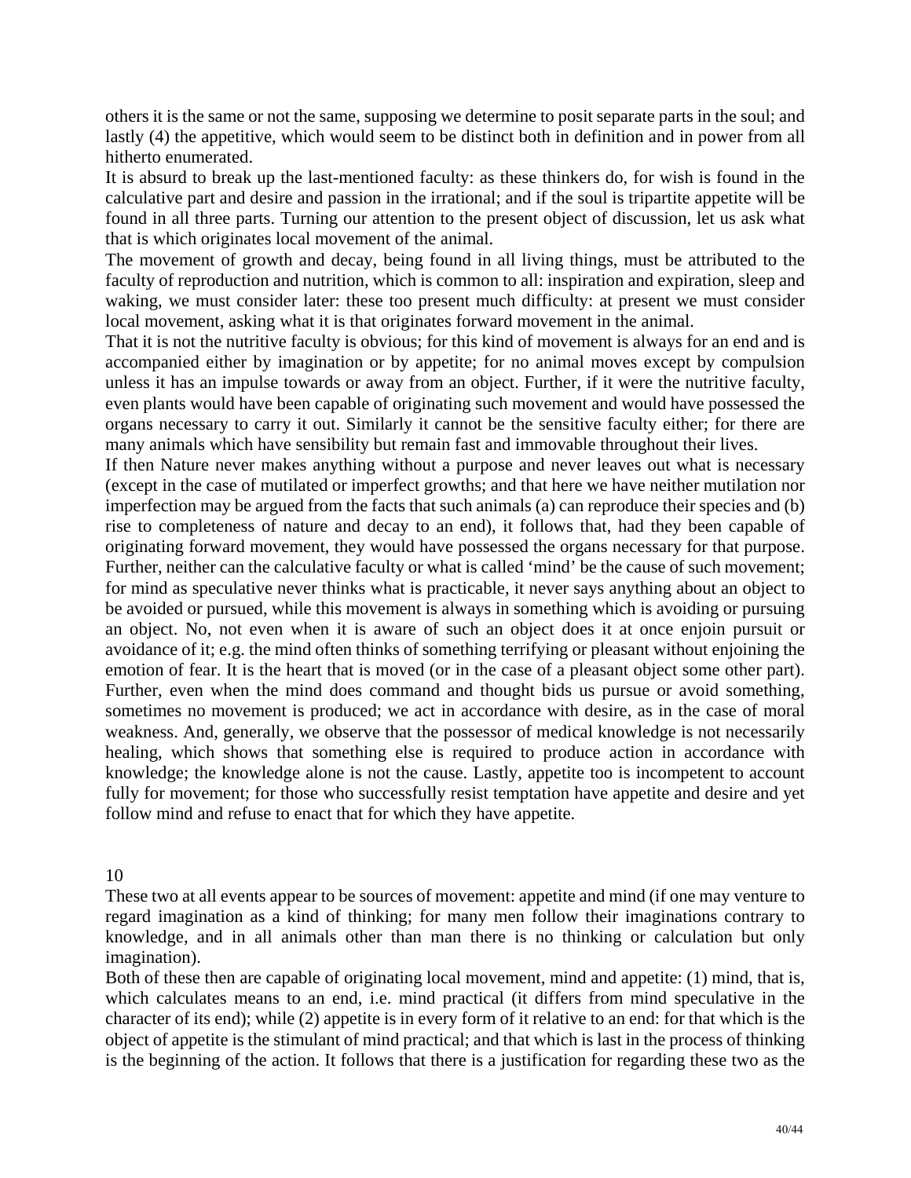others it is the same or not the same, supposing we determine to posit separate parts in the soul; and lastly (4) the appetitive, which would seem to be distinct both in definition and in power from all hitherto enumerated.

It is absurd to break up the last-mentioned faculty: as these thinkers do, for wish is found in the calculative part and desire and passion in the irrational; and if the soul is tripartite appetite will be found in all three parts. Turning our attention to the present object of discussion, let us ask what that is which originates local movement of the animal.

The movement of growth and decay, being found in all living things, must be attributed to the faculty of reproduction and nutrition, which is common to all: inspiration and expiration, sleep and waking, we must consider later: these too present much difficulty: at present we must consider local movement, asking what it is that originates forward movement in the animal.

That it is not the nutritive faculty is obvious; for this kind of movement is always for an end and is accompanied either by imagination or by appetite; for no animal moves except by compulsion unless it has an impulse towards or away from an object. Further, if it were the nutritive faculty, even plants would have been capable of originating such movement and would have possessed the organs necessary to carry it out. Similarly it cannot be the sensitive faculty either; for there are many animals which have sensibility but remain fast and immovable throughout their lives.

If then Nature never makes anything without a purpose and never leaves out what is necessary (except in the case of mutilated or imperfect growths; and that here we have neither mutilation nor imperfection may be argued from the facts that such animals (a) can reproduce their species and (b) rise to completeness of nature and decay to an end), it follows that, had they been capable of originating forward movement, they would have possessed the organs necessary for that purpose. Further, neither can the calculative faculty or what is called 'mind' be the cause of such movement; for mind as speculative never thinks what is practicable, it never says anything about an object to be avoided or pursued, while this movement is always in something which is avoiding or pursuing an object. No, not even when it is aware of such an object does it at once enjoin pursuit or avoidance of it; e.g. the mind often thinks of something terrifying or pleasant without enjoining the emotion of fear. It is the heart that is moved (or in the case of a pleasant object some other part). Further, even when the mind does command and thought bids us pursue or avoid something, sometimes no movement is produced; we act in accordance with desire, as in the case of moral weakness. And, generally, we observe that the possessor of medical knowledge is not necessarily healing, which shows that something else is required to produce action in accordance with knowledge; the knowledge alone is not the cause. Lastly, appetite too is incompetent to account fully for movement; for those who successfully resist temptation have appetite and desire and yet follow mind and refuse to enact that for which they have appetite.

## 10

These two at all events appear to be sources of movement: appetite and mind (if one may venture to regard imagination as a kind of thinking; for many men follow their imaginations contrary to knowledge, and in all animals other than man there is no thinking or calculation but only imagination).

Both of these then are capable of originating local movement, mind and appetite: (1) mind, that is, which calculates means to an end, i.e. mind practical (it differs from mind speculative in the character of its end); while (2) appetite is in every form of it relative to an end: for that which is the object of appetite is the stimulant of mind practical; and that which is last in the process of thinking is the beginning of the action. It follows that there is a justification for regarding these two as the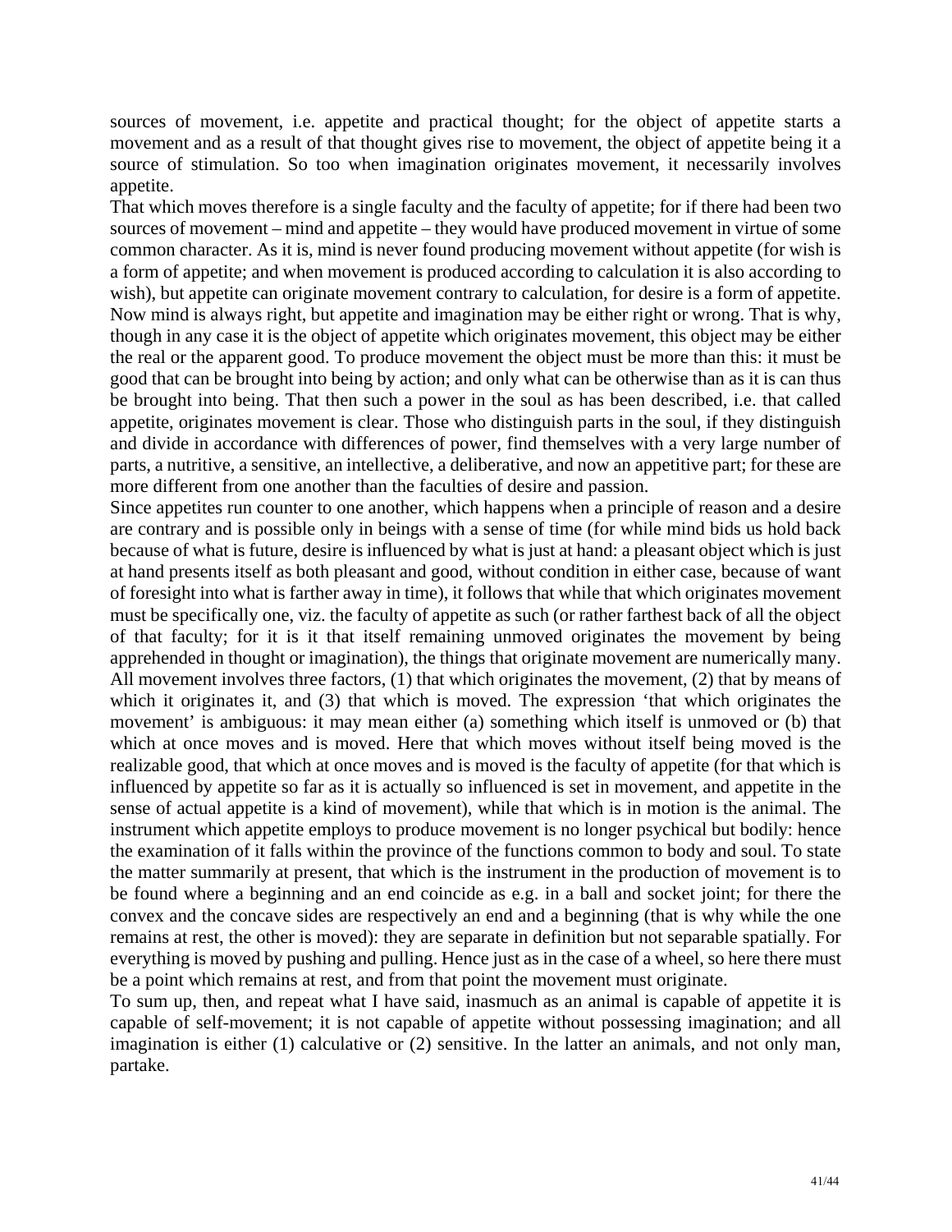sources of movement, i.e. appetite and practical thought; for the object of appetite starts a movement and as a result of that thought gives rise to movement, the object of appetite being it a source of stimulation. So too when imagination originates movement, it necessarily involves appetite.

That which moves therefore is a single faculty and the faculty of appetite; for if there had been two sources of movement – mind and appetite – they would have produced movement in virtue of some common character. As it is, mind is never found producing movement without appetite (for wish is a form of appetite; and when movement is produced according to calculation it is also according to wish), but appetite can originate movement contrary to calculation, for desire is a form of appetite. Now mind is always right, but appetite and imagination may be either right or wrong. That is why, though in any case it is the object of appetite which originates movement, this object may be either the real or the apparent good. To produce movement the object must be more than this: it must be good that can be brought into being by action; and only what can be otherwise than as it is can thus be brought into being. That then such a power in the soul as has been described, i.e. that called appetite, originates movement is clear. Those who distinguish parts in the soul, if they distinguish and divide in accordance with differences of power, find themselves with a very large number of parts, a nutritive, a sensitive, an intellective, a deliberative, and now an appetitive part; for these are more different from one another than the faculties of desire and passion.

Since appetites run counter to one another, which happens when a principle of reason and a desire are contrary and is possible only in beings with a sense of time (for while mind bids us hold back because of what is future, desire is influenced by what is just at hand: a pleasant object which is just at hand presents itself as both pleasant and good, without condition in either case, because of want of foresight into what is farther away in time), it follows that while that which originates movement must be specifically one, viz. the faculty of appetite as such (or rather farthest back of all the object of that faculty; for it is it that itself remaining unmoved originates the movement by being apprehended in thought or imagination), the things that originate movement are numerically many. All movement involves three factors, (1) that which originates the movement, (2) that by means of which it originates it, and (3) that which is moved. The expression 'that which originates the movement' is ambiguous: it may mean either (a) something which itself is unmoved or (b) that which at once moves and is moved. Here that which moves without itself being moved is the realizable good, that which at once moves and is moved is the faculty of appetite (for that which is influenced by appetite so far as it is actually so influenced is set in movement, and appetite in the sense of actual appetite is a kind of movement), while that which is in motion is the animal. The instrument which appetite employs to produce movement is no longer psychical but bodily: hence the examination of it falls within the province of the functions common to body and soul. To state the matter summarily at present, that which is the instrument in the production of movement is to be found where a beginning and an end coincide as e.g. in a ball and socket joint; for there the convex and the concave sides are respectively an end and a beginning (that is why while the one remains at rest, the other is moved): they are separate in definition but not separable spatially. For everything is moved by pushing and pulling. Hence just as in the case of a wheel, so here there must be a point which remains at rest, and from that point the movement must originate.

To sum up, then, and repeat what I have said, inasmuch as an animal is capable of appetite it is capable of self-movement; it is not capable of appetite without possessing imagination; and all imagination is either (1) calculative or (2) sensitive. In the latter an animals, and not only man, partake.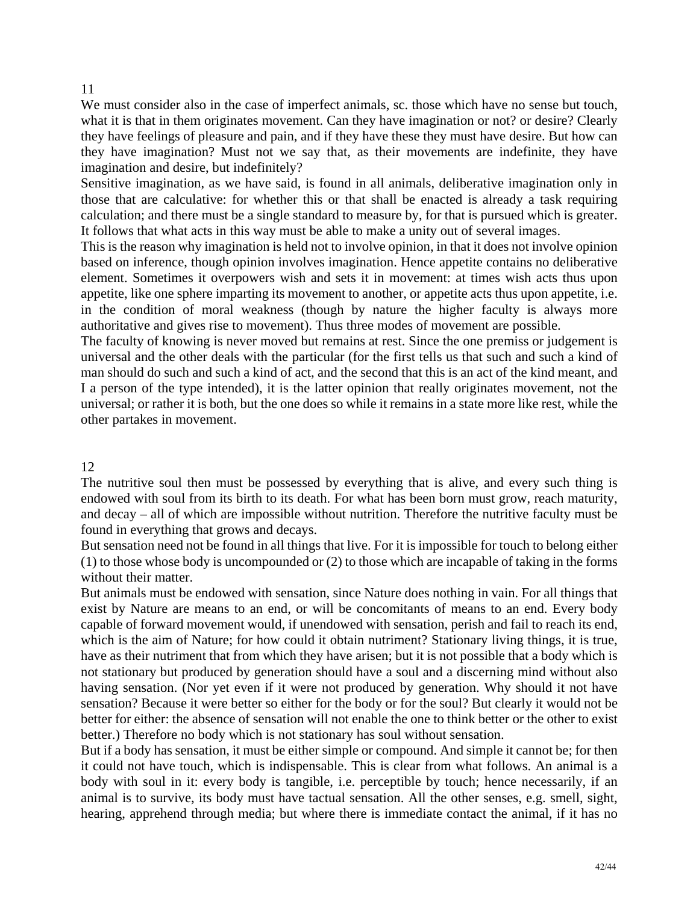## 11

We must consider also in the case of imperfect animals, sc. those which have no sense but touch, what it is that in them originates movement. Can they have imagination or not? or desire? Clearly they have feelings of pleasure and pain, and if they have these they must have desire. But how can they have imagination? Must not we say that, as their movements are indefinite, they have imagination and desire, but indefinitely?

Sensitive imagination, as we have said, is found in all animals, deliberative imagination only in those that are calculative: for whether this or that shall be enacted is already a task requiring calculation; and there must be a single standard to measure by, for that is pursued which is greater. It follows that what acts in this way must be able to make a unity out of several images.

This is the reason why imagination is held not to involve opinion, in that it does not involve opinion based on inference, though opinion involves imagination. Hence appetite contains no deliberative element. Sometimes it overpowers wish and sets it in movement: at times wish acts thus upon appetite, like one sphere imparting its movement to another, or appetite acts thus upon appetite, i.e. in the condition of moral weakness (though by nature the higher faculty is always more authoritative and gives rise to movement). Thus three modes of movement are possible.

The faculty of knowing is never moved but remains at rest. Since the one premiss or judgement is universal and the other deals with the particular (for the first tells us that such and such a kind of man should do such and such a kind of act, and the second that this is an act of the kind meant, and I a person of the type intended), it is the latter opinion that really originates movement, not the universal; or rather it is both, but the one does so while it remains in a state more like rest, while the other partakes in movement.

## 12

The nutritive soul then must be possessed by everything that is alive, and every such thing is endowed with soul from its birth to its death. For what has been born must grow, reach maturity, and decay – all of which are impossible without nutrition. Therefore the nutritive faculty must be found in everything that grows and decays.

But sensation need not be found in all things that live. For it is impossible for touch to belong either (1) to those whose body is uncompounded or (2) to those which are incapable of taking in the forms without their matter.

But animals must be endowed with sensation, since Nature does nothing in vain. For all things that exist by Nature are means to an end, or will be concomitants of means to an end. Every body capable of forward movement would, if unendowed with sensation, perish and fail to reach its end, which is the aim of Nature; for how could it obtain nutriment? Stationary living things, it is true, have as their nutriment that from which they have arisen; but it is not possible that a body which is not stationary but produced by generation should have a soul and a discerning mind without also having sensation. (Nor yet even if it were not produced by generation. Why should it not have sensation? Because it were better so either for the body or for the soul? But clearly it would not be better for either: the absence of sensation will not enable the one to think better or the other to exist better.) Therefore no body which is not stationary has soul without sensation.

But if a body has sensation, it must be either simple or compound. And simple it cannot be; for then it could not have touch, which is indispensable. This is clear from what follows. An animal is a body with soul in it: every body is tangible, i.e. perceptible by touch; hence necessarily, if an animal is to survive, its body must have tactual sensation. All the other senses, e.g. smell, sight, hearing, apprehend through media; but where there is immediate contact the animal, if it has no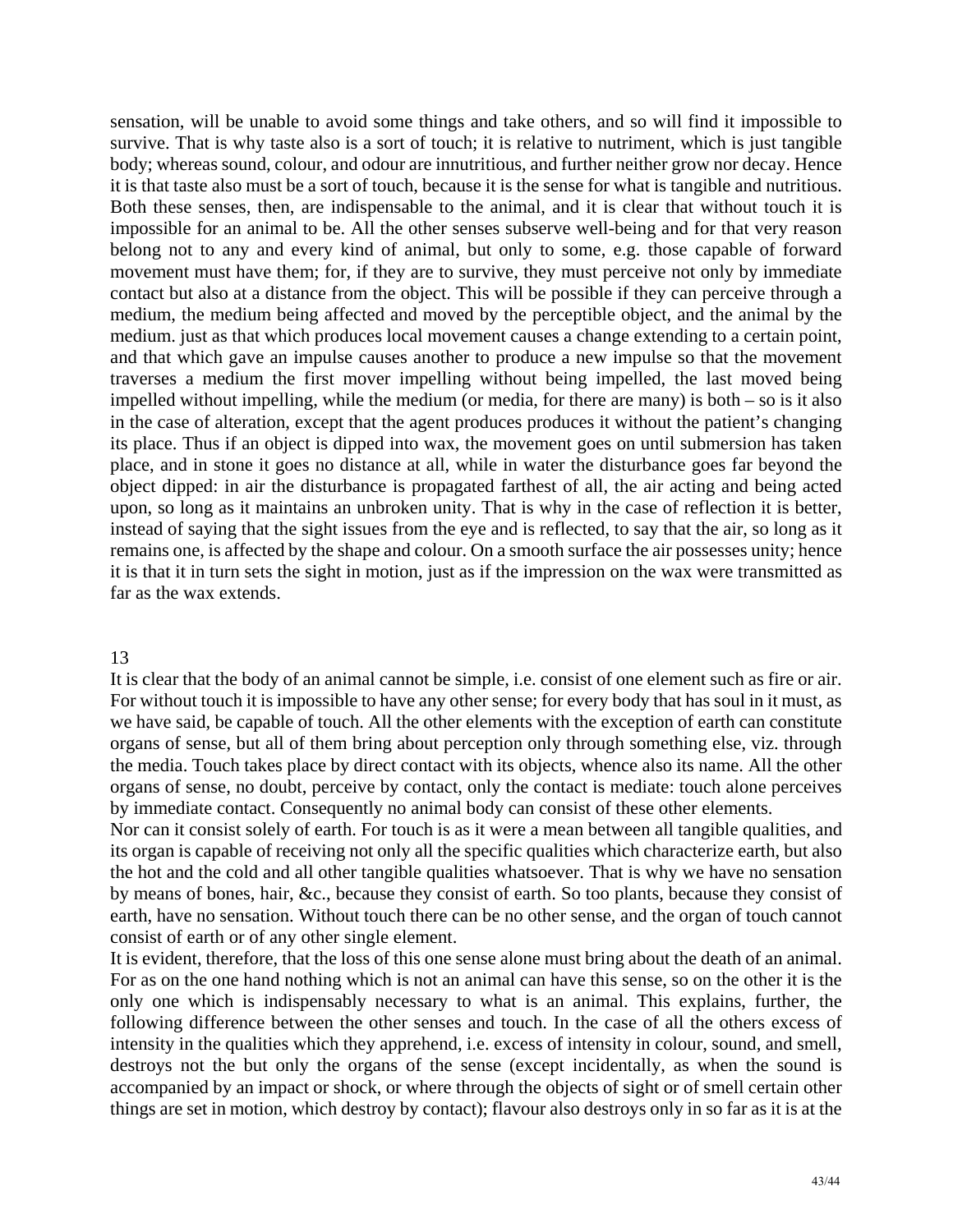sensation, will be unable to avoid some things and take others, and so will find it impossible to survive. That is why taste also is a sort of touch; it is relative to nutriment, which is just tangible body; whereas sound, colour, and odour are innutritious, and further neither grow nor decay. Hence it is that taste also must be a sort of touch, because it is the sense for what is tangible and nutritious. Both these senses, then, are indispensable to the animal, and it is clear that without touch it is impossible for an animal to be. All the other senses subserve well-being and for that very reason belong not to any and every kind of animal, but only to some, e.g. those capable of forward movement must have them; for, if they are to survive, they must perceive not only by immediate contact but also at a distance from the object. This will be possible if they can perceive through a medium, the medium being affected and moved by the perceptible object, and the animal by the medium. just as that which produces local movement causes a change extending to a certain point, and that which gave an impulse causes another to produce a new impulse so that the movement traverses a medium the first mover impelling without being impelled, the last moved being impelled without impelling, while the medium (or media, for there are many) is both – so is it also in the case of alteration, except that the agent produces produces it without the patient's changing its place. Thus if an object is dipped into wax, the movement goes on until submersion has taken place, and in stone it goes no distance at all, while in water the disturbance goes far beyond the object dipped: in air the disturbance is propagated farthest of all, the air acting and being acted upon, so long as it maintains an unbroken unity. That is why in the case of reflection it is better, instead of saying that the sight issues from the eye and is reflected, to say that the air, so long as it remains one, is affected by the shape and colour. On a smooth surface the air possesses unity; hence it is that it in turn sets the sight in motion, just as if the impression on the wax were transmitted as far as the wax extends.

## 13

It is clear that the body of an animal cannot be simple, i.e. consist of one element such as fire or air. For without touch it is impossible to have any other sense; for every body that has soul in it must, as we have said, be capable of touch. All the other elements with the exception of earth can constitute organs of sense, but all of them bring about perception only through something else, viz. through the media. Touch takes place by direct contact with its objects, whence also its name. All the other organs of sense, no doubt, perceive by contact, only the contact is mediate: touch alone perceives by immediate contact. Consequently no animal body can consist of these other elements.

Nor can it consist solely of earth. For touch is as it were a mean between all tangible qualities, and its organ is capable of receiving not only all the specific qualities which characterize earth, but also the hot and the cold and all other tangible qualities whatsoever. That is why we have no sensation by means of bones, hair, &c., because they consist of earth. So too plants, because they consist of earth, have no sensation. Without touch there can be no other sense, and the organ of touch cannot consist of earth or of any other single element.

It is evident, therefore, that the loss of this one sense alone must bring about the death of an animal. For as on the one hand nothing which is not an animal can have this sense, so on the other it is the only one which is indispensably necessary to what is an animal. This explains, further, the following difference between the other senses and touch. In the case of all the others excess of intensity in the qualities which they apprehend, i.e. excess of intensity in colour, sound, and smell, destroys not the but only the organs of the sense (except incidentally, as when the sound is accompanied by an impact or shock, or where through the objects of sight or of smell certain other things are set in motion, which destroy by contact); flavour also destroys only in so far as it is at the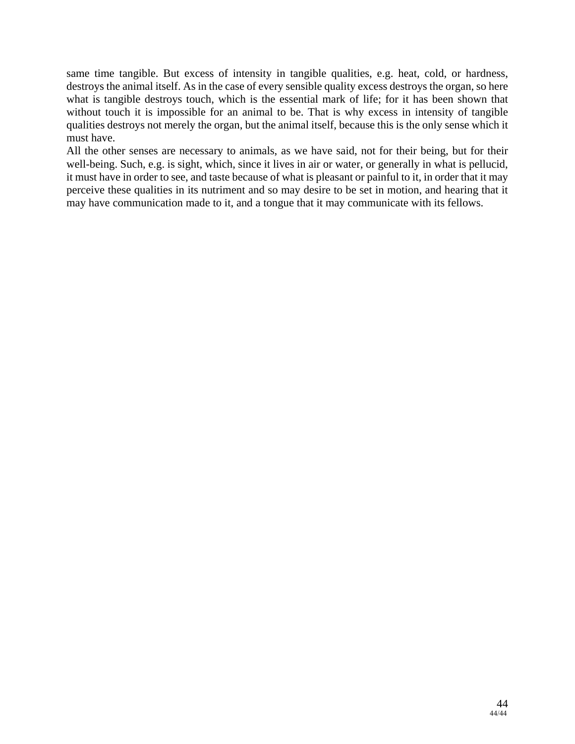same time tangible. But excess of intensity in tangible qualities, e.g. heat, cold, or hardness, destroys the animal itself. As in the case of every sensible quality excess destroys the organ, so here what is tangible destroys touch, which is the essential mark of life; for it has been shown that without touch it is impossible for an animal to be. That is why excess in intensity of tangible qualities destroys not merely the organ, but the animal itself, because this is the only sense which it must have.

All the other senses are necessary to animals, as we have said, not for their being, but for their well-being. Such, e.g. is sight, which, since it lives in air or water, or generally in what is pellucid, it must have in order to see, and taste because of what is pleasant or painful to it, in order that it may perceive these qualities in its nutriment and so may desire to be set in motion, and hearing that it may have communication made to it, and a tongue that it may communicate with its fellows.